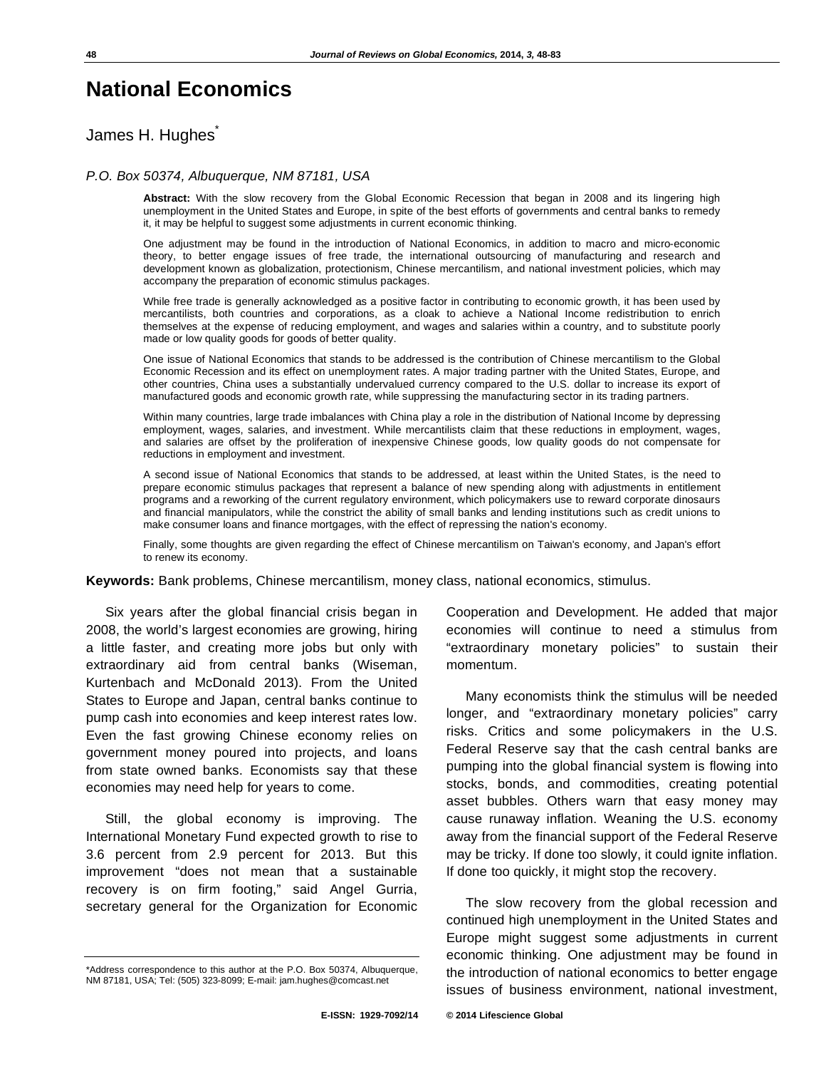# National Economics

James H. Hughes*

*P.O. Box 50374, Albuquerque, NM 87181, USA*

**Abstract:** With the slow recovery from the Global Economic Recession that began in 2008 and its lingering high unemployment in the United States and Europe, in spite of the best efforts of governments and central banks to remedy it, it may be helpful to suggest some adjustments in current economic thinking.

One adjustment may be found in the introduction of National Economics, in addition to macro and micro-economic theory, to better engage issues of free trade, the international outsourcing of manufacturing and research and development known as globalization, protectionism, Chinese mercantilism, and national investment policies, which may accompany the preparation of economic stimulus packages.

While free trade is generally acknowledged as a positive factor in contributing to economic growth, it has been used by mercantilists, both countries and corporations, as a cloak to achieve a National Income redistribution to enrich themselves at the expense of reducing employment, and wages and salaries within a country, and to substitute poorly made or low quality goods for goods of better quality.

One issue of National Economics that stands to be addressed is the contribution of Chinese mercantilism to the Global Economic Recession and its effect on unemployment rates. A major trading partner with the United States, Europe, and other countries, China uses a substantially undervalued currency compared to the U.S. dollar to increase its export of manufactured goods and economic growth rate, while suppressing the manufacturing sector in its trading partners.

Within many countries, large trade imbalances with China play a role in the distribution of National Income by depressing employment, wages, salaries, and investment. While mercantilists claim that these reductions in employment, wages, and salaries are offset by the proliferation of inexpensive Chinese goods, low quality goods do not compensate for reductions in employment and investment.

A second issue of National Economics that stands to be addressed, at least within the United States, is the need to prepare economic stimulus packages that represent a balance of new spending along with adjustments in entitlement programs and a reworking of the current regulatory environment, which policymakers use to reward corporate dinosaurs and financial manipulators, while the constrict the ability of small banks and lending institutions such as credit unions to make consumer loans and finance mortgages, with the effect of repressing the nation's economy.

Finally, some thoughts are given regarding the effect of Chinese mercantilism on Taiwan's economy, and Japan's effort to renew its economy.

**Keywords:** Bank problems, Chinese mercantilism, money class, national economics, stimulus.

Six years after the global financial crisis began in 2008, the world's largest economies are growing, hiring a little faster, and creating more jobs but only with extraordinary aid from central banks (Wiseman, Kurtenbach and McDonald 2013). From the United States to Europe and Japan, central banks continue to pump cash into economies and keep interest rates low. Even the fast growing Chinese economy relies on government money poured into projects, and loans from state owned banks. Economists say that these economies may need help for years to come.

Still, the global economy is improving. The International Monetary Fund expected growth to rise to 3.6 percent from 2.9 percent for 2013. But this improvement "does not mean that a sustainable recovery is on firm footing," said Angel Gurria, secretary general for the Organization for Economic Cooperation and Development. He added that major economies will continue to need a stimulus from "extraordinary monetary policies" to sustain their momentum.

Many economists think the stimulus will be needed longer, and "extraordinary monetary policies" carry risks. Critics and some policymakers in the U.S. Federal Reserve say that the cash central banks are pumping into the global financial system is flowing into stocks, bonds, and commodities, creating potential asset bubbles. Others warn that easy money may cause runaway inflation. Weaning the U.S. economy away from the financial support of the Federal Reserve may be tricky. If done too slowly, it could ignite inflation. If done too quickly, it might stop the recovery.

The slow recovery from the global recession and continued high unemployment in the United States and Europe might suggest some adjustments in current economic thinking. One adjustment may be found in the introduction of national economics to better engage issues of business environment, national investment,

*Address correspondence to this author at the P.O. Box 50374, Albuquerque, NM 87181, USA; Tel: (505) 323-8099; E-mail: jam.hughes@comcast.net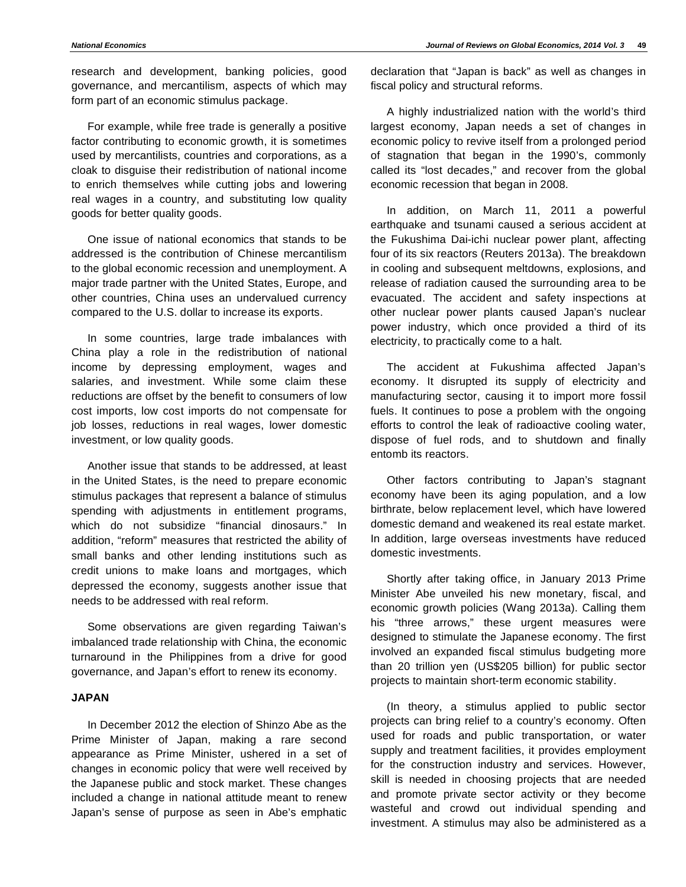research and development, banking policies, good governance, and mercantilism, aspects of which may form part of an economic stimulus package.

For example, while free trade is generally a positive factor contributing to economic growth, it is sometimes used by mercantilists, countries and corporations, as a cloak to disguise their redistribution of national income to enrich themselves while cutting jobs and lowering real wages in a country, and substituting low quality goods for better quality goods.

One issue of national economics that stands to be addressed is the contribution of Chinese mercantilism to the global economic recession and unemployment. A major trade partner with the United States, Europe, and other countries, China uses an undervalued currency compared to the U.S. dollar to increase its exports.

In some countries, large trade imbalances with China play a role in the redistribution of national income by depressing employment, wages and salaries, and investment. While some claim these reductions are offset by the benefit to consumers of low cost imports, low cost imports do not compensate for job losses, reductions in real wages, lower domestic investment, or low quality goods.

Another issue that stands to be addressed, at least in the United States, is the need to prepare economic stimulus packages that represent a balance of stimulus spending with adjustments in entitlement programs, which do not subsidize "financial dinosaurs." In addition, "reform" measures that restricted the ability of small banks and other lending institutions such as credit unions to make loans and mortgages, which depressed the economy, suggests another issue that needs to be addressed with real reform.

Some observations are given regarding Taiwan's imbalanced trade relationship with China, the economic turnaround in the Philippines from a drive for good governance, and Japan's effort to renew its economy.

## JAPAN

In December 2012 the election of Shinzo Abe as the Prime Minister of Japan, making a rare second appearance as Prime Minister, ushered in a set of changes in economic policy that were well received by the Japanese public and stock market. These changes included a change in national attitude meant to renew Japan's sense of purpose as seen in Abe's emphatic declaration that "Japan is back" as well as changes in fiscal policy and structural reforms.

A highly industrialized nation with the world's third largest economy, Japan needs a set of changes in economic policy to revive itself from a prolonged period of stagnation that began in the 1990's, commonly called its "lost decades," and recover from the global economic recession that began in 2008.

In addition, on March 11, 2011 a powerful earthquake and tsunami caused a serious accident at the Fukushima Dai-ichi nuclear power plant, affecting four of its six reactors (Reuters 2013a). The breakdown in cooling and subsequent meltdowns, explosions, and release of radiation caused the surrounding area to be evacuated. The accident and safety inspections at other nuclear power plants caused Japan's nuclear power industry, which once provided a third of its electricity, to practically come to a halt.

The accident at Fukushima affected Japan's economy. It disrupted its supply of electricity and manufacturing sector, causing it to import more fossil fuels. It continues to pose a problem with the ongoing efforts to control the leak of radioactive cooling water, dispose of fuel rods, and to shutdown and finally entomb its reactors.

Other factors contributing to Japan's stagnant economy have been its aging population, and a low birthrate, below replacement level, which have lowered domestic demand and weakened its real estate market. In addition, large overseas investments have reduced domestic investments.

Shortly after taking office, in January 2013 Prime Minister Abe unveiled his new monetary, fiscal, and economic growth policies (Wang 2013a). Calling them his "three arrows," these urgent measures were designed to stimulate the Japanese economy. The first involved an expanded fiscal stimulus budgeting more than 20 trillion yen (US$205 billion) for public sector projects to maintain short-term economic stability.

(In theory, a stimulus applied to public sector projects can bring relief to a country's economy. Often used for roads and public transportation, or water supply and treatment facilities, it provides employment for the construction industry and services. However, skill is needed in choosing projects that are needed and promote private sector activity or they become wasteful and crowd out individual spending and investment. A stimulus may also be administered as a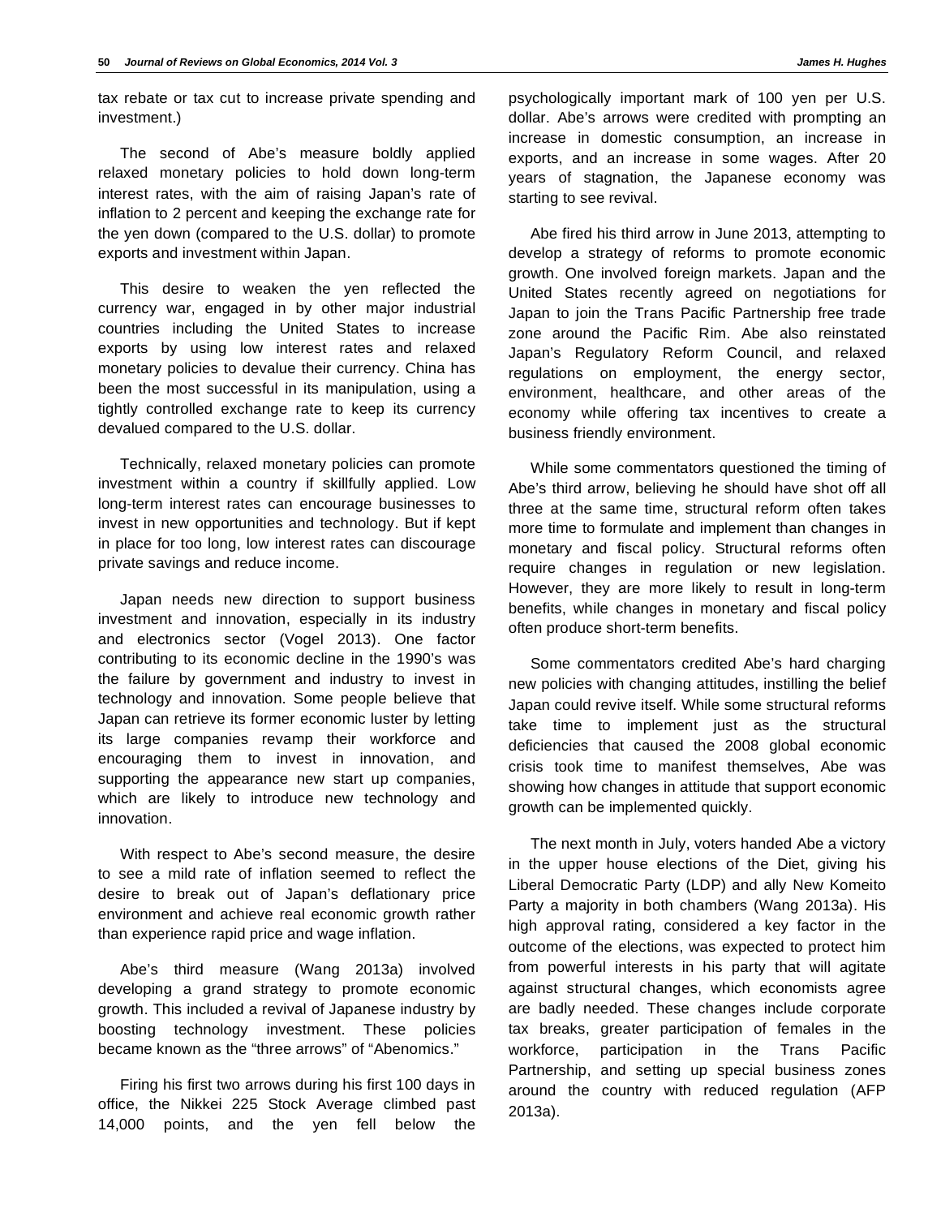tax rebate or tax cut to increase private spending and investment.)

The second of Abe's measure boldly applied relaxed monetary policies to hold down long-term interest rates, with the aim of raising Japan's rate of inflation to 2 percent and keeping the exchange rate for the yen down (compared to the U.S. dollar) to promote exports and investment within Japan.

This desire to weaken the yen reflected the currency war, engaged in by other major industrial countries including the United States to increase exports by using low interest rates and relaxed monetary policies to devalue their currency. China has been the most successful in its manipulation, using a tightly controlled exchange rate to keep its currency devalued compared to the U.S. dollar.

Technically, relaxed monetary policies can promote investment within a country if skillfully applied. Low long-term interest rates can encourage businesses to invest in new opportunities and technology. But if kept in place for too long, low interest rates can discourage private savings and reduce income.

Japan needs new direction to support business investment and innovation, especially in its industry and electronics sector (Vogel 2013). One factor contributing to its economic decline in the 1990's was the failure by government and industry to invest in technology and innovation. Some people believe that Japan can retrieve its former economic luster by letting its large companies revamp their workforce and encouraging them to invest in innovation, and supporting the appearance new start up companies, which are likely to introduce new technology and innovation.

With respect to Abe's second measure, the desire to see a mild rate of inflation seemed to reflect the desire to break out of Japan's deflationary price environment and achieve real economic growth rather than experience rapid price and wage inflation.

Abe's third measure (Wang 2013a) involved developing a grand strategy to promote economic growth. This included a revival of Japanese industry by boosting technology investment. These policies became known as the "three arrows" of "Abenomics."

Firing his first two arrows during his first 100 days in office, the Nikkei 225 Stock Average climbed past 14,000 points, and the yen fell below the psychologically important mark of 100 yen per U.S. dollar. Abe's arrows were credited with prompting an increase in domestic consumption, an increase in exports, and an increase in some wages. After 20 years of stagnation, the Japanese economy was starting to see revival.

Abe fired his third arrow in June 2013, attempting to develop a strategy of reforms to promote economic growth. One involved foreign markets. Japan and the United States recently agreed on negotiations for Japan to join the Trans Pacific Partnership free trade zone around the Pacific Rim. Abe also reinstated Japan's Regulatory Reform Council, and relaxed regulations on employment, the energy sector, environment, healthcare, and other areas of the economy while offering tax incentives to create a business friendly environment.

While some commentators questioned the timing of Abe's third arrow, believing he should have shot off all three at the same time, structural reform often takes more time to formulate and implement than changes in monetary and fiscal policy. Structural reforms often require changes in regulation or new legislation. However, they are more likely to result in long-term benefits, while changes in monetary and fiscal policy often produce short-term benefits.

Some commentators credited Abe's hard charging new policies with changing attitudes, instilling the belief Japan could revive itself. While some structural reforms take time to implement just as the structural deficiencies that caused the 2008 global economic crisis took time to manifest themselves, Abe was showing how changes in attitude that support economic growth can be implemented quickly.

The next month in July, voters handed Abe a victory in the upper house elections of the Diet, giving his Liberal Democratic Party (LDP) and ally New Komeito Party a majority in both chambers (Wang 2013a). His high approval rating, considered a key factor in the outcome of the elections, was expected to protect him from powerful interests in his party that will agitate against structural changes, which economists agree are badly needed. These changes include corporate tax breaks, greater participation of females in the workforce, participation in the Trans Pacific Partnership, and setting up special business zones around the country with reduced regulation (AFP 2013a).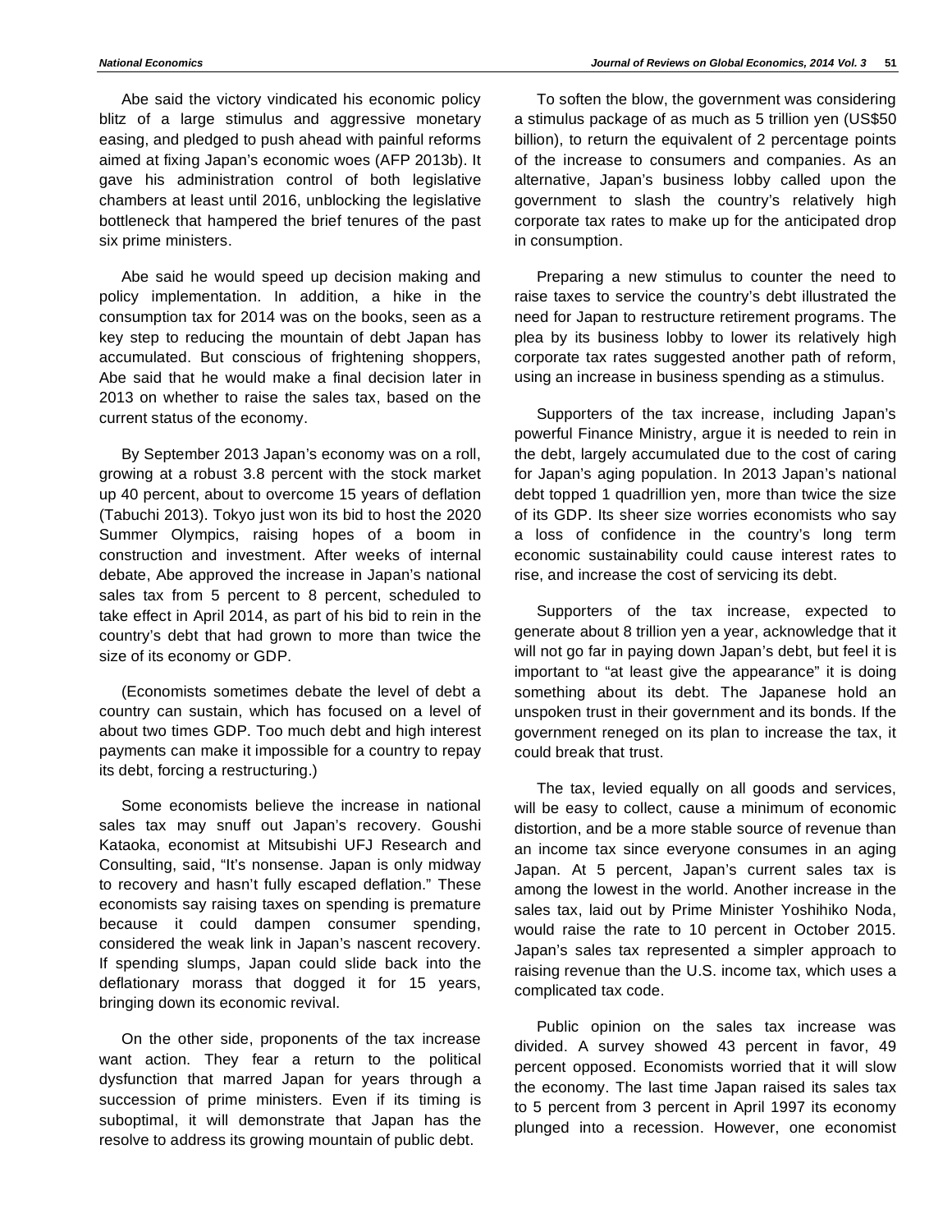Abe said the victory vindicated his economic policy blitz of a large stimulus and aggressive monetary easing, and pledged to push ahead with painful reforms aimed at fixing Japan's economic woes (AFP 2013b). It gave his administration control of both legislative chambers at least until 2016, unblocking the legislative bottleneck that hampered the brief tenures of the past six prime ministers.

Abe said he would speed up decision making and policy implementation. In addition, a hike in the consumption tax for 2014 was on the books, seen as a key step to reducing the mountain of debt Japan has accumulated. But conscious of frightening shoppers, Abe said that he would make a final decision later in 2013 on whether to raise the sales tax, based on the current status of the economy.

By September 2013 Japan's economy was on a roll, growing at a robust 3.8 percent with the stock market up 40 percent, about to overcome 15 years of deflation (Tabuchi 2013). Tokyo just won its bid to host the 2020 Summer Olympics, raising hopes of a boom in construction and investment. After weeks of internal debate, Abe approved the increase in Japan's national sales tax from 5 percent to 8 percent, scheduled to take effect in April 2014, as part of his bid to rein in the country's debt that had grown to more than twice the size of its economy or GDP.

(Economists sometimes debate the level of debt a country can sustain, which has focused on a level of about two times GDP. Too much debt and high interest payments can make it impossible for a country to repay its debt, forcing a restructuring.)

Some economists believe the increase in national sales tax may snuff out Japan's recovery. Goushi Kataoka, economist at Mitsubishi UFJ Research and Consulting, said, "It's nonsense. Japan is only midway to recovery and hasn't fully escaped deflation." These economists say raising taxes on spending is premature because it could dampen consumer spending, considered the weak link in Japan's nascent recovery. If spending slumps, Japan could slide back into the deflationary morass that dogged it for 15 years, bringing down its economic revival.

On the other side, proponents of the tax increase want action. They fear a return to the political dysfunction that marred Japan for years through a succession of prime ministers. Even if its timing is suboptimal, it will demonstrate that Japan has the resolve to address its growing mountain of public debt.

To soften the blow, the government was considering a stimulus package of as much as 5 trillion yen (US$50 billion), to return the equivalent of 2 percentage points of the increase to consumers and companies. As an alternative, Japan's business lobby called upon the government to slash the country's relatively high corporate tax rates to make up for the anticipated drop in consumption.

Preparing a new stimulus to counter the need to raise taxes to service the country's debt illustrated the need for Japan to restructure retirement programs. The plea by its business lobby to lower its relatively high corporate tax rates suggested another path of reform, using an increase in business spending as a stimulus.

Supporters of the tax increase, including Japan's powerful Finance Ministry, argue it is needed to rein in the debt, largely accumulated due to the cost of caring for Japan's aging population. In 2013 Japan's national debt topped 1 quadrillion yen, more than twice the size of its GDP. Its sheer size worries economists who say a loss of confidence in the country's long term economic sustainability could cause interest rates to rise, and increase the cost of servicing its debt.

Supporters of the tax increase, expected to generate about 8 trillion yen a year, acknowledge that it will not go far in paying down Japan's debt, but feel it is important to "at least give the appearance" it is doing something about its debt. The Japanese hold an unspoken trust in their government and its bonds. If the government reneged on its plan to increase the tax, it could break that trust.

The tax, levied equally on all goods and services, will be easy to collect, cause a minimum of economic distortion, and be a more stable source of revenue than an income tax since everyone consumes in an aging Japan. At 5 percent, Japan's current sales tax is among the lowest in the world. Another increase in the sales tax, laid out by Prime Minister Yoshihiko Noda, would raise the rate to 10 percent in October 2015. Japan's sales tax represented a simpler approach to raising revenue than the U.S. income tax, which uses a complicated tax code.

Public opinion on the sales tax increase was divided. A survey showed 43 percent in favor, 49 percent opposed. Economists worried that it will slow the economy. The last time Japan raised its sales tax to 5 percent from 3 percent in April 1997 its economy plunged into a recession. However, one economist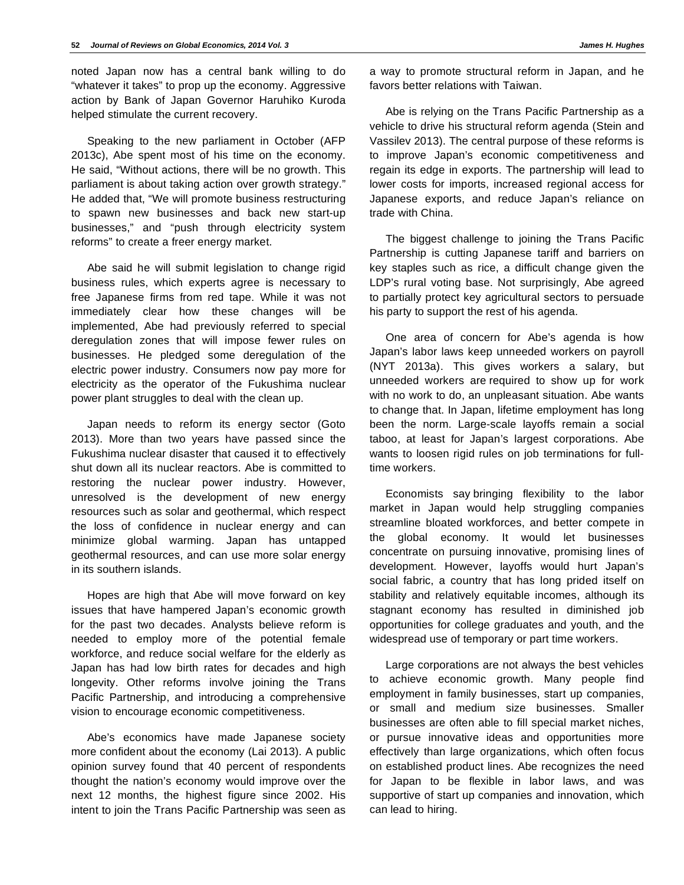noted Japan now has a central bank willing to do "whatever it takes" to prop up the economy. Aggressive action by Bank of Japan Governor Haruhiko Kuroda helped stimulate the current recovery.

Speaking to the new parliament in October (AFP 2013c), Abe spent most of his time on the economy. He said, "Without actions, there will be no growth. This parliament is about taking action over growth strategy." He added that, "We will promote business restructuring to spawn new businesses and back new start-up businesses," and "push through electricity system reforms" to create a freer energy market.

Abe said he will submit legislation to change rigid business rules, which experts agree is necessary to free Japanese firms from red tape. While it was not immediately clear how these changes will be implemented, Abe had previously referred to special deregulation zones that will impose fewer rules on businesses. He pledged some deregulation of the electric power industry. Consumers now pay more for electricity as the operator of the Fukushima nuclear power plant struggles to deal with the clean up.

Japan needs to reform its energy sector (Goto 2013). More than two years have passed since the Fukushima nuclear disaster that caused it to effectively shut down all its nuclear reactors. Abe is committed to restoring the nuclear power industry. However, unresolved is the development of new energy resources such as solar and geothermal, which respect the loss of confidence in nuclear energy and can minimize global warming. Japan has untapped geothermal resources, and can use more solar energy in its southern islands.

Hopes are high that Abe will move forward on key issues that have hampered Japan's economic growth for the past two decades. Analysts believe reform is needed to employ more of the potential female workforce, and reduce social welfare for the elderly as Japan has had low birth rates for decades and high longevity. Other reforms involve joining the Trans Pacific Partnership, and introducing a comprehensive vision to encourage economic competitiveness.

Abe's economics have made Japanese society more confident about the economy (Lai 2013). A public opinion survey found that 40 percent of respondents thought the nation's economy would improve over the next 12 months, the highest figure since 2002. His intent to join the Trans Pacific Partnership was seen as a way to promote structural reform in Japan, and he favors better relations with Taiwan.

Abe is relying on the Trans Pacific Partnership as a vehicle to drive his structural reform agenda (Stein and Vassilev 2013). The central purpose of these reforms is to improve Japan's economic competitiveness and regain its edge in exports. The partnership will lead to lower costs for imports, increased regional access for Japanese exports, and reduce Japan's reliance on trade with China.

The biggest challenge to joining the Trans Pacific Partnership is cutting Japanese tariff and barriers on key staples such as rice, a difficult change given the LDP's rural voting base. Not surprisingly, Abe agreed to partially protect key agricultural sectors to persuade his party to support the rest of his agenda.

One area of concern for Abe's agenda is how Japan's labor laws keep unneeded workers on payroll (NYT 2013a). This gives workers a salary, but unneeded workers are required to show up for work with no work to do, an unpleasant situation. Abe wants to change that. In Japan, lifetime employment has long been the norm. Large-scale layoffs remain a social taboo, at least for Japan's largest corporations. Abe wants to loosen rigid rules on job terminations for full-time workers.

Economists say bringing flexibility to the labor market in Japan would help struggling companies streamline bloated workforces, and better compete in the global economy. It would let businesses concentrate on pursuing innovative, promising lines of development. However, layoffs would hurt Japan's social fabric, a country that has long prided itself on stability and relatively equitable incomes, although its stagnant economy has resulted in diminished job opportunities for college graduates and youth, and the widespread use of temporary or part time workers.

Large corporations are not always the best vehicles to achieve economic growth. Many people find employment in family businesses, start up companies, or small and medium size businesses. Smaller businesses are often able to fill special market niches, or pursue innovative ideas and opportunities more effectively than large organizations, which often focus on established product lines. Abe recognizes the need for Japan to be flexible in labor laws, and was supportive of start up companies and innovation, which can lead to hiring.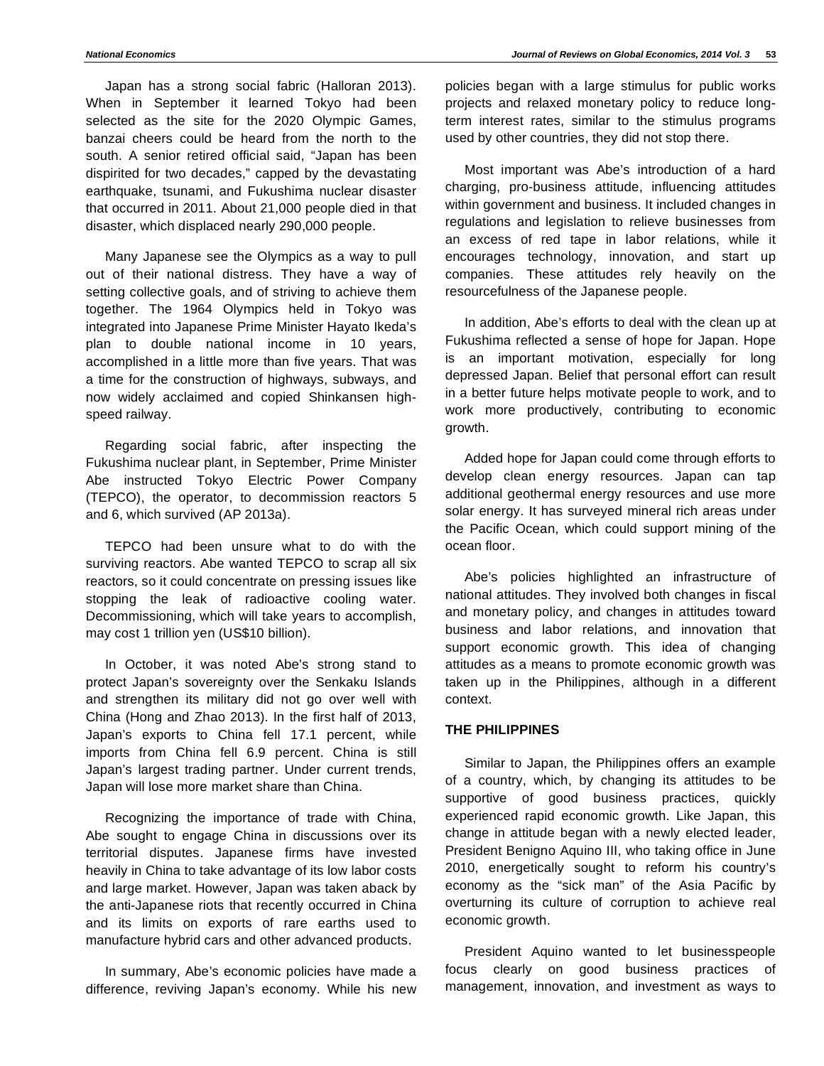Japan has a strong social fabric (Halloran 2013). When in September it learned Tokyo had been selected as the site for the 2020 Olympic Games, banzai cheers could be heard from the north to the south. A senior retired official said, "Japan has been dispirited for two decades," capped by the devastating earthquake, tsunami, and Fukushima nuclear disaster that occurred in 2011. About 21,000 people died in that disaster, which displaced nearly 290,000 people.

Many Japanese see the Olympics as a way to pull out of their national distress. They have a way of setting collective goals, and of striving to achieve them together. The 1964 Olympics held in Tokyo was integrated into Japanese Prime Minister Hayato Ikeda's plan to double national income in 10 years, accomplished in a little more than five years. That was a time for the construction of highways, subways, and now widely acclaimed and copied Shinkansen high-speed railway.

Regarding social fabric, after inspecting the Fukushima nuclear plant, in September, Prime Minister Abe instructed Tokyo Electric Power Company (TEPCO), the operator, to decommission reactors 5 and 6, which survived (AP 2013a).

TEPCO had been unsure what to do with the surviving reactors. Abe wanted TEPCO to scrap all six reactors, so it could concentrate on pressing issues like stopping the leak of radioactive cooling water. Decommissioning, which will take years to accomplish, may cost 1 trillion yen (US$10 billion).

In October, it was noted Abe's strong stand to protect Japan's sovereignty over the Senkaku Islands and strengthen its military did not go over well with China (Hong and Zhao 2013). In the first half of 2013, Japan's exports to China fell 17.1 percent, while imports from China fell 6.9 percent. China is still Japan's largest trading partner. Under current trends, Japan will lose more market share than China.

Recognizing the importance of trade with China, Abe sought to engage China in discussions over its territorial disputes. Japanese firms have invested heavily in China to take advantage of its low labor costs and large market. However, Japan was taken aback by the anti-Japanese riots that recently occurred in China and its limits on exports of rare earths used to manufacture hybrid cars and other advanced products.

In summary, Abe's economic policies have made a difference, reviving Japan's economy. While his new policies began with a large stimulus for public works projects and relaxed monetary policy to reduce long-term interest rates, similar to the stimulus programs used by other countries, they did not stop there.

Most important was Abe's introduction of a hard charging, pro-business attitude, influencing attitudes within government and business. It included changes in regulations and legislation to relieve businesses from an excess of red tape in labor relations, while it encourages technology, innovation, and start up companies. These attitudes rely heavily on the resourcefulness of the Japanese people.

In addition, Abe's efforts to deal with the clean up at Fukushima reflected a sense of hope for Japan. Hope is an important motivation, especially for long depressed Japan. Belief that personal effort can result in a better future helps motivate people to work, and to work more productively, contributing to economic growth.

Added hope for Japan could come through efforts to develop clean energy resources. Japan can tap additional geothermal energy resources and use more solar energy. It has surveyed mineral rich areas under the Pacific Ocean, which could support mining of the ocean floor.

Abe's policies highlighted an infrastructure of national attitudes. They involved both changes in fiscal and monetary policy, and changes in attitudes toward business and labor relations, and innovation that support economic growth. This idea of changing attitudes as a means to promote economic growth was taken up in the Philippines, although in a different context.

## THE PHILIPPINES

Similar to Japan, the Philippines offers an example of a country, which, by changing its attitudes to be supportive of good business practices, quickly experienced rapid economic growth. Like Japan, this change in attitude began with a newly elected leader, President Benigno Aquino III, who taking office in June 2010, energetically sought to reform his country's economy as the "sick man" of the Asia Pacific by overturning its culture of corruption to achieve real economic growth.

President Aquino wanted to let businesspeople focus clearly on good business practices of management, innovation, and investment as ways to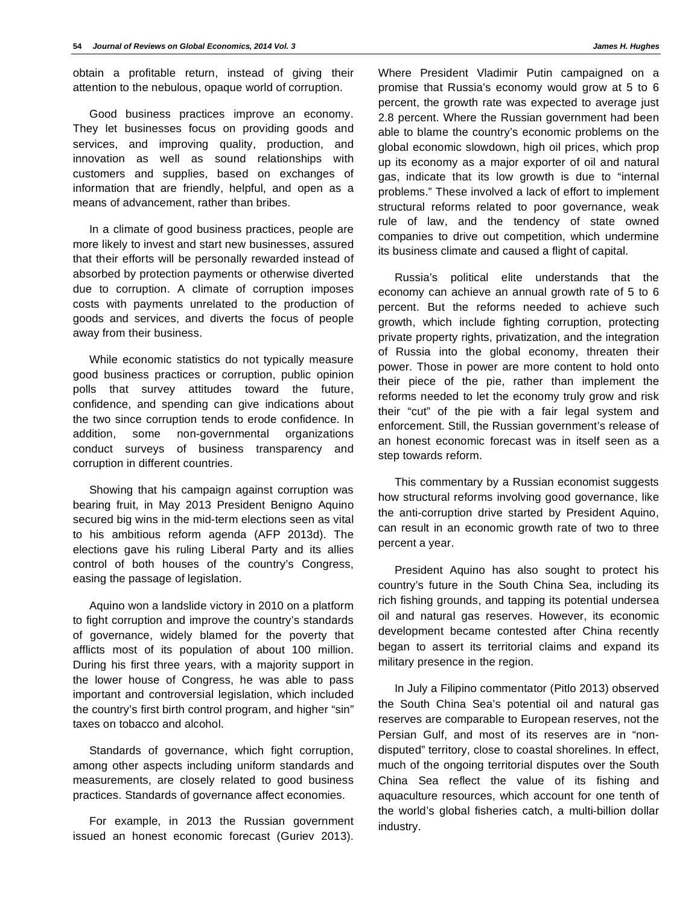obtain a profitable return, instead of giving their attention to the nebulous, opaque world of corruption.

Good business practices improve an economy. They let businesses focus on providing goods and services, and improving quality, production, and innovation as well as sound relationships with customers and supplies, based on exchanges of information that are friendly, helpful, and open as a means of advancement, rather than bribes.

In a climate of good business practices, people are more likely to invest and start new businesses, assured that their efforts will be personally rewarded instead of absorbed by protection payments or otherwise diverted due to corruption. A climate of corruption imposes costs with payments unrelated to the production of goods and services, and diverts the focus of people away from their business.

While economic statistics do not typically measure good business practices or corruption, public opinion polls that survey attitudes toward the future, confidence, and spending can give indications about the two since corruption tends to erode confidence. In addition, some non-governmental organizations conduct surveys of business transparency and corruption in different countries.

Showing that his campaign against corruption was bearing fruit, in May 2013 President Benigno Aquino secured big wins in the mid-term elections seen as vital to his ambitious reform agenda (AFP 2013d). The elections gave his ruling Liberal Party and its allies control of both houses of the country's Congress, easing the passage of legislation.

Aquino won a landslide victory in 2010 on a platform to fight corruption and improve the country's standards of governance, widely blamed for the poverty that afflicts most of its population of about 100 million. During his first three years, with a majority support in the lower house of Congress, he was able to pass important and controversial legislation, which included the country's first birth control program, and higher "sin" taxes on tobacco and alcohol.

Standards of governance, which fight corruption, among other aspects including uniform standards and measurements, are closely related to good business practices. Standards of governance affect economies.

For example, in 2013 the Russian government issued an honest economic forecast (Guriev 2013). Where President Vladimir Putin campaigned on a promise that Russia's economy would grow at 5 to 6 percent, the growth rate was expected to average just 2.8 percent. Where the Russian government had been able to blame the country's economic problems on the global economic slowdown, high oil prices, which prop up its economy as a major exporter of oil and natural gas, indicate that its low growth is due to "internal problems." These involved a lack of effort to implement structural reforms related to poor governance, weak rule of law, and the tendency of state owned companies to drive out competition, which undermine its business climate and caused a flight of capital.

Russia's political elite understands that the economy can achieve an annual growth rate of 5 to 6 percent. But the reforms needed to achieve such growth, which include fighting corruption, protecting private property rights, privatization, and the integration of Russia into the global economy, threaten their power. Those in power are more content to hold onto their piece of the pie, rather than implement the reforms needed to let the economy truly grow and risk their "cut" of the pie with a fair legal system and enforcement. Still, the Russian government's release of an honest economic forecast was in itself seen as a step towards reform.

This commentary by a Russian economist suggests how structural reforms involving good governance, like the anti-corruption drive started by President Aquino, can result in an economic growth rate of two to three percent a year.

President Aquino has also sought to protect his country's future in the South China Sea, including its rich fishing grounds, and tapping its potential undersea oil and natural gas reserves. However, its economic development became contested after China recently began to assert its territorial claims and expand its military presence in the region.

In July a Filipino commentator (Pitlo 2013) observed the South China Sea's potential oil and natural gas reserves are comparable to European reserves, not the Persian Gulf, and most of its reserves are in "non-disputed" territory, close to coastal shorelines. In effect, much of the ongoing territorial disputes over the South China Sea reflect the value of its fishing and aquaculture resources, which account for one tenth of the world's global fisheries catch, a multi-billion dollar industry.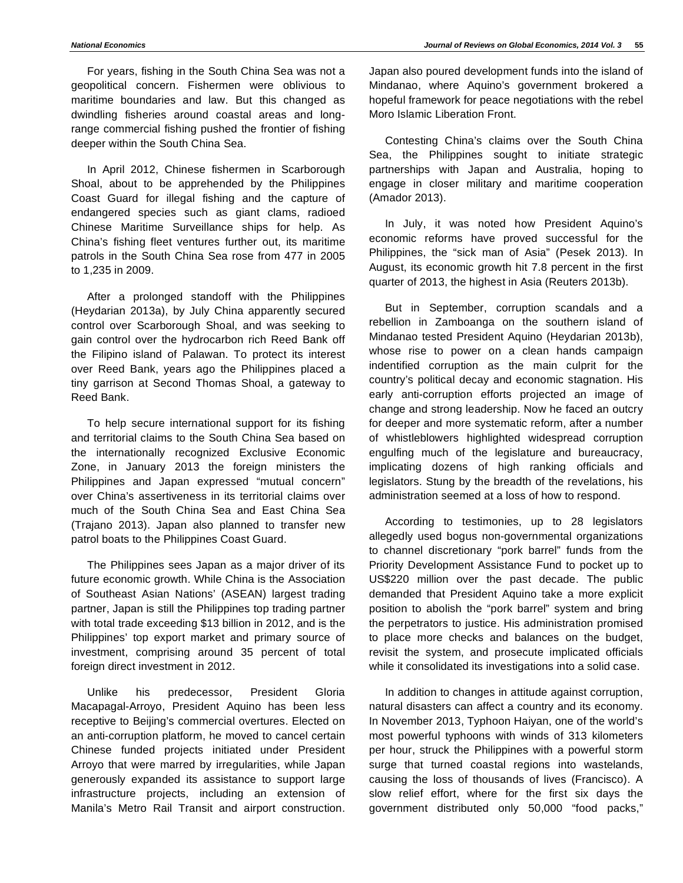For years, fishing in the South China Sea was not a geopolitical concern. Fishermen were oblivious to maritime boundaries and law. But this changed as dwindling fisheries around coastal areas and long-range commercial fishing pushed the frontier of fishing deeper within the South China Sea.

In April 2012, Chinese fishermen in Scarborough Shoal, about to be apprehended by the Philippines Coast Guard for illegal fishing and the capture of endangered species such as giant clams, radioed Chinese Maritime Surveillance ships for help. As China's fishing fleet ventures further out, its maritime patrols in the South China Sea rose from 477 in 2005 to 1,235 in 2009.

After a prolonged standoff with the Philippines (Heydarian 2013a), by July China apparently secured control over Scarborough Shoal, and was seeking to gain control over the hydrocarbon rich Reed Bank off the Filipino island of Palawan. To protect its interest over Reed Bank, years ago the Philippines placed a tiny garrison at Second Thomas Shoal, a gateway to Reed Bank.

To help secure international support for its fishing and territorial claims to the South China Sea based on the internationally recognized Exclusive Economic Zone, in January 2013 the foreign ministers the Philippines and Japan expressed "mutual concern" over China's assertiveness in its territorial claims over much of the South China Sea and East China Sea (Trajano 2013). Japan also planned to transfer new patrol boats to the Philippines Coast Guard.

The Philippines sees Japan as a major driver of its future economic growth. While China is the Association of Southeast Asian Nations' (ASEAN) largest trading partner, Japan is still the Philippines top trading partner with total trade exceeding $13 billion in 2012, and is the Philippines' top export market and primary source of investment, comprising around 35 percent of total foreign direct investment in 2012.

Unlike his predecessor, President Gloria Macapagal-Arroyo, President Aquino has been less receptive to Beijing's commercial overtures. Elected on an anti-corruption platform, he moved to cancel certain Chinese funded projects initiated under President Arroyo that were marred by irregularities, while Japan generously expanded its assistance to support large infrastructure projects, including an extension of Manila's Metro Rail Transit and airport construction. Japan also poured development funds into the island of Mindanao, where Aquino's government brokered a hopeful framework for peace negotiations with the rebel Moro Islamic Liberation Front.

Contesting China's claims over the South China Sea, the Philippines sought to initiate strategic partnerships with Japan and Australia, hoping to engage in closer military and maritime cooperation (Amador 2013).

In July, it was noted how President Aquino's economic reforms have proved successful for the Philippines, the "sick man of Asia" (Pesek 2013). In August, its economic growth hit 7.8 percent in the first quarter of 2013, the highest in Asia (Reuters 2013b).

But in September, corruption scandals and a rebellion in Zamboanga on the southern island of Mindanao tested President Aquino (Heydarian 2013b), whose rise to power on a clean hands campaign indentified corruption as the main culprit for the country's political decay and economic stagnation. His early anti-corruption efforts projected an image of change and strong leadership. Now he faced an outcry for deeper and more systematic reform, after a number of whistleblowers highlighted widespread corruption engulfing much of the legislature and bureaucracy, implicating dozens of high ranking officials and legislators. Stung by the breadth of the revelations, his administration seemed at a loss of how to respond.

According to testimonies, up to 28 legislators allegedly used bogus non-governmental organizations to channel discretionary "pork barrel" funds from the Priority Development Assistance Fund to pocket up to US$220 million over the past decade. The public demanded that President Aquino take a more explicit position to abolish the "pork barrel" system and bring the perpetrators to justice. His administration promised to place more checks and balances on the budget, revisit the system, and prosecute implicated officials while it consolidated its investigations into a solid case.

In addition to changes in attitude against corruption, natural disasters can affect a country and its economy. In November 2013, Typhoon Haiyan, one of the world's most powerful typhoons with winds of 313 kilometers per hour, struck the Philippines with a powerful storm surge that turned coastal regions into wastelands, causing the loss of thousands of lives (Francisco). A slow relief effort, where for the first six days the government distributed only 50,000 "food packs,"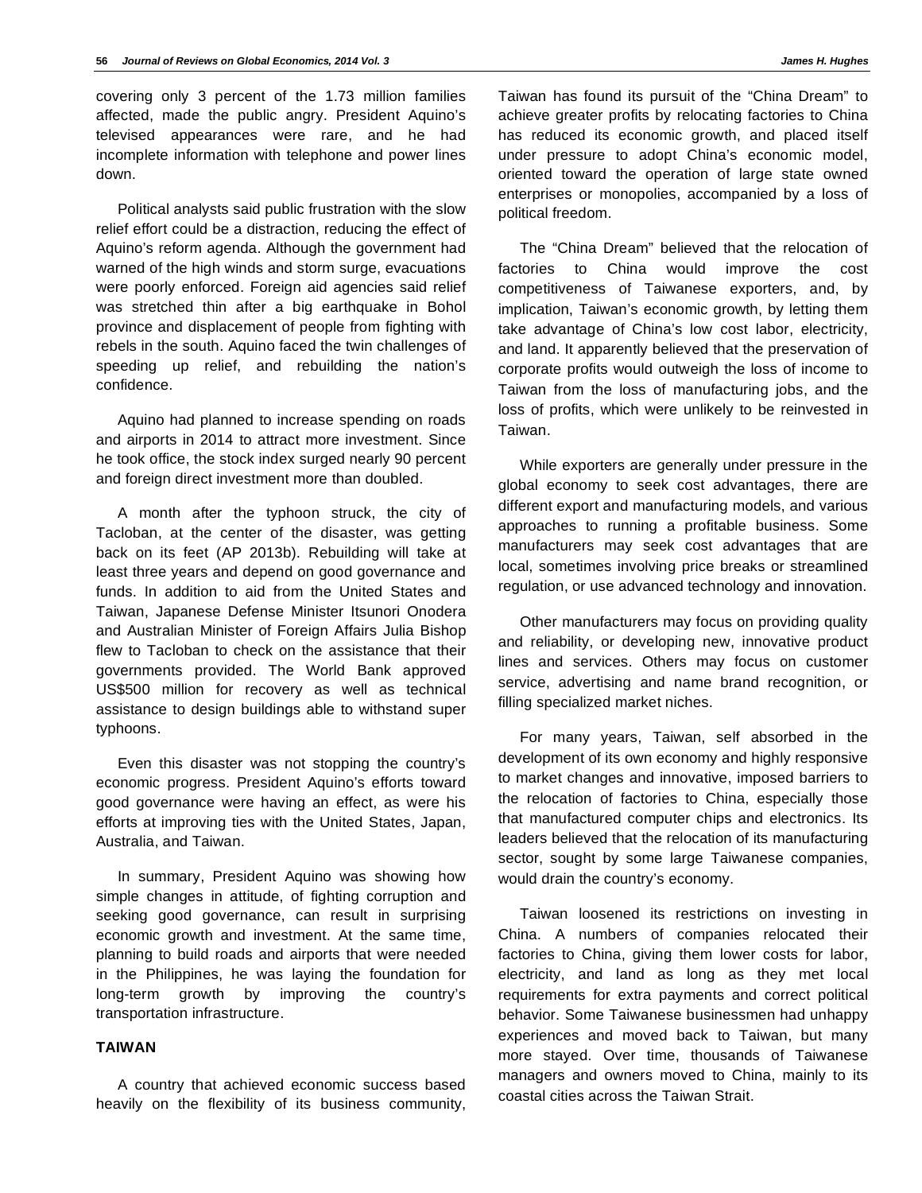covering only 3 percent of the 1.73 million families affected, made the public angry. President Aquino's televised appearances were rare, and he had incomplete information with telephone and power lines down.

Political analysts said public frustration with the slow relief effort could be a distraction, reducing the effect of Aquino's reform agenda. Although the government had warned of the high winds and storm surge, evacuations were poorly enforced. Foreign aid agencies said relief was stretched thin after a big earthquake in Bohol province and displacement of people from fighting with rebels in the south. Aquino faced the twin challenges of speeding up relief, and rebuilding the nation's confidence.

Aquino had planned to increase spending on roads and airports in 2014 to attract more investment. Since he took office, the stock index surged nearly 90 percent and foreign direct investment more than doubled.

A month after the typhoon struck, the city of Tacloban, at the center of the disaster, was getting back on its feet (AP 2013b). Rebuilding will take at least three years and depend on good governance and funds. In addition to aid from the United States and Taiwan, Japanese Defense Minister Itsunori Onodera and Australian Minister of Foreign Affairs Julia Bishop flew to Tacloban to check on the assistance that their governments provided. The World Bank approved US$500 million for recovery as well as technical assistance to design buildings able to withstand super typhoons.

Even this disaster was not stopping the country's economic progress. President Aquino's efforts toward good governance were having an effect, as were his efforts at improving ties with the United States, Japan, Australia, and Taiwan.

In summary, President Aquino was showing how simple changes in attitude, of fighting corruption and seeking good governance, can result in surprising economic growth and investment. At the same time, planning to build roads and airports that were needed in the Philippines, he was laying the foundation for long-term growth by improving the country's transportation infrastructure.

## TAIWAN

A country that achieved economic success based heavily on the flexibility of its business community, Taiwan has found its pursuit of the "China Dream" to achieve greater profits by relocating factories to China has reduced its economic growth, and placed itself under pressure to adopt China's economic model, oriented toward the operation of large state owned enterprises or monopolies, accompanied by a loss of political freedom.

The "China Dream" believed that the relocation of factories to China would improve the cost competitiveness of Taiwanese exporters, and, by implication, Taiwan's economic growth, by letting them take advantage of China's low cost labor, electricity, and land. It apparently believed that the preservation of corporate profits would outweigh the loss of income to Taiwan from the loss of manufacturing jobs, and the loss of profits, which were unlikely to be reinvested in Taiwan.

While exporters are generally under pressure in the global economy to seek cost advantages, there are different export and manufacturing models, and various approaches to running a profitable business. Some manufacturers may seek cost advantages that are local, sometimes involving price breaks or streamlined regulation, or use advanced technology and innovation.

Other manufacturers may focus on providing quality and reliability, or developing new, innovative product lines and services. Others may focus on customer service, advertising and name brand recognition, or filling specialized market niches.

For many years, Taiwan, self absorbed in the development of its own economy and highly responsive to market changes and innovative, imposed barriers to the relocation of factories to China, especially those that manufactured computer chips and electronics. Its leaders believed that the relocation of its manufacturing sector, sought by some large Taiwanese companies, would drain the country's economy.

Taiwan loosened its restrictions on investing in China. A numbers of companies relocated their factories to China, giving them lower costs for labor, electricity, and land as long as they met local requirements for extra payments and correct political behavior. Some Taiwanese businessmen had unhappy experiences and moved back to Taiwan, but many more stayed. Over time, thousands of Taiwanese managers and owners moved to China, mainly to its coastal cities across the Taiwan Strait.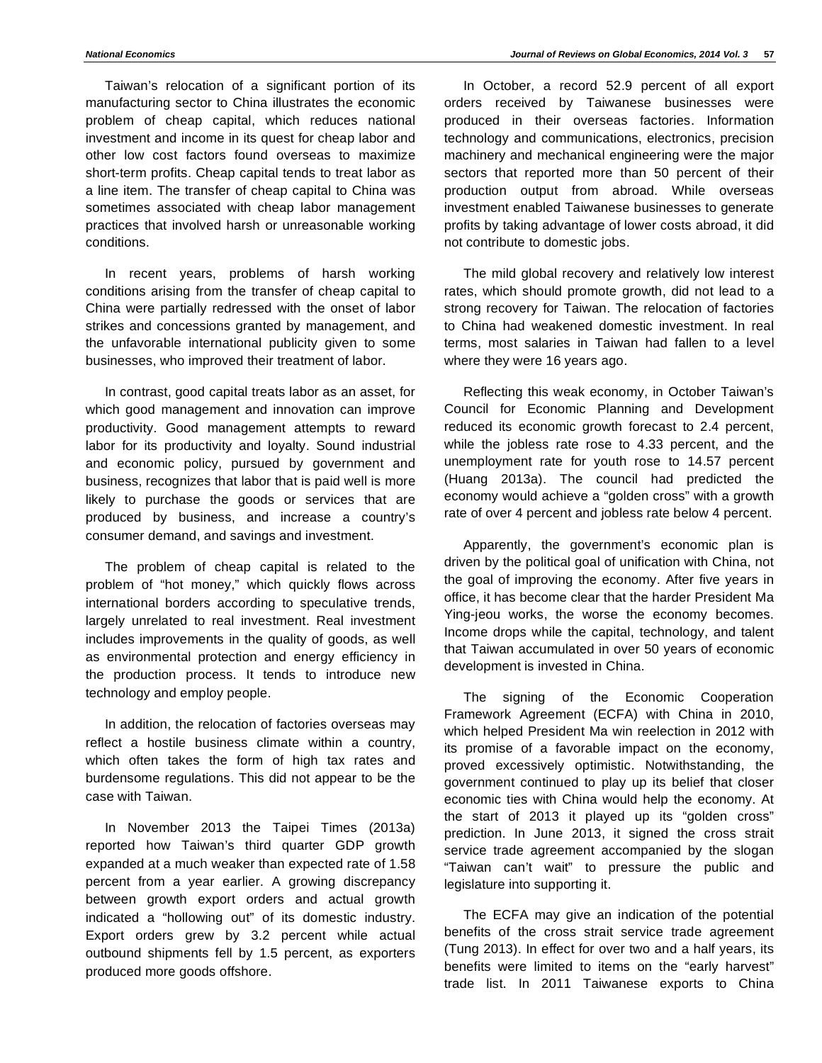Taiwan's relocation of a significant portion of its manufacturing sector to China illustrates the economic problem of cheap capital, which reduces national investment and income in its quest for cheap labor and other low cost factors found overseas to maximize short-term profits. Cheap capital tends to treat labor as a line item. The transfer of cheap capital to China was sometimes associated with cheap labor management practices that involved harsh or unreasonable working conditions.

In recent years, problems of harsh working conditions arising from the transfer of cheap capital to China were partially redressed with the onset of labor strikes and concessions granted by management, and the unfavorable international publicity given to some businesses, who improved their treatment of labor.

In contrast, good capital treats labor as an asset, for which good management and innovation can improve productivity. Good management attempts to reward labor for its productivity and loyalty. Sound industrial and economic policy, pursued by government and business, recognizes that labor that is paid well is more likely to purchase the goods or services that are produced by business, and increase a country's consumer demand, and savings and investment.

The problem of cheap capital is related to the problem of "hot money," which quickly flows across international borders according to speculative trends, largely unrelated to real investment. Real investment includes improvements in the quality of goods, as well as environmental protection and energy efficiency in the production process. It tends to introduce new technology and employ people.

In addition, the relocation of factories overseas may reflect a hostile business climate within a country, which often takes the form of high tax rates and burdensome regulations. This did not appear to be the case with Taiwan.

In November 2013 the Taipei Times (2013a) reported how Taiwan's third quarter GDP growth expanded at a much weaker than expected rate of 1.58 percent from a year earlier. A growing discrepancy between growth export orders and actual growth indicated a "hollowing out" of its domestic industry. Export orders grew by 3.2 percent while actual outbound shipments fell by 1.5 percent, as exporters produced more goods offshore.

In October, a record 52.9 percent of all export orders received by Taiwanese businesses were produced in their overseas factories. Information technology and communications, electronics, precision machinery and mechanical engineering were the major sectors that reported more than 50 percent of their production output from abroad. While overseas investment enabled Taiwanese businesses to generate profits by taking advantage of lower costs abroad, it did not contribute to domestic jobs.

The mild global recovery and relatively low interest rates, which should promote growth, did not lead to a strong recovery for Taiwan. The relocation of factories to China had weakened domestic investment. In real terms, most salaries in Taiwan had fallen to a level where they were 16 years ago.

Reflecting this weak economy, in October Taiwan's Council for Economic Planning and Development reduced its economic growth forecast to 2.4 percent, while the jobless rate rose to 4.33 percent, and the unemployment rate for youth rose to 14.57 percent (Huang 2013a). The council had predicted the economy would achieve a "golden cross" with a growth rate of over 4 percent and jobless rate below 4 percent.

Apparently, the government's economic plan is driven by the political goal of unification with China, not the goal of improving the economy. After five years in office, it has become clear that the harder President Ma Ying-jeou works, the worse the economy becomes. Income drops while the capital, technology, and talent that Taiwan accumulated in over 50 years of economic development is invested in China.

The signing of the Economic Cooperation Framework Agreement (ECFA) with China in 2010, which helped President Ma win reelection in 2012 with its promise of a favorable impact on the economy, proved excessively optimistic. Notwithstanding, the government continued to play up its belief that closer economic ties with China would help the economy. At the start of 2013 it played up its "golden cross" prediction. In June 2013, it signed the cross strait service trade agreement accompanied by the slogan "Taiwan can't wait" to pressure the public and legislature into supporting it.

The ECFA may give an indication of the potential benefits of the cross strait service trade agreement (Tung 2013). In effect for over two and a half years, its benefits were limited to items on the "early harvest" trade list. In 2011 Taiwanese exports to China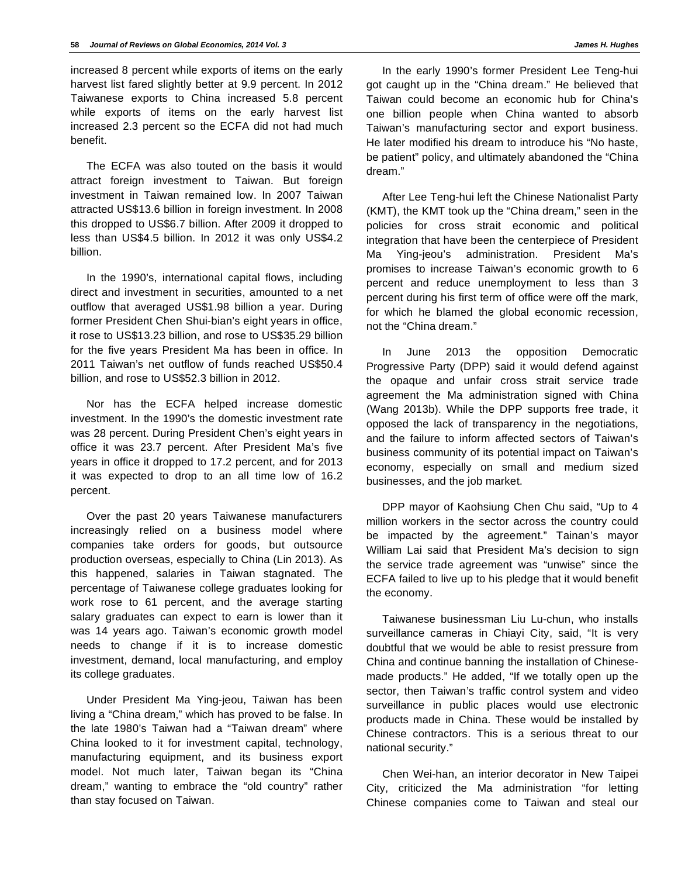increased 8 percent while exports of items on the early harvest list fared slightly better at 9.9 percent. In 2012 Taiwanese exports to China increased 5.8 percent while exports of items on the early harvest list increased 2.3 percent so the ECFA did not had much benefit.

The ECFA was also touted on the basis it would attract foreign investment to Taiwan. But foreign investment in Taiwan remained low. In 2007 Taiwan attracted US$13.6 billion in foreign investment. In 2008 this dropped to US$6.7 billion. After 2009 it dropped to less than US$4.5 billion. In 2012 it was only US$4.2 billion.

In the 1990's, international capital flows, including direct and investment in securities, amounted to a net outflow that averaged US$1.98 billion a year. During former President Chen Shui-bian's eight years in office, it rose to US$13.23 billion, and rose to US$35.29 billion for the five years President Ma has been in office. In 2011 Taiwan's net outflow of funds reached US$50.4 billion, and rose to US$52.3 billion in 2012.

Nor has the ECFA helped increase domestic investment. In the 1990's the domestic investment rate was 28 percent. During President Chen's eight years in office it was 23.7 percent. After President Ma's five years in office it dropped to 17.2 percent, and for 2013 it was expected to drop to an all time low of 16.2 percent.

Over the past 20 years Taiwanese manufacturers increasingly relied on a business model where companies take orders for goods, but outsource production overseas, especially to China (Lin 2013). As this happened, salaries in Taiwan stagnated. The percentage of Taiwanese college graduates looking for work rose to 61 percent, and the average starting salary graduates can expect to earn is lower than it was 14 years ago. Taiwan's economic growth model needs to change if it is to increase domestic investment, demand, local manufacturing, and employ its college graduates.

Under President Ma Ying-jeou, Taiwan has been living a "China dream," which has proved to be false. In the late 1980's Taiwan had a "Taiwan dream" where China looked to it for investment capital, technology, manufacturing equipment, and its business export model. Not much later, Taiwan began its "China dream," wanting to embrace the "old country" rather than stay focused on Taiwan.

In the early 1990's former President Lee Teng-hui got caught up in the "China dream." He believed that Taiwan could become an economic hub for China's one billion people when China wanted to absorb Taiwan's manufacturing sector and export business. He later modified his dream to introduce his "No haste, be patient" policy, and ultimately abandoned the "China dream."

After Lee Teng-hui left the Chinese Nationalist Party (KMT), the KMT took up the "China dream," seen in the policies for cross strait economic and political integration that have been the centerpiece of President Ma Ying-jeou's administration. President Ma's promises to increase Taiwan's economic growth to 6 percent and reduce unemployment to less than 3 percent during his first term of office were off the mark, for which he blamed the global economic recession, not the "China dream."

In June 2013 the opposition Democratic Progressive Party (DPP) said it would defend against the opaque and unfair cross strait service trade agreement the Ma administration signed with China (Wang 2013b). While the DPP supports free trade, it opposed the lack of transparency in the negotiations, and the failure to inform affected sectors of Taiwan's business community of its potential impact on Taiwan's economy, especially on small and medium sized businesses, and the job market.

DPP mayor of Kaohsiung Chen Chu said, "Up to 4 million workers in the sector across the country could be impacted by the agreement." Tainan's mayor William Lai said that President Ma's decision to sign the service trade agreement was "unwise" since the ECFA failed to live up to his pledge that it would benefit the economy.

Taiwanese businessman Liu Lu-chun, who installs surveillance cameras in Chiayi City, said, "It is very doubtful that we would be able to resist pressure from China and continue banning the installation of Chinese-made products." He added, "If we totally open up the sector, then Taiwan's traffic control system and video surveillance in public places would use electronic products made in China. These would be installed by Chinese contractors. This is a serious threat to our national security."

Chen Wei-han, an interior decorator in New Taipei City, criticized the Ma administration "for letting Chinese companies come to Taiwan and steal our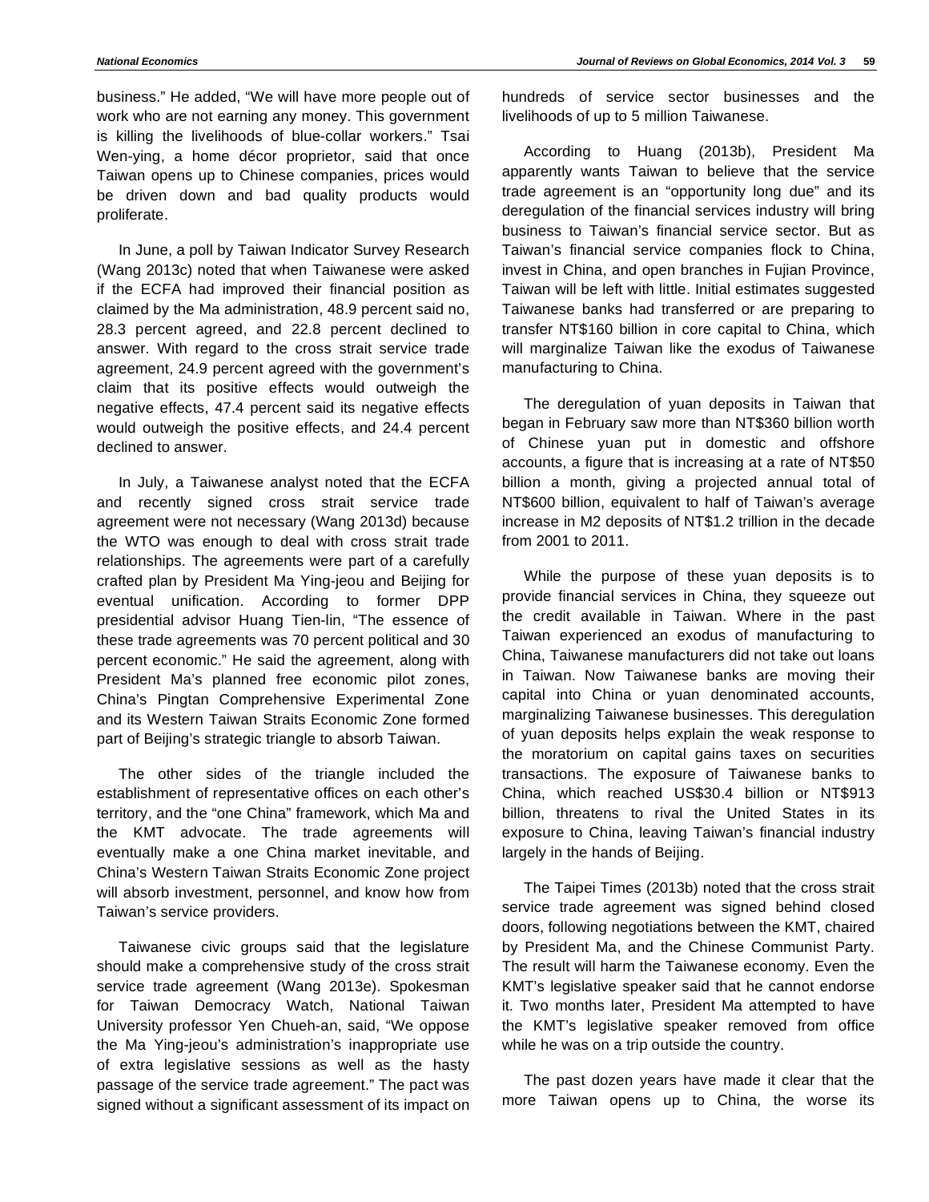business." He added, "We will have more people out of work who are not earning any money. This government is killing the livelihoods of blue-collar workers." Tsai Wen-ying, a home décor proprietor, said that once Taiwan opens up to Chinese companies, prices would be driven down and bad quality products would proliferate.

In June, a poll by Taiwan Indicator Survey Research (Wang 2013c) noted that when Taiwanese were asked if the ECFA had improved their financial position as claimed by the Ma administration, 48.9 percent said no, 28.3 percent agreed, and 22.8 percent declined to answer. With regard to the cross strait service trade agreement, 24.9 percent agreed with the government's claim that its positive effects would outweigh the negative effects, 47.4 percent said its negative effects would outweigh the positive effects, and 24.4 percent declined to answer.

In July, a Taiwanese analyst noted that the ECFA and recently signed cross strait service trade agreement were not necessary (Wang 2013d) because the WTO was enough to deal with cross strait trade relationships. The agreements were part of a carefully crafted plan by President Ma Ying-jeou and Beijing for eventual unification. According to former DPP presidential advisor Huang Tien-lin, "The essence of these trade agreements was 70 percent political and 30 percent economic." He said the agreement, along with President Ma's planned free economic pilot zones, China's Pingtan Comprehensive Experimental Zone and its Western Taiwan Straits Economic Zone formed part of Beijing's strategic triangle to absorb Taiwan.

The other sides of the triangle included the establishment of representative offices on each other's territory, and the "one China" framework, which Ma and the KMT advocate. The trade agreements will eventually make a one China market inevitable, and China's Western Taiwan Straits Economic Zone project will absorb investment, personnel, and know how from Taiwan's service providers.

Taiwanese civic groups said that the legislature should make a comprehensive study of the cross strait service trade agreement (Wang 2013e). Spokesman for Taiwan Democracy Watch, National Taiwan University professor Yen Chueh-an, said, "We oppose the Ma Ying-jeou's administration's inappropriate use of extra legislative sessions as well as the hasty passage of the service trade agreement." The pact was signed without a significant assessment of its impact on hundreds of service sector businesses and the livelihoods of up to 5 million Taiwanese.

According to Huang (2013b), President Ma apparently wants Taiwan to believe that the service trade agreement is an "opportunity long due" and its deregulation of the financial services industry will bring business to Taiwan's financial service sector. But as Taiwan's financial service companies flock to China, invest in China, and open branches in Fujian Province, Taiwan will be left with little. Initial estimates suggested Taiwanese banks had transferred or are preparing to transfer NT$160 billion in core capital to China, which will marginalize Taiwan like the exodus of Taiwanese manufacturing to China.

The deregulation of yuan deposits in Taiwan that began in February saw more than NT$360 billion worth of Chinese yuan put in domestic and offshore accounts, a figure that is increasing at a rate of NT$50 billion a month, giving a projected annual total of NT$600 billion, equivalent to half of Taiwan's average increase in M2 deposits of NT$1.2 trillion in the decade from 2001 to 2011.

While the purpose of these yuan deposits is to provide financial services in China, they squeeze out the credit available in Taiwan. Where in the past Taiwan experienced an exodus of manufacturing to China, Taiwanese manufacturers did not take out loans in Taiwan. Now Taiwanese banks are moving their capital into China or yuan denominated accounts, marginalizing Taiwanese businesses. This deregulation of yuan deposits helps explain the weak response to the moratorium on capital gains taxes on securities transactions. The exposure of Taiwanese banks to China, which reached US$30.4 billion or NT$913 billion, threatens to rival the United States in its exposure to China, leaving Taiwan's financial industry largely in the hands of Beijing.

The Taipei Times (2013b) noted that the cross strait service trade agreement was signed behind closed doors, following negotiations between the KMT, chaired by President Ma, and the Chinese Communist Party. The result will harm the Taiwanese economy. Even the KMT's legislative speaker said that he cannot endorse it. Two months later, President Ma attempted to have the KMT's legislative speaker removed from office while he was on a trip outside the country.

The past dozen years have made it clear that the more Taiwan opens up to China, the worse its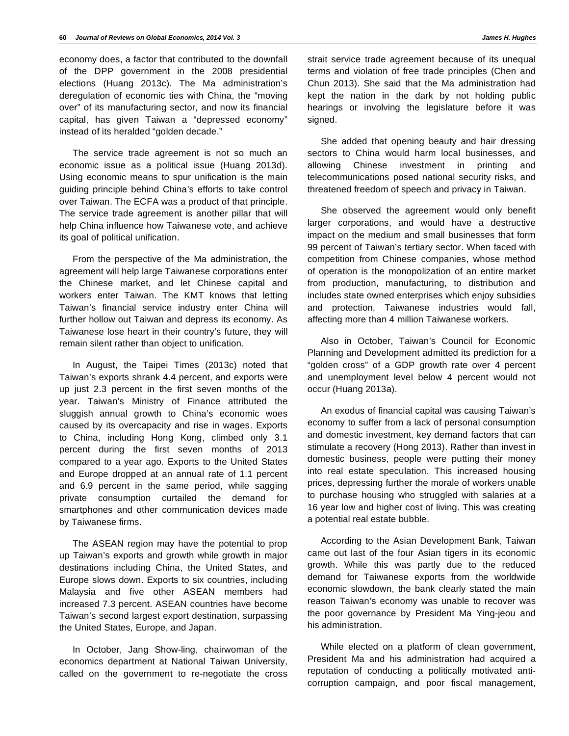economy does, a factor that contributed to the downfall of the DPP government in the 2008 presidential elections (Huang 2013c). The Ma administration's deregulation of economic ties with China, the "moving over" of its manufacturing sector, and now its financial capital, has given Taiwan a "depressed economy" instead of its heralded "golden decade."

The service trade agreement is not so much an economic issue as a political issue (Huang 2013d). Using economic means to spur unification is the main guiding principle behind China's efforts to take control over Taiwan. The ECFA was a product of that principle. The service trade agreement is another pillar that will help China influence how Taiwanese vote, and achieve its goal of political unification.

From the perspective of the Ma administration, the agreement will help large Taiwanese corporations enter the Chinese market, and let Chinese capital and workers enter Taiwan. The KMT knows that letting Taiwan's financial service industry enter China will further hollow out Taiwan and depress its economy. As Taiwanese lose heart in their country's future, they will remain silent rather than object to unification.

In August, the Taipei Times (2013c) noted that Taiwan's exports shrank 4.4 percent, and exports were up just 2.3 percent in the first seven months of the year. Taiwan's Ministry of Finance attributed the sluggish annual growth to China's economic woes caused by its overcapacity and rise in wages. Exports to China, including Hong Kong, climbed only 3.1 percent during the first seven months of 2013 compared to a year ago. Exports to the United States and Europe dropped at an annual rate of 1.1 percent and 6.9 percent in the same period, while sagging private consumption curtailed the demand for smartphones and other communication devices made by Taiwanese firms.

The ASEAN region may have the potential to prop up Taiwan's exports and growth while growth in major destinations including China, the United States, and Europe slows down. Exports to six countries, including Malaysia and five other ASEAN members had increased 7.3 percent. ASEAN countries have become Taiwan's second largest export destination, surpassing the United States, Europe, and Japan.

In October, Jang Show-ling, chairwoman of the economics department at National Taiwan University, called on the government to re-negotiate the cross strait service trade agreement because of its unequal terms and violation of free trade principles (Chen and Chun 2013). She said that the Ma administration had kept the nation in the dark by not holding public hearings or involving the legislature before it was signed.

She added that opening beauty and hair dressing sectors to China would harm local businesses, and allowing Chinese investment in printing and telecommunications posed national security risks, and threatened freedom of speech and privacy in Taiwan.

She observed the agreement would only benefit larger corporations, and would have a destructive impact on the medium and small businesses that form 99 percent of Taiwan's tertiary sector. When faced with competition from Chinese companies, whose method of operation is the monopolization of an entire market from production, manufacturing, to distribution and includes state owned enterprises which enjoy subsidies and protection, Taiwanese industries would fall, affecting more than 4 million Taiwanese workers.

Also in October, Taiwan's Council for Economic Planning and Development admitted its prediction for a "golden cross" of a GDP growth rate over 4 percent and unemployment level below 4 percent would not occur (Huang 2013a).

An exodus of financial capital was causing Taiwan's economy to suffer from a lack of personal consumption and domestic investment, key demand factors that can stimulate a recovery (Hong 2013). Rather than invest in domestic business, people were putting their money into real estate speculation. This increased housing prices, depressing further the morale of workers unable to purchase housing who struggled with salaries at a 16 year low and higher cost of living. This was creating a potential real estate bubble.

According to the Asian Development Bank, Taiwan came out last of the four Asian tigers in its economic growth. While this was partly due to the reduced demand for Taiwanese exports from the worldwide economic slowdown, the bank clearly stated the main reason Taiwan's economy was unable to recover was the poor governance by President Ma Ying-jeou and his administration.

While elected on a platform of clean government, President Ma and his administration had acquired a reputation of conducting a politically motivated anti-corruption campaign, and poor fiscal management,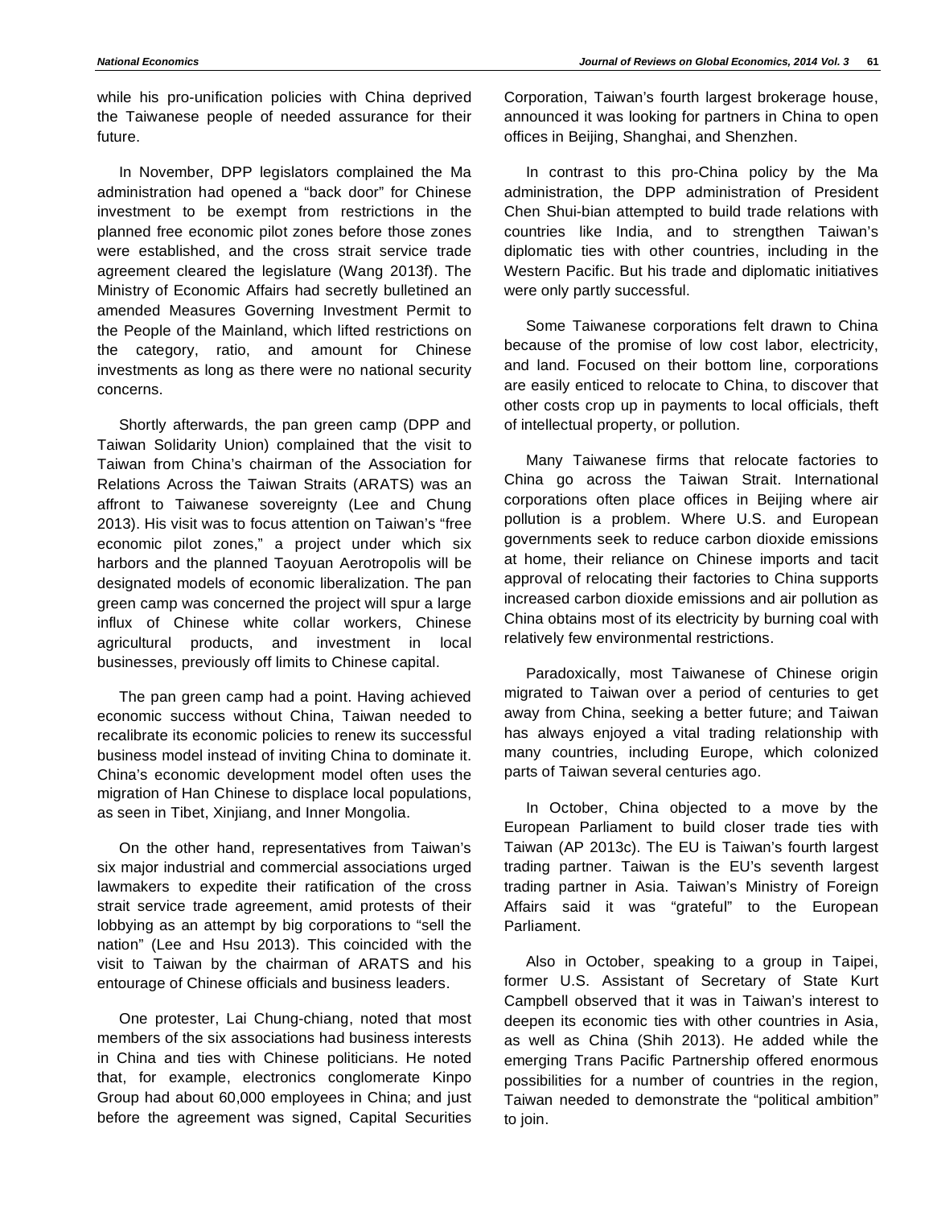while his pro-unification policies with China deprived the Taiwanese people of needed assurance for their future.

In November, DPP legislators complained the Ma administration had opened a "back door" for Chinese investment to be exempt from restrictions in the planned free economic pilot zones before those zones were established, and the cross strait service trade agreement cleared the legislature (Wang 2013f). The Ministry of Economic Affairs had secretly bulletined an amended Measures Governing Investment Permit to the People of the Mainland, which lifted restrictions on the category, ratio, and amount for Chinese investments as long as there were no national security concerns.

Shortly afterwards, the pan green camp (DPP and Taiwan Solidarity Union) complained that the visit to Taiwan from China's chairman of the Association for Relations Across the Taiwan Straits (ARATS) was an affront to Taiwanese sovereignty (Lee and Chung 2013). His visit was to focus attention on Taiwan's "free economic pilot zones," a project under which six harbors and the planned Taoyuan Aerotropolis will be designated models of economic liberalization. The pan green camp was concerned the project will spur a large influx of Chinese white collar workers, Chinese agricultural products, and investment in local businesses, previously off limits to Chinese capital.

The pan green camp had a point. Having achieved economic success without China, Taiwan needed to recalibrate its economic policies to renew its successful business model instead of inviting China to dominate it. China's economic development model often uses the migration of Han Chinese to displace local populations, as seen in Tibet, Xinjiang, and Inner Mongolia.

On the other hand, representatives from Taiwan's six major industrial and commercial associations urged lawmakers to expedite their ratification of the cross strait service trade agreement, amid protests of their lobbying as an attempt by big corporations to "sell the nation" (Lee and Hsu 2013). This coincided with the visit to Taiwan by the chairman of ARATS and his entourage of Chinese officials and business leaders.

One protester, Lai Chung-chiang, noted that most members of the six associations had business interests in China and ties with Chinese politicians. He noted that, for example, electronics conglomerate Kinpo Group had about 60,000 employees in China; and just before the agreement was signed, Capital Securities Corporation, Taiwan's fourth largest brokerage house, announced it was looking for partners in China to open offices in Beijing, Shanghai, and Shenzhen.

In contrast to this pro-China policy by the Ma administration, the DPP administration of President Chen Shui-bian attempted to build trade relations with countries like India, and to strengthen Taiwan's diplomatic ties with other countries, including in the Western Pacific. But his trade and diplomatic initiatives were only partly successful.

Some Taiwanese corporations felt drawn to China because of the promise of low cost labor, electricity, and land. Focused on their bottom line, corporations are easily enticed to relocate to China, to discover that other costs crop up in payments to local officials, theft of intellectual property, or pollution.

Many Taiwanese firms that relocate factories to China go across the Taiwan Strait. International corporations often place offices in Beijing where air pollution is a problem. Where U.S. and European governments seek to reduce carbon dioxide emissions at home, their reliance on Chinese imports and tacit approval of relocating their factories to China supports increased carbon dioxide emissions and air pollution as China obtains most of its electricity by burning coal with relatively few environmental restrictions.

Paradoxically, most Taiwanese of Chinese origin migrated to Taiwan over a period of centuries to get away from China, seeking a better future; and Taiwan has always enjoyed a vital trading relationship with many countries, including Europe, which colonized parts of Taiwan several centuries ago.

In October, China objected to a move by the European Parliament to build closer trade ties with Taiwan (AP 2013c). The EU is Taiwan's fourth largest trading partner. Taiwan is the EU's seventh largest trading partner in Asia. Taiwan's Ministry of Foreign Affairs said it was "grateful" to the European Parliament.

Also in October, speaking to a group in Taipei, former U.S. Assistant of Secretary of State Kurt Campbell observed that it was in Taiwan's interest to deepen its economic ties with other countries in Asia, as well as China (Shih 2013). He added while the emerging Trans Pacific Partnership offered enormous possibilities for a number of countries in the region, Taiwan needed to demonstrate the "political ambition" to join.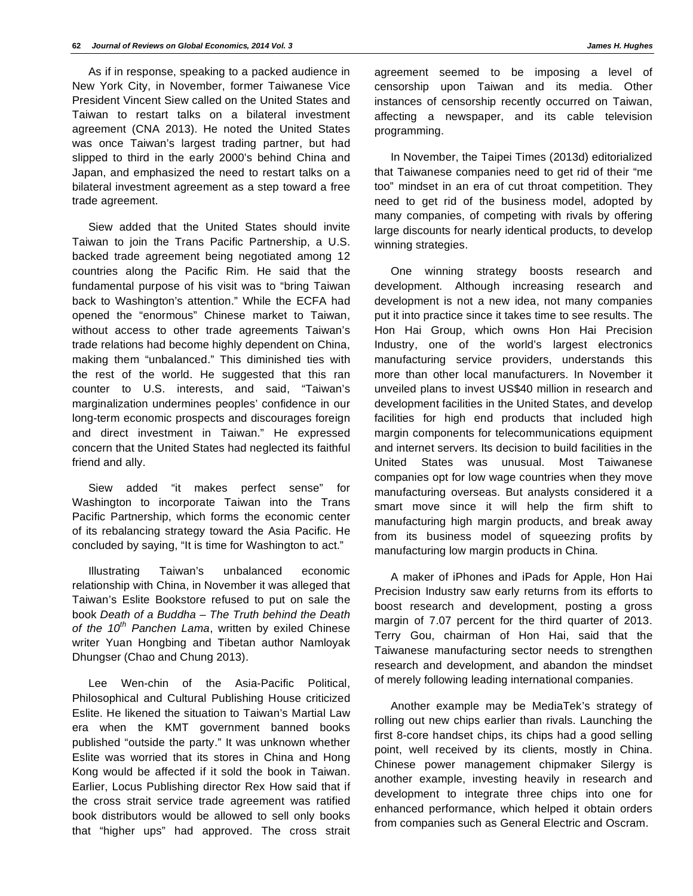As if in response, speaking to a packed audience in New York City, in November, former Taiwanese Vice President Vincent Siew called on the United States and Taiwan to restart talks on a bilateral investment agreement (CNA 2013). He noted the United States was once Taiwan's largest trading partner, but had slipped to third in the early 2000's behind China and Japan, and emphasized the need to restart talks on a bilateral investment agreement as a step toward a free trade agreement.

Siew added that the United States should invite Taiwan to join the Trans Pacific Partnership, a U.S. backed trade agreement being negotiated among 12 countries along the Pacific Rim. He said that the fundamental purpose of his visit was to "bring Taiwan back to Washington's attention." While the ECFA had opened the "enormous" Chinese market to Taiwan, without access to other trade agreements Taiwan's trade relations had become highly dependent on China, making them "unbalanced." This diminished ties with the rest of the world. He suggested that this ran counter to U.S. interests, and said, "Taiwan's marginalization undermines peoples' confidence in our long-term economic prospects and discourages foreign and direct investment in Taiwan." He expressed concern that the United States had neglected its faithful friend and ally.

Siew added "it makes perfect sense" for Washington to incorporate Taiwan into the Trans Pacific Partnership, which forms the economic center of its rebalancing strategy toward the Asia Pacific. He concluded by saying, "It is time for Washington to act."

Illustrating Taiwan's unbalanced economic relationship with China, in November it was alleged that Taiwan's Eslite Bookstore refused to put on sale the book *Death of a Buddha – The Truth behind the Death of the 10th Panchen Lama*, written by exiled Chinese writer Yuan Hongbing and Tibetan author Namloyak Dhungser (Chao and Chung 2013).

Lee Wen-chin of the Asia-Pacific Political, Philosophical and Cultural Publishing House criticized Eslite. He likened the situation to Taiwan's Martial Law era when the KMT government banned books published "outside the party." It was unknown whether Eslite was worried that its stores in China and Hong Kong would be affected if it sold the book in Taiwan. Earlier, Locus Publishing director Rex How said that if the cross strait service trade agreement was ratified book distributors would be allowed to sell only books that "higher ups" had approved. The cross strait agreement seemed to be imposing a level of censorship upon Taiwan and its media. Other instances of censorship recently occurred on Taiwan, affecting a newspaper, and its cable television programming.

In November, the Taipei Times (2013d) editorialized that Taiwanese companies need to get rid of their "me too" mindset in an era of cut throat competition. They need to get rid of the business model, adopted by many companies, of competing with rivals by offering large discounts for nearly identical products, to develop winning strategies.

One winning strategy boosts research and development. Although increasing research and development is not a new idea, not many companies put it into practice since it takes time to see results. The Hon Hai Group, which owns Hon Hai Precision Industry, one of the world's largest electronics manufacturing service providers, understands this more than other local manufacturers. In November it unveiled plans to invest US$40 million in research and development facilities in the United States, and develop facilities for high end products that included high margin components for telecommunications equipment and internet servers. Its decision to build facilities in the United States was unusual. Most Taiwanese companies opt for low wage countries when they move manufacturing overseas. But analysts considered it a smart move since it will help the firm shift to manufacturing high margin products, and break away from its business model of squeezing profits by manufacturing low margin products in China.

A maker of iPhones and iPads for Apple, Hon Hai Precision Industry saw early returns from its efforts to boost research and development, posting a gross margin of 7.07 percent for the third quarter of 2013. Terry Gou, chairman of Hon Hai, said that the Taiwanese manufacturing sector needs to strengthen research and development, and abandon the mindset of merely following leading international companies.

Another example may be MediaTek's strategy of rolling out new chips earlier than rivals. Launching the first 8-core handset chips, its chips had a good selling point, well received by its clients, mostly in China. Chinese power management chipmaker Silergy is another example, investing heavily in research and development to integrate three chips into one for enhanced performance, which helped it obtain orders from companies such as General Electric and Oscram.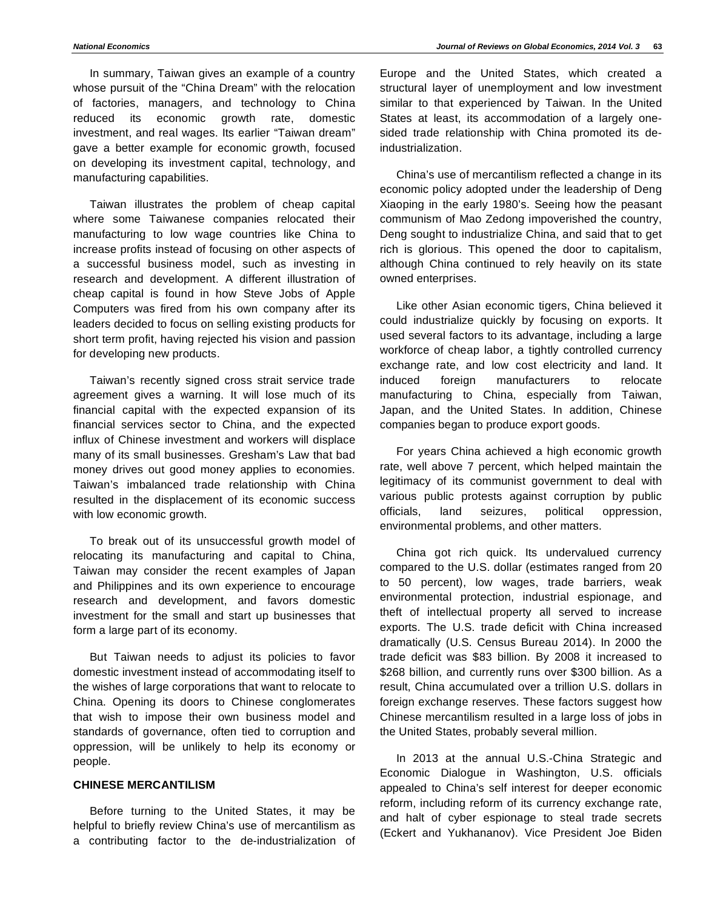In summary, Taiwan gives an example of a country whose pursuit of the "China Dream" with the relocation of factories, managers, and technology to China reduced its economic growth rate, domestic investment, and real wages. Its earlier "Taiwan dream" gave a better example for economic growth, focused on developing its investment capital, technology, and manufacturing capabilities.

Taiwan illustrates the problem of cheap capital where some Taiwanese companies relocated their manufacturing to low wage countries like China to increase profits instead of focusing on other aspects of a successful business model, such as investing in research and development. A different illustration of cheap capital is found in how Steve Jobs of Apple Computers was fired from his own company after its leaders decided to focus on selling existing products for short term profit, having rejected his vision and passion for developing new products.

Taiwan's recently signed cross strait service trade agreement gives a warning. It will lose much of its financial capital with the expected expansion of its financial services sector to China, and the expected influx of Chinese investment and workers will displace many of its small businesses. Gresham's Law that bad money drives out good money applies to economies. Taiwan's imbalanced trade relationship with China resulted in the displacement of its economic success with low economic growth.

To break out of its unsuccessful growth model of relocating its manufacturing and capital to China, Taiwan may consider the recent examples of Japan and Philippines and its own experience to encourage research and development, and favors domestic investment for the small and start up businesses that form a large part of its economy.

But Taiwan needs to adjust its policies to favor domestic investment instead of accommodating itself to the wishes of large corporations that want to relocate to China. Opening its doors to Chinese conglomerates that wish to impose their own business model and standards of governance, often tied to corruption and oppression, will be unlikely to help its economy or people.

## CHINESE MERCANTILISM

Before turning to the United States, it may be helpful to briefly review China's use of mercantilism as a contributing factor to the de-industrialization of Europe and the United States, which created a structural layer of unemployment and low investment similar to that experienced by Taiwan. In the United States at least, its accommodation of a largely one-sided trade relationship with China promoted its de-industrialization.

China's use of mercantilism reflected a change in its economic policy adopted under the leadership of Deng Xiaoping in the early 1980's. Seeing how the peasant communism of Mao Zedong impoverished the country, Deng sought to industrialize China, and said that to get rich is glorious. This opened the door to capitalism, although China continued to rely heavily on its state owned enterprises.

Like other Asian economic tigers, China believed it could industrialize quickly by focusing on exports. It used several factors to its advantage, including a large workforce of cheap labor, a tightly controlled currency exchange rate, and low cost electricity and land. It induced foreign manufacturers to relocate manufacturing to China, especially from Taiwan, Japan, and the United States. In addition, Chinese companies began to produce export goods.

For years China achieved a high economic growth rate, well above 7 percent, which helped maintain the legitimacy of its communist government to deal with various public protests against corruption by public officials, land seizures, political oppression, environmental problems, and other matters.

China got rich quick. Its undervalued currency compared to the U.S. dollar (estimates ranged from 20 to 50 percent), low wages, trade barriers, weak environmental protection, industrial espionage, and theft of intellectual property all served to increase exports. The U.S. trade deficit with China increased dramatically (U.S. Census Bureau 2014). In 2000 the trade deficit was $83 billion. By 2008 it increased to $268 billion, and currently runs over $300 billion. As a result, China accumulated over a trillion U.S. dollars in foreign exchange reserves. These factors suggest how Chinese mercantilism resulted in a large loss of jobs in the United States, probably several million.

In 2013 at the annual U.S.-China Strategic and Economic Dialogue in Washington, U.S. officials appealed to China's self interest for deeper economic reform, including reform of its currency exchange rate, and halt of cyber espionage to steal trade secrets (Eckert and Yukhananov). Vice President Joe Biden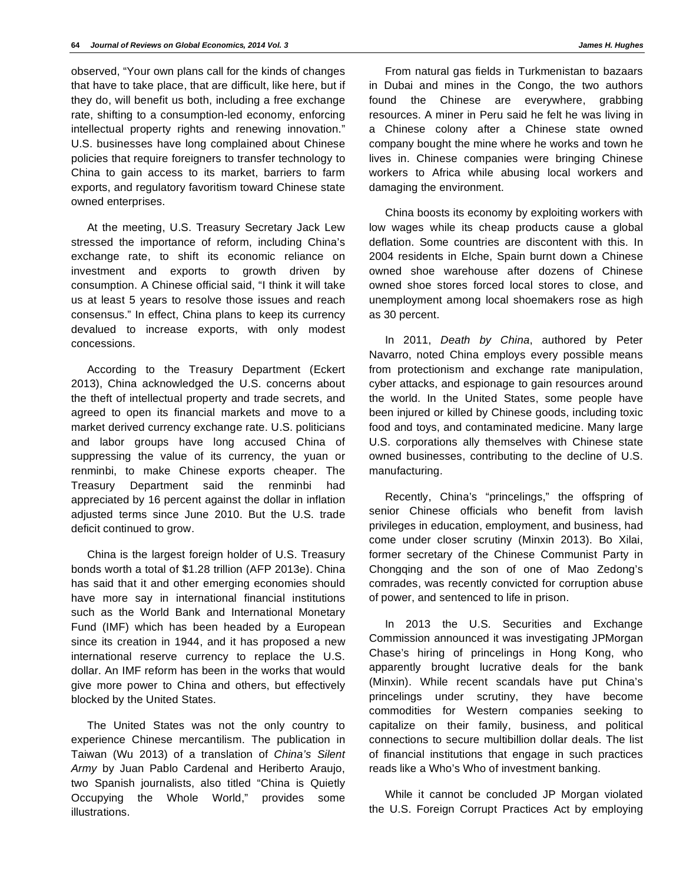observed, "Your own plans call for the kinds of changes that have to take place, that are difficult, like here, but if they do, will benefit us both, including a free exchange rate, shifting to a consumption-led economy, enforcing intellectual property rights and renewing innovation." U.S. businesses have long complained about Chinese policies that require foreigners to transfer technology to China to gain access to its market, barriers to farm exports, and regulatory favoritism toward Chinese state owned enterprises.

At the meeting, U.S. Treasury Secretary Jack Lew stressed the importance of reform, including China's exchange rate, to shift its economic reliance on investment and exports to growth driven by consumption. A Chinese official said, "I think it will take us at least 5 years to resolve those issues and reach consensus." In effect, China plans to keep its currency devalued to increase exports, with only modest concessions.

According to the Treasury Department (Eckert 2013), China acknowledged the U.S. concerns about the theft of intellectual property and trade secrets, and agreed to open its financial markets and move to a market derived currency exchange rate. U.S. politicians and labor groups have long accused China of suppressing the value of its currency, the yuan or renminbi, to make Chinese exports cheaper. The Treasury Department said the renminbi had appreciated by 16 percent against the dollar in inflation adjusted terms since June 2010. But the U.S. trade deficit continued to grow.

China is the largest foreign holder of U.S. Treasury bonds worth a total of $1.28 trillion (AFP 2013e). China has said that it and other emerging economies should have more say in international financial institutions such as the World Bank and International Monetary Fund (IMF) which has been headed by a European since its creation in 1944, and it has proposed a new international reserve currency to replace the U.S. dollar. An IMF reform has been in the works that would give more power to China and others, but effectively blocked by the United States.

The United States was not the only country to experience Chinese mercantilism. The publication in Taiwan (Wu 2013) of a translation of *China's Silent Army* by Juan Pablo Cardenal and Heriberto Araujo, two Spanish journalists, also titled "China is Quietly Occupying the Whole World," provides some illustrations.

From natural gas fields in Turkmenistan to bazaars in Dubai and mines in the Congo, the two authors found the Chinese are everywhere, grabbing resources. A miner in Peru said he felt he was living in a Chinese colony after a Chinese state owned company bought the mine where he works and town he lives in. Chinese companies were bringing Chinese workers to Africa while abusing local workers and damaging the environment.

China boosts its economy by exploiting workers with low wages while its cheap products cause a global deflation. Some countries are discontent with this. In 2004 residents in Elche, Spain burnt down a Chinese owned shoe warehouse after dozens of Chinese owned shoe stores forced local stores to close, and unemployment among local shoemakers rose as high as 30 percent.

In 2011, *Death by China*, authored by Peter Navarro, noted China employs every possible means from protectionism and exchange rate manipulation, cyber attacks, and espionage to gain resources around the world. In the United States, some people have been injured or killed by Chinese goods, including toxic food and toys, and contaminated medicine. Many large U.S. corporations ally themselves with Chinese state owned businesses, contributing to the decline of U.S. manufacturing.

Recently, China's "princelings," the offspring of senior Chinese officials who benefit from lavish privileges in education, employment, and business, had come under closer scrutiny (Minxin 2013). Bo Xilai, former secretary of the Chinese Communist Party in Chongqing and the son of one of Mao Zedong's comrades, was recently convicted for corruption abuse of power, and sentenced to life in prison.

In 2013 the U.S. Securities and Exchange Commission announced it was investigating JPMorgan Chase's hiring of princelings in Hong Kong, who apparently brought lucrative deals for the bank (Minxin). While recent scandals have put China's princelings under scrutiny, they have become commodities for Western companies seeking to capitalize on their family, business, and political connections to secure multibillion dollar deals. The list of financial institutions that engage in such practices reads like a Who's Who of investment banking.

While it cannot be concluded JP Morgan violated the U.S. Foreign Corrupt Practices Act by employing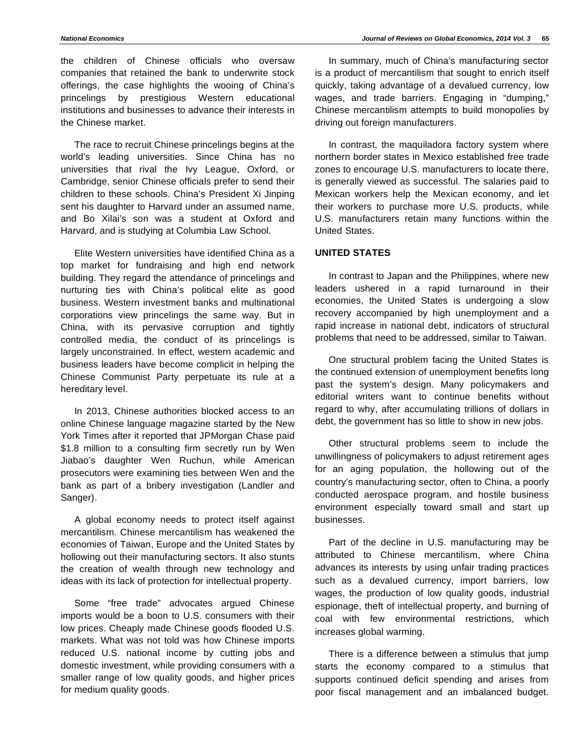the children of Chinese officials who oversaw companies that retained the bank to underwrite stock offerings, the case highlights the wooing of China's princelings by prestigious Western educational institutions and businesses to advance their interests in the Chinese market.

The race to recruit Chinese princelings begins at the world's leading universities. Since China has no universities that rival the Ivy League, Oxford, or Cambridge, senior Chinese officials prefer to send their children to these schools. China's President Xi Jinping sent his daughter to Harvard under an assumed name, and Bo Xilai's son was a student at Oxford and Harvard, and is studying at Columbia Law School.

Elite Western universities have identified China as a top market for fundraising and high end network building. They regard the attendance of princelings and nurturing ties with China's political elite as good business. Western investment banks and multinational corporations view princelings the same way. But in China, with its pervasive corruption and tightly controlled media, the conduct of its princelings is largely unconstrained. In effect, western academic and business leaders have become complicit in helping the Chinese Communist Party perpetuate its rule at a hereditary level.

In 2013, Chinese authorities blocked access to an online Chinese language magazine started by the New York Times after it reported that JPMorgan Chase paid \$1.8 million to a consulting firm secretly run by Wen Jiabao's daughter Wen Ruchun, while American prosecutors were examining ties between Wen and the bank as part of a bribery investigation (Landler and Sanger).

A global economy needs to protect itself against mercantilism. Chinese mercantilism has weakened the economies of Taiwan, Europe and the United States by hollowing out their manufacturing sectors. It also stunts the creation of wealth through new technology and ideas with its lack of protection for intellectual property.

Some "free trade" advocates argued Chinese imports would be a boon to U.S. consumers with their low prices. Cheaply made Chinese goods flooded U.S. markets. What was not told was how Chinese imports reduced U.S. national income by cutting jobs and domestic investment, while providing consumers with a smaller range of low quality goods, and higher prices for medium quality goods.

In summary, much of China's manufacturing sector is a product of mercantilism that sought to enrich itself quickly, taking advantage of a devalued currency, low wages, and trade barriers. Engaging in "dumping," Chinese mercantilism attempts to build monopolies by driving out foreign manufacturers.

In contrast, the maquiladora factory system where northern border states in Mexico established free trade zones to encourage U.S. manufacturers to locate there, is generally viewed as successful. The salaries paid to Mexican workers help the Mexican economy, and let their workers to purchase more U.S. products, while U.S. manufacturers retain many functions within the United States.

## UNITED STATES

In contrast to Japan and the Philippines, where new leaders ushered in a rapid turnaround in their economies, the United States is undergoing a slow recovery accompanied by high unemployment and a rapid increase in national debt, indicators of structural problems that need to be addressed, similar to Taiwan.

One structural problem facing the United States is the continued extension of unemployment benefits long past the system's design. Many policymakers and editorial writers want to continue benefits without regard to why, after accumulating trillions of dollars in debt, the government has so little to show in new jobs.

Other structural problems seem to include the unwillingness of policymakers to adjust retirement ages for an aging population, the hollowing out of the country's manufacturing sector, often to China, a poorly conducted aerospace program, and hostile business environment especially toward small and start up businesses.

Part of the decline in U.S. manufacturing may be attributed to Chinese mercantilism, where China advances its interests by using unfair trading practices such as a devalued currency, import barriers, low wages, the production of low quality goods, industrial espionage, theft of intellectual property, and burning of coal with few environmental restrictions, which increases global warming.

There is a difference between a stimulus that jump starts the economy compared to a stimulus that supports continued deficit spending and arises from poor fiscal management and an imbalanced budget.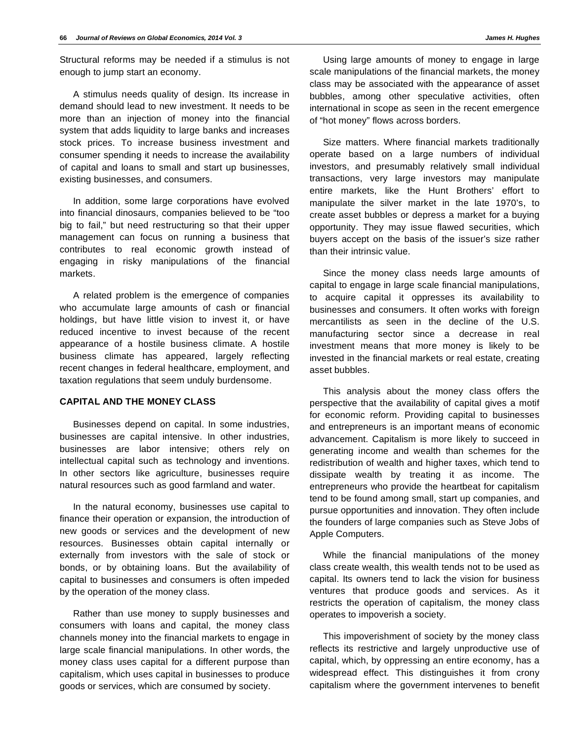Structural reforms may be needed if a stimulus is not enough to jump start an economy.

A stimulus needs quality of design. Its increase in demand should lead to new investment. It needs to be more than an injection of money into the financial system that adds liquidity to large banks and increases stock prices. To increase business investment and consumer spending it needs to increase the availability of capital and loans to small and start up businesses, existing businesses, and consumers.

In addition, some large corporations have evolved into financial dinosaurs, companies believed to be "too big to fail," but need restructuring so that their upper management can focus on running a business that contributes to real economic growth instead of engaging in risky manipulations of the financial markets.

A related problem is the emergence of companies who accumulate large amounts of cash or financial holdings, but have little vision to invest it, or have reduced incentive to invest because of the recent appearance of a hostile business climate. A hostile business climate has appeared, largely reflecting recent changes in federal healthcare, employment, and taxation regulations that seem unduly burdensome.

## CAPITAL AND THE MONEY CLASS

Businesses depend on capital. In some industries, businesses are capital intensive. In other industries, businesses are labor intensive; others rely on intellectual capital such as technology and inventions. In other sectors like agriculture, businesses require natural resources such as good farmland and water.

In the natural economy, businesses use capital to finance their operation or expansion, the introduction of new goods or services and the development of new resources. Businesses obtain capital internally or externally from investors with the sale of stock or bonds, or by obtaining loans. But the availability of capital to businesses and consumers is often impeded by the operation of the money class.

Rather than use money to supply businesses and consumers with loans and capital, the money class channels money into the financial markets to engage in large scale financial manipulations. In other words, the money class uses capital for a different purpose than capitalism, which uses capital in businesses to produce goods or services, which are consumed by society.

Using large amounts of money to engage in large scale manipulations of the financial markets, the money class may be associated with the appearance of asset bubbles, among other speculative activities, often international in scope as seen in the recent emergence of "hot money" flows across borders.

Size matters. Where financial markets traditionally operate based on a large numbers of individual investors, and presumably relatively small individual transactions, very large investors may manipulate entire markets, like the Hunt Brothers' effort to manipulate the silver market in the late 1970's, to create asset bubbles or depress a market for a buying opportunity. They may issue flawed securities, which buyers accept on the basis of the issuer's size rather than their intrinsic value.

Since the money class needs large amounts of capital to engage in large scale financial manipulations, to acquire capital it oppresses its availability to businesses and consumers. It often works with foreign mercantilists as seen in the decline of the U.S. manufacturing sector since a decrease in real investment means that more money is likely to be invested in the financial markets or real estate, creating asset bubbles.

This analysis about the money class offers the perspective that the availability of capital gives a motif for economic reform. Providing capital to businesses and entrepreneurs is an important means of economic advancement. Capitalism is more likely to succeed in generating income and wealth than schemes for the redistribution of wealth and higher taxes, which tend to dissipate wealth by treating it as income. The entrepreneurs who provide the heartbeat for capitalism tend to be found among small, start up companies, and pursue opportunities and innovation. They often include the founders of large companies such as Steve Jobs of Apple Computers.

While the financial manipulations of the money class create wealth, this wealth tends not to be used as capital. Its owners tend to lack the vision for business ventures that produce goods and services. As it restricts the operation of capitalism, the money class operates to impoverish a society.

This impoverishment of society by the money class reflects its restrictive and largely unproductive use of capital, which, by oppressing an entire economy, has a widespread effect. This distinguishes it from crony capitalism where the government intervenes to benefit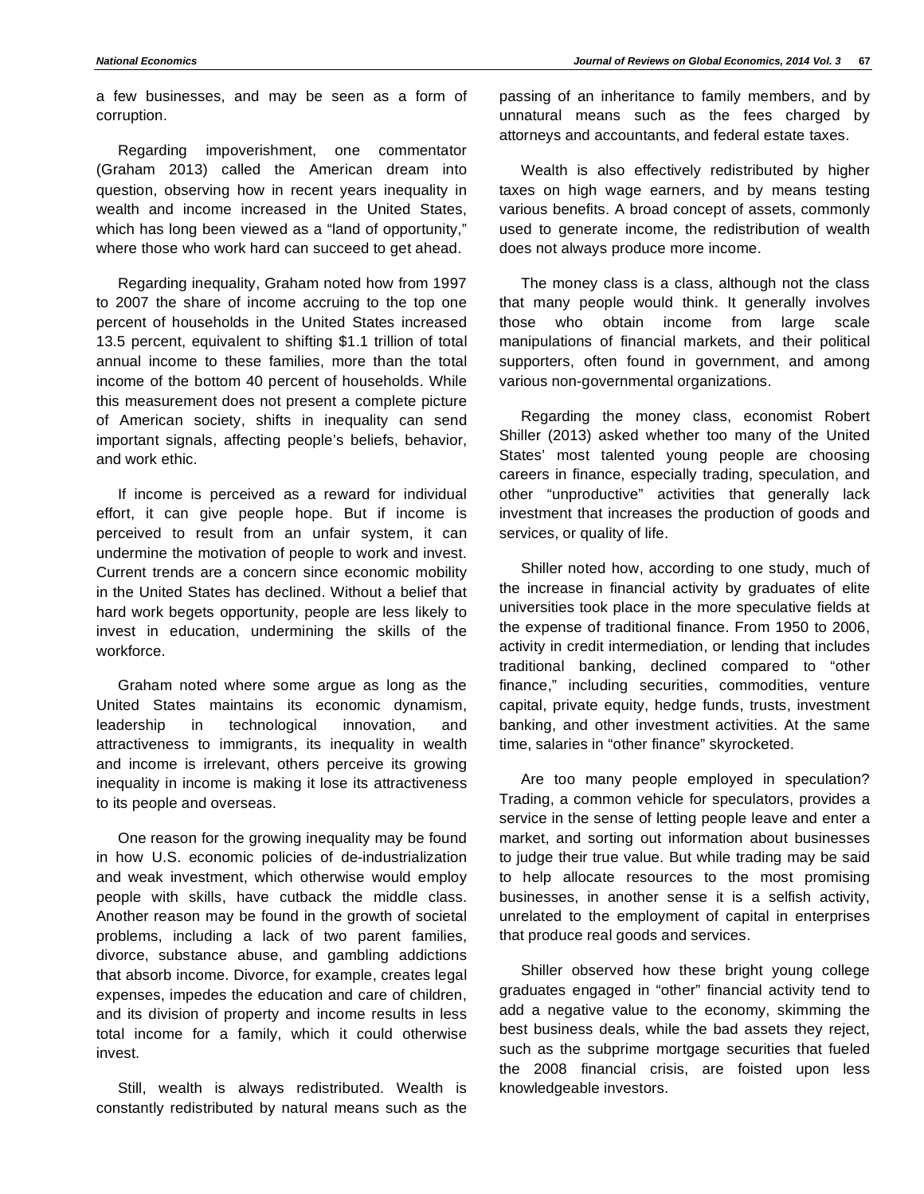a few businesses, and may be seen as a form of corruption.

Regarding impoverishment, one commentator (Graham 2013) called the American dream into question, observing how in recent years inequality in wealth and income increased in the United States, which has long been viewed as a "land of opportunity," where those who work hard can succeed to get ahead.

Regarding inequality, Graham noted how from 1997 to 2007 the share of income accruing to the top one percent of households in the United States increased 13.5 percent, equivalent to shifting $1.1 trillion of total annual income to these families, more than the total income of the bottom 40 percent of households. While this measurement does not present a complete picture of American society, shifts in inequality can send important signals, affecting people's beliefs, behavior, and work ethic.

If income is perceived as a reward for individual effort, it can give people hope. But if income is perceived to result from an unfair system, it can undermine the motivation of people to work and invest. Current trends are a concern since economic mobility in the United States has declined. Without a belief that hard work begets opportunity, people are less likely to invest in education, undermining the skills of the workforce.

Graham noted where some argue as long as the United States maintains its economic dynamism, leadership in technological innovation, and attractiveness to immigrants, its inequality in wealth and income is irrelevant, others perceive its growing inequality in income is making it lose its attractiveness to its people and overseas.

One reason for the growing inequality may be found in how U.S. economic policies of de-industrialization and weak investment, which otherwise would employ people with skills, have cutback the middle class. Another reason may be found in the growth of societal problems, including a lack of two parent families, divorce, substance abuse, and gambling addictions that absorb income. Divorce, for example, creates legal expenses, impedes the education and care of children, and its division of property and income results in less total income for a family, which it could otherwise invest.

Still, wealth is always redistributed. Wealth is constantly redistributed by natural means such as the passing of an inheritance to family members, and by unnatural means such as the fees charged by attorneys and accountants, and federal estate taxes.

Wealth is also effectively redistributed by higher taxes on high wage earners, and by means testing various benefits. A broad concept of assets, commonly used to generate income, the redistribution of wealth does not always produce more income.

The money class is a class, although not the class that many people would think. It generally involves those who obtain income from large scale manipulations of financial markets, and their political supporters, often found in government, and among various non-governmental organizations.

Regarding the money class, economist Robert Shiller (2013) asked whether too many of the United States' most talented young people are choosing careers in finance, especially trading, speculation, and other "unproductive" activities that generally lack investment that increases the production of goods and services, or quality of life.

Shiller noted how, according to one study, much of the increase in financial activity by graduates of elite universities took place in the more speculative fields at the expense of traditional finance. From 1950 to 2006, activity in credit intermediation, or lending that includes traditional banking, declined compared to "other finance," including securities, commodities, venture capital, private equity, hedge funds, trusts, investment banking, and other investment activities. At the same time, salaries in "other finance" skyrocketed.

Are too many people employed in speculation? Trading, a common vehicle for speculators, provides a service in the sense of letting people leave and enter a market, and sorting out information about businesses to judge their true value. But while trading may be said to help allocate resources to the most promising businesses, in another sense it is a selfish activity, unrelated to the employment of capital in enterprises that produce real goods and services.

Shiller observed how these bright young college graduates engaged in "other" financial activity tend to add a negative value to the economy, skimming the best business deals, while the bad assets they reject, such as the subprime mortgage securities that fueled the 2008 financial crisis, are foisted upon less knowledgeable investors.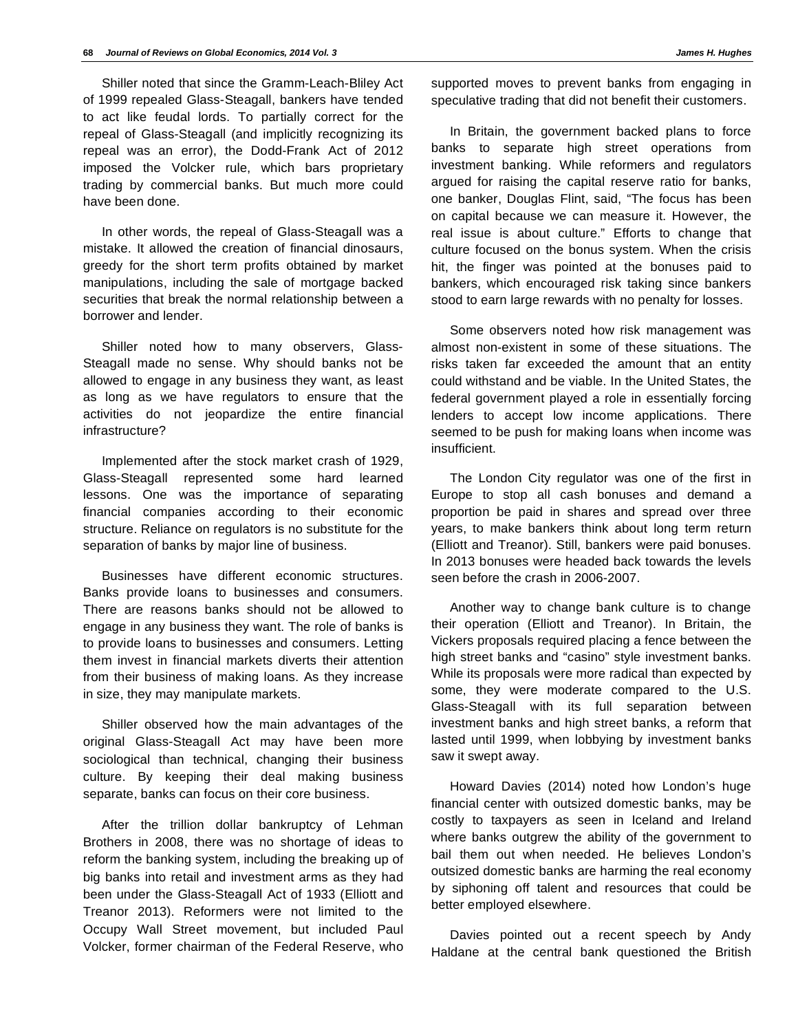Shiller noted that since the Gramm-Leach-Bliley Act of 1999 repealed Glass-Steagall, bankers have tended to act like feudal lords. To partially correct for the repeal of Glass-Steagall (and implicitly recognizing its repeal was an error), the Dodd-Frank Act of 2012 imposed the Volcker rule, which bars proprietary trading by commercial banks. But much more could have been done.

In other words, the repeal of Glass-Steagall was a mistake. It allowed the creation of financial dinosaurs, greedy for the short term profits obtained by market manipulations, including the sale of mortgage backed securities that break the normal relationship between a borrower and lender.

Shiller noted how to many observers, Glass-Steagall made no sense. Why should banks not be allowed to engage in any business they want, as least as long as we have regulators to ensure that the activities do not jeopardize the entire financial infrastructure?

Implemented after the stock market crash of 1929, Glass-Steagall represented some hard learned lessons. One was the importance of separating financial companies according to their economic structure. Reliance on regulators is no substitute for the separation of banks by major line of business.

Businesses have different economic structures. Banks provide loans to businesses and consumers. There are reasons banks should not be allowed to engage in any business they want. The role of banks is to provide loans to businesses and consumers. Letting them invest in financial markets diverts their attention from their business of making loans. As they increase in size, they may manipulate markets.

Shiller observed how the main advantages of the original Glass-Steagall Act may have been more sociological than technical, changing their business culture. By keeping their deal making business separate, banks can focus on their core business.

After the trillion dollar bankruptcy of Lehman Brothers in 2008, there was no shortage of ideas to reform the banking system, including the breaking up of big banks into retail and investment arms as they had been under the Glass-Steagall Act of 1933 (Elliott and Treanor 2013). Reformers were not limited to the Occupy Wall Street movement, but included Paul Volcker, former chairman of the Federal Reserve, who supported moves to prevent banks from engaging in speculative trading that did not benefit their customers.

In Britain, the government backed plans to force banks to separate high street operations from investment banking. While reformers and regulators argued for raising the capital reserve ratio for banks, one banker, Douglas Flint, said, "The focus has been on capital because we can measure it. However, the real issue is about culture." Efforts to change that culture focused on the bonus system. When the crisis hit, the finger was pointed at the bonuses paid to bankers, which encouraged risk taking since bankers stood to earn large rewards with no penalty for losses.

Some observers noted how risk management was almost non-existent in some of these situations. The risks taken far exceeded the amount that an entity could withstand and be viable. In the United States, the federal government played a role in essentially forcing lenders to accept low income applications. There seemed to be push for making loans when income was insufficient.

The London City regulator was one of the first in Europe to stop all cash bonuses and demand a proportion be paid in shares and spread over three years, to make bankers think about long term return (Elliott and Treanor). Still, bankers were paid bonuses. In 2013 bonuses were headed back towards the levels seen before the crash in 2006-2007.

Another way to change bank culture is to change their operation (Elliott and Treanor). In Britain, the Vickers proposals required placing a fence between the high street banks and "casino" style investment banks. While its proposals were more radical than expected by some, they were moderate compared to the U.S. Glass-Steagall with its full separation between investment banks and high street banks, a reform that lasted until 1999, when lobbying by investment banks saw it swept away.

Howard Davies (2014) noted how London's huge financial center with outsized domestic banks, may be costly to taxpayers as seen in Iceland and Ireland where banks outgrew the ability of the government to bail them out when needed. He believes London's outsized domestic banks are harming the real economy by siphoning off talent and resources that could be better employed elsewhere.

Davies pointed out a recent speech by Andy Haldane at the central bank questioned the British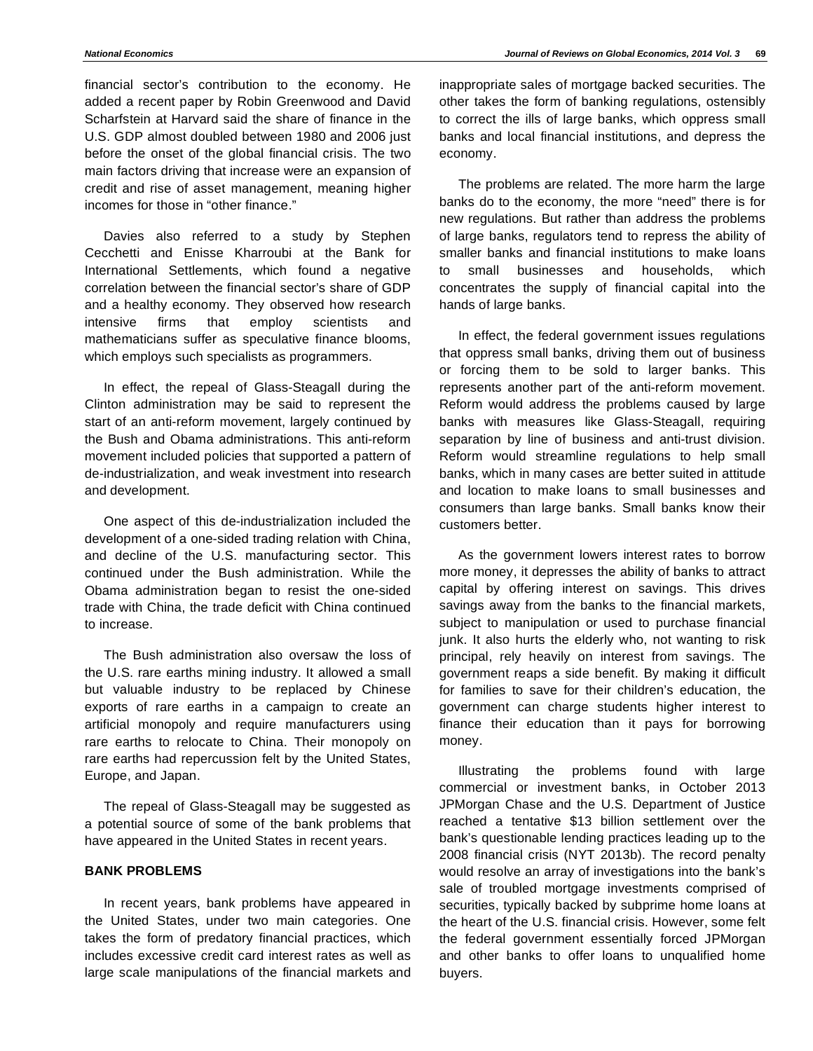financial sector's contribution to the economy. He added a recent paper by Robin Greenwood and David Scharfstein at Harvard said the share of finance in the U.S. GDP almost doubled between 1980 and 2006 just before the onset of the global financial crisis. The two main factors driving that increase were an expansion of credit and rise of asset management, meaning higher incomes for those in "other finance."

Davies also referred to a study by Stephen Cecchetti and Enisse Kharroubi at the Bank for International Settlements, which found a negative correlation between the financial sector's share of GDP and a healthy economy. They observed how research intensive firms that employ scientists and mathematicians suffer as speculative finance blooms, which employs such specialists as programmers.

In effect, the repeal of Glass-Steagall during the Clinton administration may be said to represent the start of an anti-reform movement, largely continued by the Bush and Obama administrations. This anti-reform movement included policies that supported a pattern of de-industrialization, and weak investment into research and development.

One aspect of this de-industrialization included the development of a one-sided trading relation with China, and decline of the U.S. manufacturing sector. This continued under the Bush administration. While the Obama administration began to resist the one-sided trade with China, the trade deficit with China continued to increase.

The Bush administration also oversaw the loss of the U.S. rare earths mining industry. It allowed a small but valuable industry to be replaced by Chinese exports of rare earths in a campaign to create an artificial monopoly and require manufacturers using rare earths to relocate to China. Their monopoly on rare earths had repercussion felt by the United States, Europe, and Japan.

The repeal of Glass-Steagall may be suggested as a potential source of some of the bank problems that have appeared in the United States in recent years.

## BANK PROBLEMS

In recent years, bank problems have appeared in the United States, under two main categories. One takes the form of predatory financial practices, which includes excessive credit card interest rates as well as large scale manipulations of the financial markets and inappropriate sales of mortgage backed securities. The other takes the form of banking regulations, ostensibly to correct the ills of large banks, which oppress small banks and local financial institutions, and depress the economy.

The problems are related. The more harm the large banks do to the economy, the more "need" there is for new regulations. But rather than address the problems of large banks, regulators tend to repress the ability of smaller banks and financial institutions to make loans to small businesses and households, which concentrates the supply of financial capital into the hands of large banks.

In effect, the federal government issues regulations that oppress small banks, driving them out of business or forcing them to be sold to larger banks. This represents another part of the anti-reform movement. Reform would address the problems caused by large banks with measures like Glass-Steagall, requiring separation by line of business and anti-trust division. Reform would streamline regulations to help small banks, which in many cases are better suited in attitude and location to make loans to small businesses and consumers than large banks. Small banks know their customers better.

As the government lowers interest rates to borrow more money, it depresses the ability of banks to attract capital by offering interest on savings. This drives savings away from the banks to the financial markets, subject to manipulation or used to purchase financial junk. It also hurts the elderly who, not wanting to risk principal, rely heavily on interest from savings. The government reaps a side benefit. By making it difficult for families to save for their children's education, the government can charge students higher interest to finance their education than it pays for borrowing money.

Illustrating the problems found with large commercial or investment banks, in October 2013 JPMorgan Chase and the U.S. Department of Justice reached a tentative $13 billion settlement over the bank's questionable lending practices leading up to the 2008 financial crisis (NYT 2013b). The record penalty would resolve an array of investigations into the bank's sale of troubled mortgage investments comprised of securities, typically backed by subprime home loans at the heart of the U.S. financial crisis. However, some felt the federal government essentially forced JPMorgan and other banks to offer loans to unqualified home buyers.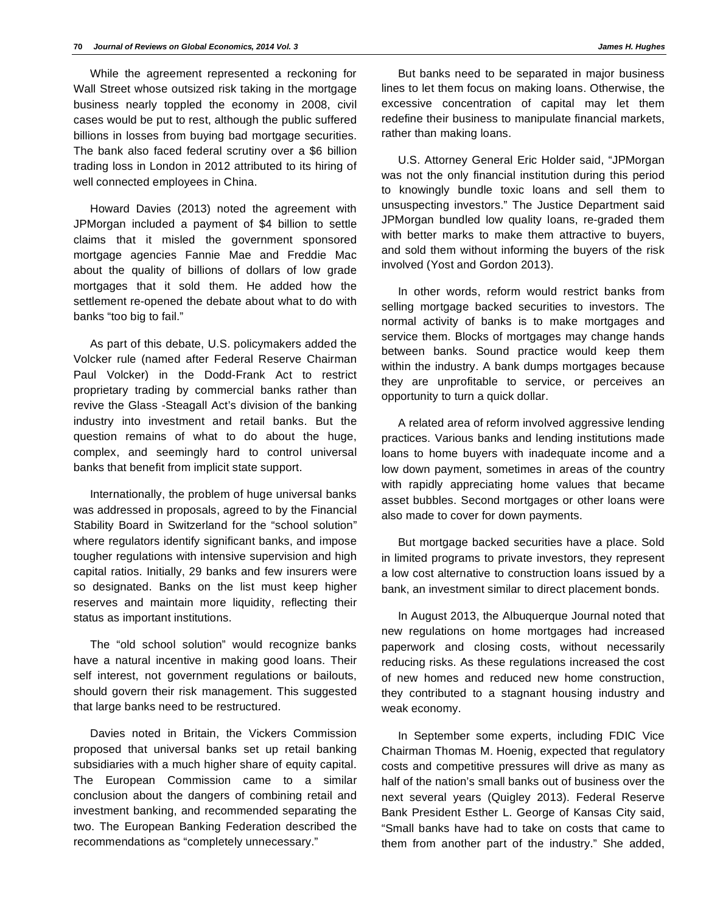While the agreement represented a reckoning for Wall Street whose outsized risk taking in the mortgage business nearly toppled the economy in 2008, civil cases would be put to rest, although the public suffered billions in losses from buying bad mortgage securities. The bank also faced federal scrutiny over a $6 billion trading loss in London in 2012 attributed to its hiring of well connected employees in China.

Howard Davies (2013) noted the agreement with JPMorgan included a payment of $4 billion to settle claims that it misled the government sponsored mortgage agencies Fannie Mae and Freddie Mac about the quality of billions of dollars of low grade mortgages that it sold them. He added how the settlement re-opened the debate about what to do with banks "too big to fail."

As part of this debate, U.S. policymakers added the Volcker rule (named after Federal Reserve Chairman Paul Volcker) in the Dodd-Frank Act to restrict proprietary trading by commercial banks rather than revive the Glass -Steagall Act's division of the banking industry into investment and retail banks. But the question remains of what to do about the huge, complex, and seemingly hard to control universal banks that benefit from implicit state support.

Internationally, the problem of huge universal banks was addressed in proposals, agreed to by the Financial Stability Board in Switzerland for the "school solution" where regulators identify significant banks, and impose tougher regulations with intensive supervision and high capital ratios. Initially, 29 banks and few insurers were so designated. Banks on the list must keep higher reserves and maintain more liquidity, reflecting their status as important institutions.

The "old school solution" would recognize banks have a natural incentive in making good loans. Their self interest, not government regulations or bailouts, should govern their risk management. This suggested that large banks need to be restructured.

Davies noted in Britain, the Vickers Commission proposed that universal banks set up retail banking subsidiaries with a much higher share of equity capital. The European Commission came to a similar conclusion about the dangers of combining retail and investment banking, and recommended separating the two. The European Banking Federation described the recommendations as "completely unnecessary."

But banks need to be separated in major business lines to let them focus on making loans. Otherwise, the excessive concentration of capital may let them redefine their business to manipulate financial markets, rather than making loans.

U.S. Attorney General Eric Holder said, "JPMorgan was not the only financial institution during this period to knowingly bundle toxic loans and sell them to unsuspecting investors." The Justice Department said JPMorgan bundled low quality loans, re-graded them with better marks to make them attractive to buyers, and sold them without informing the buyers of the risk involved (Yost and Gordon 2013).

In other words, reform would restrict banks from selling mortgage backed securities to investors. The normal activity of banks is to make mortgages and service them. Blocks of mortgages may change hands between banks. Sound practice would keep them within the industry. A bank dumps mortgages because they are unprofitable to service, or perceives an opportunity to turn a quick dollar.

A related area of reform involved aggressive lending practices. Various banks and lending institutions made loans to home buyers with inadequate income and a low down payment, sometimes in areas of the country with rapidly appreciating home values that became asset bubbles. Second mortgages or other loans were also made to cover for down payments.

But mortgage backed securities have a place. Sold in limited programs to private investors, they represent a low cost alternative to construction loans issued by a bank, an investment similar to direct placement bonds.

In August 2013, the Albuquerque Journal noted that new regulations on home mortgages had increased paperwork and closing costs, without necessarily reducing risks. As these regulations increased the cost of new homes and reduced new home construction, they contributed to a stagnant housing industry and weak economy.

In September some experts, including FDIC Vice Chairman Thomas M. Hoenig, expected that regulatory costs and competitive pressures will drive as many as half of the nation's small banks out of business over the next several years (Quigley 2013). Federal Reserve Bank President Esther L. George of Kansas City said, "Small banks have had to take on costs that came to them from another part of the industry." She added,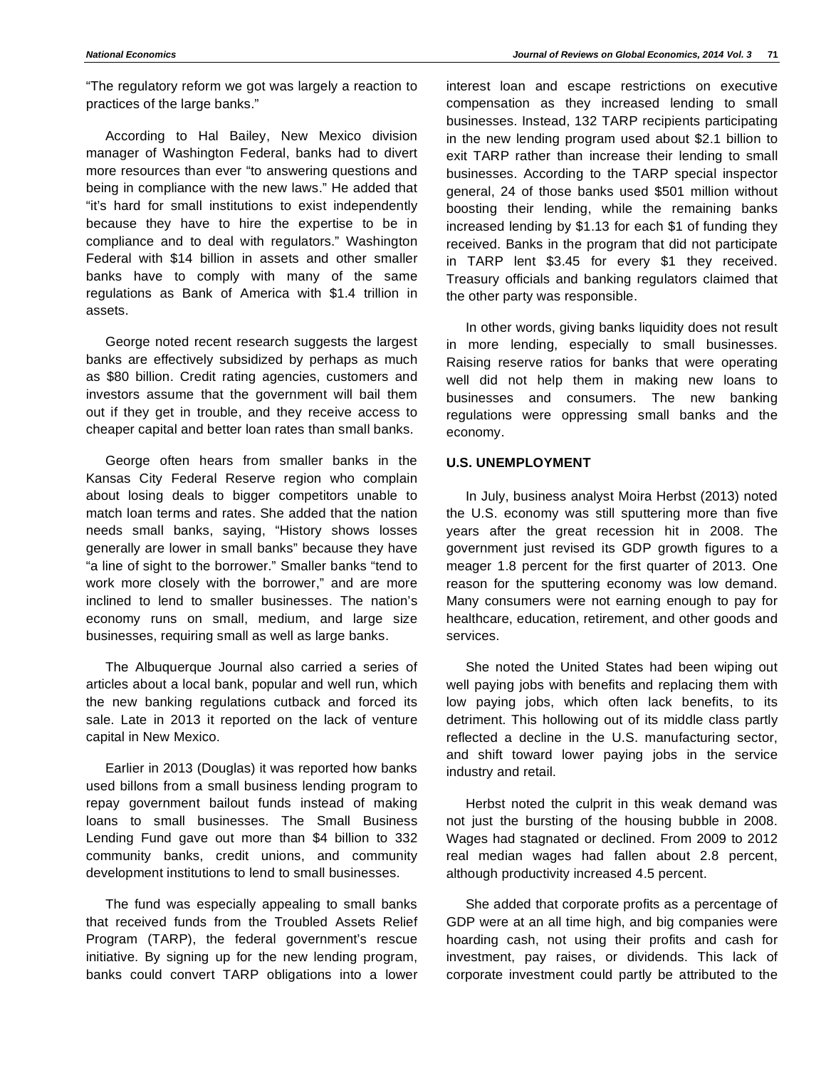"The regulatory reform we got was largely a reaction to practices of the large banks."

According to Hal Bailey, New Mexico division manager of Washington Federal, banks had to divert more resources than ever "to answering questions and being in compliance with the new laws." He added that "it's hard for small institutions to exist independently because they have to hire the expertise to be in compliance and to deal with regulators." Washington Federal with $14 billion in assets and other smaller banks have to comply with many of the same regulations as Bank of America with $1.4 trillion in assets.

George noted recent research suggests the largest banks are effectively subsidized by perhaps as much as $80 billion. Credit rating agencies, customers and investors assume that the government will bail them out if they get in trouble, and they receive access to cheaper capital and better loan rates than small banks.

George often hears from smaller banks in the Kansas City Federal Reserve region who complain about losing deals to bigger competitors unable to match loan terms and rates. She added that the nation needs small banks, saying, "History shows losses generally are lower in small banks" because they have "a line of sight to the borrower." Smaller banks "tend to work more closely with the borrower," and are more inclined to lend to smaller businesses. The nation's economy runs on small, medium, and large size businesses, requiring small as well as large banks.

The Albuquerque Journal also carried a series of articles about a local bank, popular and well run, which the new banking regulations cutback and forced its sale. Late in 2013 it reported on the lack of venture capital in New Mexico.

Earlier in 2013 (Douglas) it was reported how banks used billons from a small business lending program to repay government bailout funds instead of making loans to small businesses. The Small Business Lending Fund gave out more than $4 billion to 332 community banks, credit unions, and community development institutions to lend to small businesses.

The fund was especially appealing to small banks that received funds from the Troubled Assets Relief Program (TARP), the federal government's rescue initiative. By signing up for the new lending program, banks could convert TARP obligations into a lower interest loan and escape restrictions on executive compensation as they increased lending to small businesses. Instead, 132 TARP recipients participating in the new lending program used about $2.1 billion to exit TARP rather than increase their lending to small businesses. According to the TARP special inspector general, 24 of those banks used $501 million without boosting their lending, while the remaining banks increased lending by $1.13 for each $1 of funding they received. Banks in the program that did not participate in TARP lent $3.45 for every $1 they received. Treasury officials and banking regulators claimed that the other party was responsible.

In other words, giving banks liquidity does not result in more lending, especially to small businesses. Raising reserve ratios for banks that were operating well did not help them in making new loans to businesses and consumers. The new banking regulations were oppressing small banks and the economy.

## U.S. UNEMPLOYMENT

In July, business analyst Moira Herbst (2013) noted the U.S. economy was still sputtering more than five years after the great recession hit in 2008. The government just revised its GDP growth figures to a meager 1.8 percent for the first quarter of 2013. One reason for the sputtering economy was low demand. Many consumers were not earning enough to pay for healthcare, education, retirement, and other goods and services.

She noted the United States had been wiping out well paying jobs with benefits and replacing them with low paying jobs, which often lack benefits, to its detriment. This hollowing out of its middle class partly reflected a decline in the U.S. manufacturing sector, and shift toward lower paying jobs in the service industry and retail.

Herbst noted the culprit in this weak demand was not just the bursting of the housing bubble in 2008. Wages had stagnated or declined. From 2009 to 2012 real median wages had fallen about 2.8 percent, although productivity increased 4.5 percent.

She added that corporate profits as a percentage of GDP were at an all time high, and big companies were hoarding cash, not using their profits and cash for investment, pay raises, or dividends. This lack of corporate investment could partly be attributed to the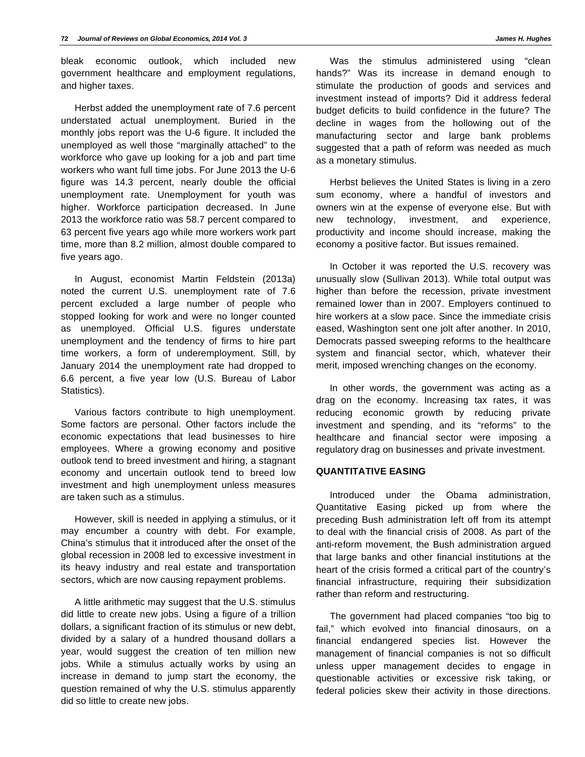bleak economic outlook, which included new government healthcare and employment regulations, and higher taxes.

Herbst added the unemployment rate of 7.6 percent understated actual unemployment. Buried in the monthly jobs report was the U-6 figure. It included the unemployed as well those "marginally attached" to the workforce who gave up looking for a job and part time workers who want full time jobs. For June 2013 the U-6 figure was 14.3 percent, nearly double the official unemployment rate. Unemployment for youth was higher. Workforce participation decreased. In June 2013 the workforce ratio was 58.7 percent compared to 63 percent five years ago while more workers work part time, more than 8.2 million, almost double compared to five years ago.

In August, economist Martin Feldstein (2013a) noted the current U.S. unemployment rate of 7.6 percent excluded a large number of people who stopped looking for work and were no longer counted as unemployed. Official U.S. figures understate unemployment and the tendency of firms to hire part time workers, a form of underemployment. Still, by January 2014 the unemployment rate had dropped to 6.6 percent, a five year low (U.S. Bureau of Labor Statistics).

Various factors contribute to high unemployment. Some factors are personal. Other factors include the economic expectations that lead businesses to hire employees. Where a growing economy and positive outlook tend to breed investment and hiring, a stagnant economy and uncertain outlook tend to breed low investment and high unemployment unless measures are taken such as a stimulus.

However, skill is needed in applying a stimulus, or it may encumber a country with debt. For example, China's stimulus that it introduced after the onset of the global recession in 2008 led to excessive investment in its heavy industry and real estate and transportation sectors, which are now causing repayment problems.

A little arithmetic may suggest that the U.S. stimulus did little to create new jobs. Using a figure of a trillion dollars, a significant fraction of its stimulus or new debt, divided by a salary of a hundred thousand dollars a year, would suggest the creation of ten million new jobs. While a stimulus actually works by using an increase in demand to jump start the economy, the question remained of why the U.S. stimulus apparently did so little to create new jobs.

Was the stimulus administered using "clean hands?" Was its increase in demand enough to stimulate the production of goods and services and investment instead of imports? Did it address federal budget deficits to build confidence in the future? The decline in wages from the hollowing out of the manufacturing sector and large bank problems suggested that a path of reform was needed as much as a monetary stimulus.

Herbst believes the United States is living in a zero sum economy, where a handful of investors and owners win at the expense of everyone else. But with new technology, investment, and experience, productivity and income should increase, making the economy a positive factor. But issues remained.

In October it was reported the U.S. recovery was unusually slow (Sullivan 2013). While total output was higher than before the recession, private investment remained lower than in 2007. Employers continued to hire workers at a slow pace. Since the immediate crisis eased, Washington sent one jolt after another. In 2010, Democrats passed sweeping reforms to the healthcare system and financial sector, which, whatever their merit, imposed wrenching changes on the economy.

In other words, the government was acting as a drag on the economy. Increasing tax rates, it was reducing economic growth by reducing private investment and spending, and its "reforms" to the healthcare and financial sector were imposing a regulatory drag on businesses and private investment.

## QUANTITATIVE EASING

Introduced under the Obama administration, Quantitative Easing picked up from where the preceding Bush administration left off from its attempt to deal with the financial crisis of 2008. As part of the anti-reform movement, the Bush administration argued that large banks and other financial institutions at the heart of the crisis formed a critical part of the country's financial infrastructure, requiring their subsidization rather than reform and restructuring.

The government had placed companies "too big to fail," which evolved into financial dinosaurs, on a financial endangered species list. However the management of financial companies is not so difficult unless upper management decides to engage in questionable activities or excessive risk taking, or federal policies skew their activity in those directions.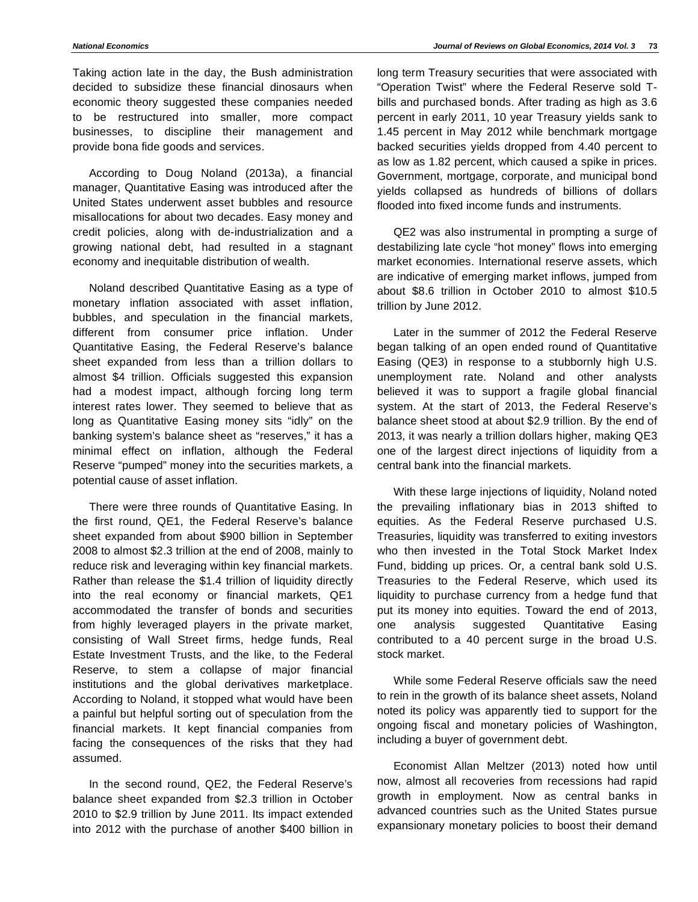Taking action late in the day, the Bush administration decided to subsidize these financial dinosaurs when economic theory suggested these companies needed to be restructured into smaller, more compact businesses, to discipline their management and provide bona fide goods and services.

According to Doug Noland (2013a), a financial manager, Quantitative Easing was introduced after the United States underwent asset bubbles and resource misallocations for about two decades. Easy money and credit policies, along with de-industrialization and a growing national debt, had resulted in a stagnant economy and inequitable distribution of wealth.

Noland described Quantitative Easing as a type of monetary inflation associated with asset inflation, bubbles, and speculation in the financial markets, different from consumer price inflation. Under Quantitative Easing, the Federal Reserve's balance sheet expanded from less than a trillion dollars to almost $4 trillion. Officials suggested this expansion had a modest impact, although forcing long term interest rates lower. They seemed to believe that as long as Quantitative Easing money sits "idly" on the banking system's balance sheet as "reserves," it has a minimal effect on inflation, although the Federal Reserve "pumped" money into the securities markets, a potential cause of asset inflation.

There were three rounds of Quantitative Easing. In the first round, QE1, the Federal Reserve's balance sheet expanded from about $900 billion in September 2008 to almost $2.3 trillion at the end of 2008, mainly to reduce risk and leveraging within key financial markets. Rather than release the $1.4 trillion of liquidity directly into the real economy or financial markets, QE1 accommodated the transfer of bonds and securities from highly leveraged players in the private market, consisting of Wall Street firms, hedge funds, Real Estate Investment Trusts, and the like, to the Federal Reserve, to stem a collapse of major financial institutions and the global derivatives marketplace. According to Noland, it stopped what would have been a painful but helpful sorting out of speculation from the financial markets. It kept financial companies from facing the consequences of the risks that they had assumed.

In the second round, QE2, the Federal Reserve's balance sheet expanded from $2.3 trillion in October 2010 to $2.9 trillion by June 2011. Its impact extended into 2012 with the purchase of another $400 billion in long term Treasury securities that were associated with "Operation Twist" where the Federal Reserve sold T-bills and purchased bonds. After trading as high as 3.6 percent in early 2011, 10 year Treasury yields sank to 1.45 percent in May 2012 while benchmark mortgage backed securities yields dropped from 4.40 percent to as low as 1.82 percent, which caused a spike in prices. Government, mortgage, corporate, and municipal bond yields collapsed as hundreds of billions of dollars flooded into fixed income funds and instruments.

QE2 was also instrumental in prompting a surge of destabilizing late cycle "hot money" flows into emerging market economies. International reserve assets, which are indicative of emerging market inflows, jumped from about $8.6 trillion in October 2010 to almost $10.5 trillion by June 2012.

Later in the summer of 2012 the Federal Reserve began talking of an open ended round of Quantitative Easing (QE3) in response to a stubbornly high U.S. unemployment rate. Noland and other analysts believed it was to support a fragile global financial system. At the start of 2013, the Federal Reserve's balance sheet stood at about $2.9 trillion. By the end of 2013, it was nearly a trillion dollars higher, making QE3 one of the largest direct injections of liquidity from a central bank into the financial markets.

With these large injections of liquidity, Noland noted the prevailing inflationary bias in 2013 shifted to equities. As the Federal Reserve purchased U.S. Treasuries, liquidity was transferred to exiting investors who then invested in the Total Stock Market Index Fund, bidding up prices. Or, a central bank sold U.S. Treasuries to the Federal Reserve, which used its liquidity to purchase currency from a hedge fund that put its money into equities. Toward the end of 2013, one analysis suggested Quantitative Easing contributed to a 40 percent surge in the broad U.S. stock market.

While some Federal Reserve officials saw the need to rein in the growth of its balance sheet assets, Noland noted its policy was apparently tied to support for the ongoing fiscal and monetary policies of Washington, including a buyer of government debt.

Economist Allan Meltzer (2013) noted how until now, almost all recoveries from recessions had rapid growth in employment. Now as central banks in advanced countries such as the United States pursue expansionary monetary policies to boost their demand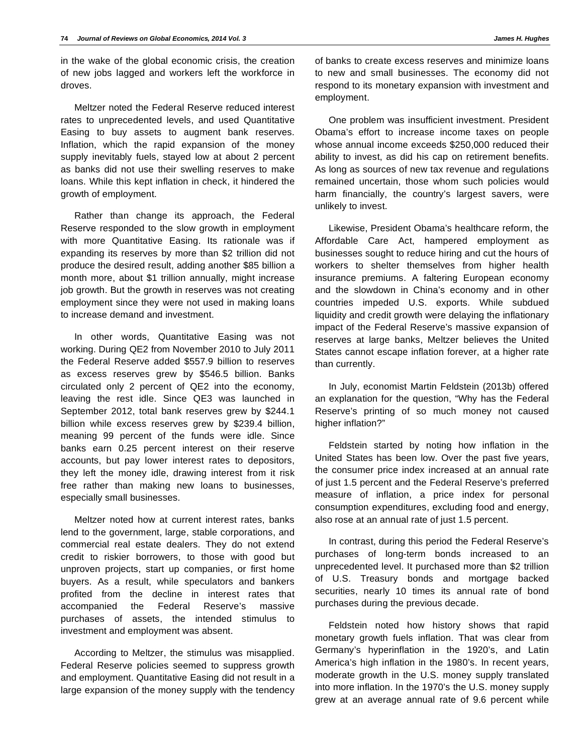in the wake of the global economic crisis, the creation of new jobs lagged and workers left the workforce in droves.

Meltzer noted the Federal Reserve reduced interest rates to unprecedented levels, and used Quantitative Easing to buy assets to augment bank reserves. Inflation, which the rapid expansion of the money supply inevitably fuels, stayed low at about 2 percent as banks did not use their swelling reserves to make loans. While this kept inflation in check, it hindered the growth of employment.

Rather than change its approach, the Federal Reserve responded to the slow growth in employment with more Quantitative Easing. Its rationale was if expanding its reserves by more than $2 trillion did not produce the desired result, adding another $85 billion a month more, about $1 trillion annually, might increase job growth. But the growth in reserves was not creating employment since they were not used in making loans to increase demand and investment.

In other words, Quantitative Easing was not working. During QE2 from November 2010 to July 2011 the Federal Reserve added $557.9 billion to reserves as excess reserves grew by $546.5 billion. Banks circulated only 2 percent of QE2 into the economy, leaving the rest idle. Since QE3 was launched in September 2012, total bank reserves grew by $244.1 billion while excess reserves grew by $239.4 billion, meaning 99 percent of the funds were idle. Since banks earn 0.25 percent interest on their reserve accounts, but pay lower interest rates to depositors, they left the money idle, drawing interest from it risk free rather than making new loans to businesses, especially small businesses.

Meltzer noted how at current interest rates, banks lend to the government, large, stable corporations, and commercial real estate dealers. They do not extend credit to riskier borrowers, to those with good but unproven projects, start up companies, or first home buyers. As a result, while speculators and bankers profited from the decline in interest rates that accompanied the Federal Reserve's massive purchases of assets, the intended stimulus to investment and employment was absent.

According to Meltzer, the stimulus was misapplied. Federal Reserve policies seemed to suppress growth and employment. Quantitative Easing did not result in a large expansion of the money supply with the tendency of banks to create excess reserves and minimize loans to new and small businesses. The economy did not respond to its monetary expansion with investment and employment.

One problem was insufficient investment. President Obama's effort to increase income taxes on people whose annual income exceeds $250,000 reduced their ability to invest, as did his cap on retirement benefits. As long as sources of new tax revenue and regulations remained uncertain, those whom such policies would harm financially, the country's largest savers, were unlikely to invest.

Likewise, President Obama's healthcare reform, the Affordable Care Act, hampered employment as businesses sought to reduce hiring and cut the hours of workers to shelter themselves from higher health insurance premiums. A faltering European economy and the slowdown in China's economy and in other countries impeded U.S. exports. While subdued liquidity and credit growth were delaying the inflationary impact of the Federal Reserve's massive expansion of reserves at large banks, Meltzer believes the United States cannot escape inflation forever, at a higher rate than currently.

In July, economist Martin Feldstein (2013b) offered an explanation for the question, "Why has the Federal Reserve's printing of so much money not caused higher inflation?"

Feldstein started by noting how inflation in the United States has been low. Over the past five years, the consumer price index increased at an annual rate of just 1.5 percent and the Federal Reserve's preferred measure of inflation, a price index for personal consumption expenditures, excluding food and energy, also rose at an annual rate of just 1.5 percent.

In contrast, during this period the Federal Reserve's purchases of long-term bonds increased to an unprecedented level. It purchased more than $2 trillion of U.S. Treasury bonds and mortgage backed securities, nearly 10 times its annual rate of bond purchases during the previous decade.

Feldstein noted how history shows that rapid monetary growth fuels inflation. That was clear from Germany's hyperinflation in the 1920's, and Latin America's high inflation in the 1980's. In recent years, moderate growth in the U.S. money supply translated into more inflation. In the 1970's the U.S. money supply grew at an average annual rate of 9.6 percent while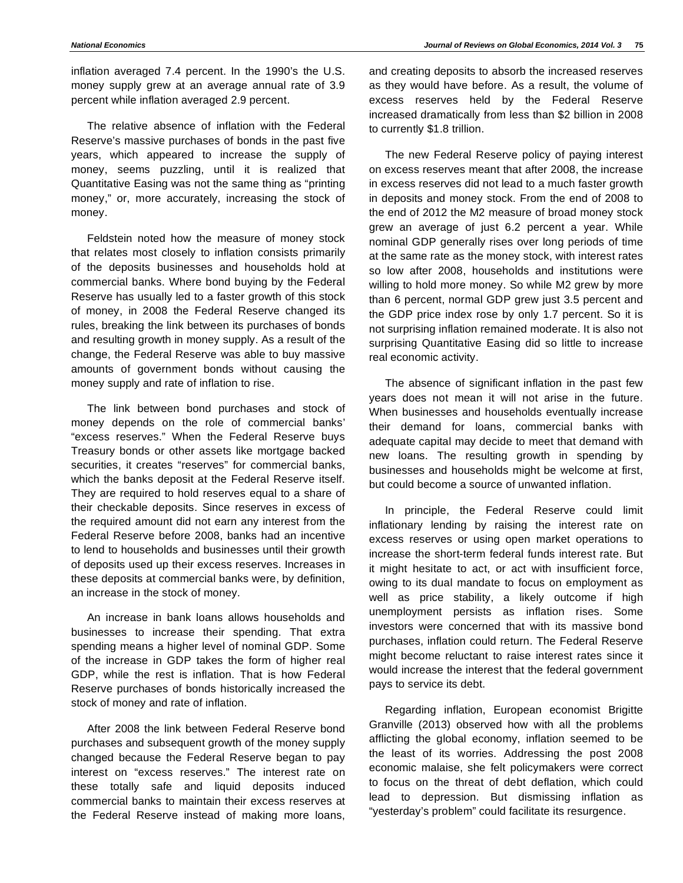inflation averaged 7.4 percent. In the 1990's the U.S. money supply grew at an average annual rate of 3.9 percent while inflation averaged 2.9 percent.

The relative absence of inflation with the Federal Reserve's massive purchases of bonds in the past five years, which appeared to increase the supply of money, seems puzzling, until it is realized that Quantitative Easing was not the same thing as "printing money," or, more accurately, increasing the stock of money.

Feldstein noted how the measure of money stock that relates most closely to inflation consists primarily of the deposits businesses and households hold at commercial banks. Where bond buying by the Federal Reserve has usually led to a faster growth of this stock of money, in 2008 the Federal Reserve changed its rules, breaking the link between its purchases of bonds and resulting growth in money supply. As a result of the change, the Federal Reserve was able to buy massive amounts of government bonds without causing the money supply and rate of inflation to rise.

The link between bond purchases and stock of money depends on the role of commercial banks' "excess reserves." When the Federal Reserve buys Treasury bonds or other assets like mortgage backed securities, it creates "reserves" for commercial banks, which the banks deposit at the Federal Reserve itself. They are required to hold reserves equal to a share of their checkable deposits. Since reserves in excess of the required amount did not earn any interest from the Federal Reserve before 2008, banks had an incentive to lend to households and businesses until their growth of deposits used up their excess reserves. Increases in these deposits at commercial banks were, by definition, an increase in the stock of money.

An increase in bank loans allows households and businesses to increase their spending. That extra spending means a higher level of nominal GDP. Some of the increase in GDP takes the form of higher real GDP, while the rest is inflation. That is how Federal Reserve purchases of bonds historically increased the stock of money and rate of inflation.

After 2008 the link between Federal Reserve bond purchases and subsequent growth of the money supply changed because the Federal Reserve began to pay interest on "excess reserves." The interest rate on these totally safe and liquid deposits induced commercial banks to maintain their excess reserves at the Federal Reserve instead of making more loans, and creating deposits to absorb the increased reserves as they would have before. As a result, the volume of excess reserves held by the Federal Reserve increased dramatically from less than $2 billion in 2008 to currently $1.8 trillion.

The new Federal Reserve policy of paying interest on excess reserves meant that after 2008, the increase in excess reserves did not lead to a much faster growth in deposits and money stock. From the end of 2008 to the end of 2012 the M2 measure of broad money stock grew an average of just 6.2 percent a year. While nominal GDP generally rises over long periods of time at the same rate as the money stock, with interest rates so low after 2008, households and institutions were willing to hold more money. So while M2 grew by more than 6 percent, normal GDP grew just 3.5 percent and the GDP price index rose by only 1.7 percent. So it is not surprising inflation remained moderate. It is also not surprising Quantitative Easing did so little to increase real economic activity.

The absence of significant inflation in the past few years does not mean it will not arise in the future. When businesses and households eventually increase their demand for loans, commercial banks with adequate capital may decide to meet that demand with new loans. The resulting growth in spending by businesses and households might be welcome at first, but could become a source of unwanted inflation.

In principle, the Federal Reserve could limit inflationary lending by raising the interest rate on excess reserves or using open market operations to increase the short-term federal funds interest rate. But it might hesitate to act, or act with insufficient force, owing to its dual mandate to focus on employment as well as price stability, a likely outcome if high unemployment persists as inflation rises. Some investors were concerned that with its massive bond purchases, inflation could return. The Federal Reserve might become reluctant to raise interest rates since it would increase the interest that the federal government pays to service its debt.

Regarding inflation, European economist Brigitte Granville (2013) observed how with all the problems afflicting the global economy, inflation seemed to be the least of its worries. Addressing the post 2008 economic malaise, she felt policymakers were correct to focus on the threat of debt deflation, which could lead to depression. But dismissing inflation as "yesterday's problem" could facilitate its resurgence.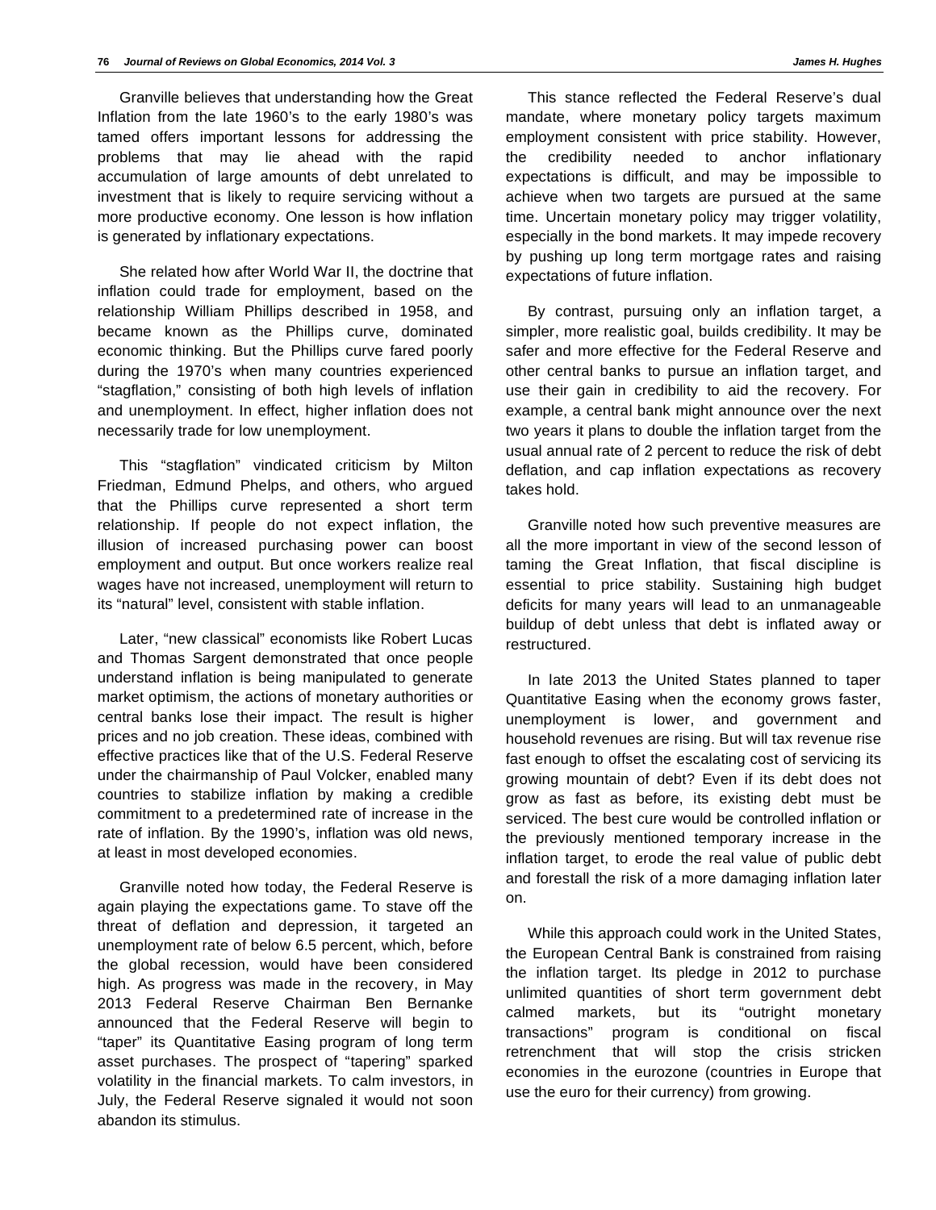Granville believes that understanding how the Great Inflation from the late 1960's to the early 1980's was tamed offers important lessons for addressing the problems that may lie ahead with the rapid accumulation of large amounts of debt unrelated to investment that is likely to require servicing without a more productive economy. One lesson is how inflation is generated by inflationary expectations.

She related how after World War II, the doctrine that inflation could trade for employment, based on the relationship William Phillips described in 1958, and became known as the Phillips curve, dominated economic thinking. But the Phillips curve fared poorly during the 1970's when many countries experienced "stagflation," consisting of both high levels of inflation and unemployment. In effect, higher inflation does not necessarily trade for low unemployment.

This "stagflation" vindicated criticism by Milton Friedman, Edmund Phelps, and others, who argued that the Phillips curve represented a short term relationship. If people do not expect inflation, the illusion of increased purchasing power can boost employment and output. But once workers realize real wages have not increased, unemployment will return to its "natural" level, consistent with stable inflation.

Later, "new classical" economists like Robert Lucas and Thomas Sargent demonstrated that once people understand inflation is being manipulated to generate market optimism, the actions of monetary authorities or central banks lose their impact. The result is higher prices and no job creation. These ideas, combined with effective practices like that of the U.S. Federal Reserve under the chairmanship of Paul Volcker, enabled many countries to stabilize inflation by making a credible commitment to a predetermined rate of increase in the rate of inflation. By the 1990's, inflation was old news, at least in most developed economies.

Granville noted how today, the Federal Reserve is again playing the expectations game. To stave off the threat of deflation and depression, it targeted an unemployment rate of below 6.5 percent, which, before the global recession, would have been considered high. As progress was made in the recovery, in May 2013 Federal Reserve Chairman Ben Bernanke announced that the Federal Reserve will begin to "taper" its Quantitative Easing program of long term asset purchases. The prospect of "tapering" sparked volatility in the financial markets. To calm investors, in July, the Federal Reserve signaled it would not soon abandon its stimulus.

This stance reflected the Federal Reserve's dual mandate, where monetary policy targets maximum employment consistent with price stability. However, the credibility needed to anchor inflationary expectations is difficult, and may be impossible to achieve when two targets are pursued at the same time. Uncertain monetary policy may trigger volatility, especially in the bond markets. It may impede recovery by pushing up long term mortgage rates and raising expectations of future inflation.

By contrast, pursuing only an inflation target, a simpler, more realistic goal, builds credibility. It may be safer and more effective for the Federal Reserve and other central banks to pursue an inflation target, and use their gain in credibility to aid the recovery. For example, a central bank might announce over the next two years it plans to double the inflation target from the usual annual rate of 2 percent to reduce the risk of debt deflation, and cap inflation expectations as recovery takes hold.

Granville noted how such preventive measures are all the more important in view of the second lesson of taming the Great Inflation, that fiscal discipline is essential to price stability. Sustaining high budget deficits for many years will lead to an unmanageable buildup of debt unless that debt is inflated away or restructured.

In late 2013 the United States planned to taper Quantitative Easing when the economy grows faster, unemployment is lower, and government and household revenues are rising. But will tax revenue rise fast enough to offset the escalating cost of servicing its growing mountain of debt? Even if its debt does not grow as fast as before, its existing debt must be serviced. The best cure would be controlled inflation or the previously mentioned temporary increase in the inflation target, to erode the real value of public debt and forestall the risk of a more damaging inflation later on.

While this approach could work in the United States, the European Central Bank is constrained from raising the inflation target. Its pledge in 2012 to purchase unlimited quantities of short term government debt calmed markets, but its "outright monetary transactions" program is conditional on fiscal retrenchment that will stop the crisis stricken economies in the eurozone (countries in Europe that use the euro for their currency) from growing.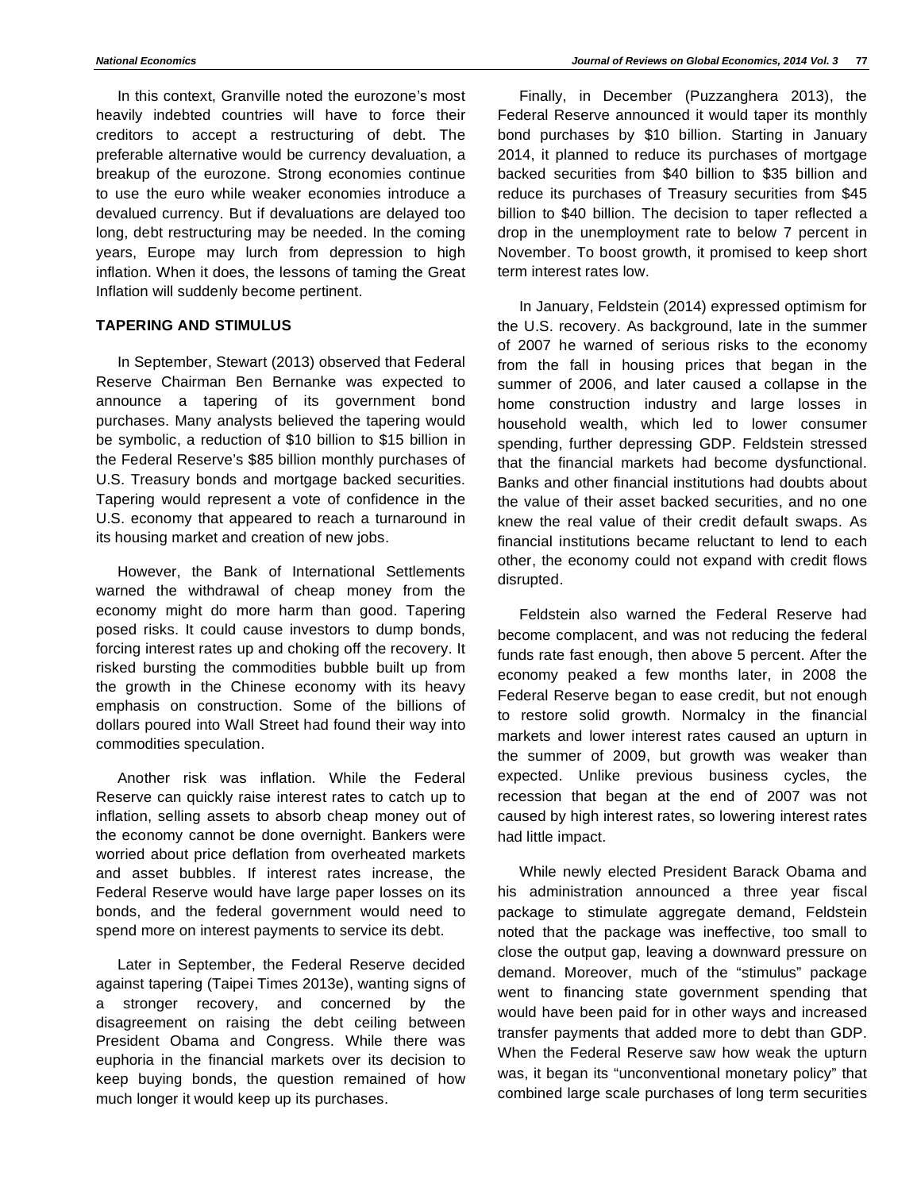In this context, Granville noted the eurozone's most heavily indebted countries will have to force their creditors to accept a restructuring of debt. The preferable alternative would be currency devaluation, a breakup of the eurozone. Strong economies continue to use the euro while weaker economies introduce a devalued currency. But if devaluations are delayed too long, debt restructuring may be needed. In the coming years, Europe may lurch from depression to high inflation. When it does, the lessons of taming the Great Inflation will suddenly become pertinent.

## TAPERING AND STIMULUS

In September, Stewart (2013) observed that Federal Reserve Chairman Ben Bernanke was expected to announce a tapering of its government bond purchases. Many analysts believed the tapering would be symbolic, a reduction of $10 billion to $15 billion in the Federal Reserve's $85 billion monthly purchases of U.S. Treasury bonds and mortgage backed securities. Tapering would represent a vote of confidence in the U.S. economy that appeared to reach a turnaround in its housing market and creation of new jobs.

However, the Bank of International Settlements warned the withdrawal of cheap money from the economy might do more harm than good. Tapering posed risks. It could cause investors to dump bonds, forcing interest rates up and choking off the recovery. It risked bursting the commodities bubble built up from the growth in the Chinese economy with its heavy emphasis on construction. Some of the billions of dollars poured into Wall Street had found their way into commodities speculation.

Another risk was inflation. While the Federal Reserve can quickly raise interest rates to catch up to inflation, selling assets to absorb cheap money out of the economy cannot be done overnight. Bankers were worried about price deflation from overheated markets and asset bubbles. If interest rates increase, the Federal Reserve would have large paper losses on its bonds, and the federal government would need to spend more on interest payments to service its debt.

Later in September, the Federal Reserve decided against tapering (Taipei Times 2013e), wanting signs of a stronger recovery, and concerned by the disagreement on raising the debt ceiling between President Obama and Congress. While there was euphoria in the financial markets over its decision to keep buying bonds, the question remained of how much longer it would keep up its purchases.

Finally, in December (Puzzanghera 2013), the Federal Reserve announced it would taper its monthly bond purchases by $10 billion. Starting in January 2014, it planned to reduce its purchases of mortgage backed securities from $40 billion to $35 billion and reduce its purchases of Treasury securities from $45 billion to $40 billion. The decision to taper reflected a drop in the unemployment rate to below 7 percent in November. To boost growth, it promised to keep short term interest rates low.

In January, Feldstein (2014) expressed optimism for the U.S. recovery. As background, late in the summer of 2007 he warned of serious risks to the economy from the fall in housing prices that began in the summer of 2006, and later caused a collapse in the home construction industry and large losses in household wealth, which led to lower consumer spending, further depressing GDP. Feldstein stressed that the financial markets had become dysfunctional. Banks and other financial institutions had doubts about the value of their asset backed securities, and no one knew the real value of their credit default swaps. As financial institutions became reluctant to lend to each other, the economy could not expand with credit flows disrupted.

Feldstein also warned the Federal Reserve had become complacent, and was not reducing the federal funds rate fast enough, then above 5 percent. After the economy peaked a few months later, in 2008 the Federal Reserve began to ease credit, but not enough to restore solid growth. Normalcy in the financial markets and lower interest rates caused an upturn in the summer of 2009, but growth was weaker than expected. Unlike previous business cycles, the recession that began at the end of 2007 was not caused by high interest rates, so lowering interest rates had little impact.

While newly elected President Barack Obama and his administration announced a three year fiscal package to stimulate aggregate demand, Feldstein noted that the package was ineffective, too small to close the output gap, leaving a downward pressure on demand. Moreover, much of the "stimulus" package went to financing state government spending that would have been paid for in other ways and increased transfer payments that added more to debt than GDP. When the Federal Reserve saw how weak the upturn was, it began its "unconventional monetary policy" that combined large scale purchases of long term securities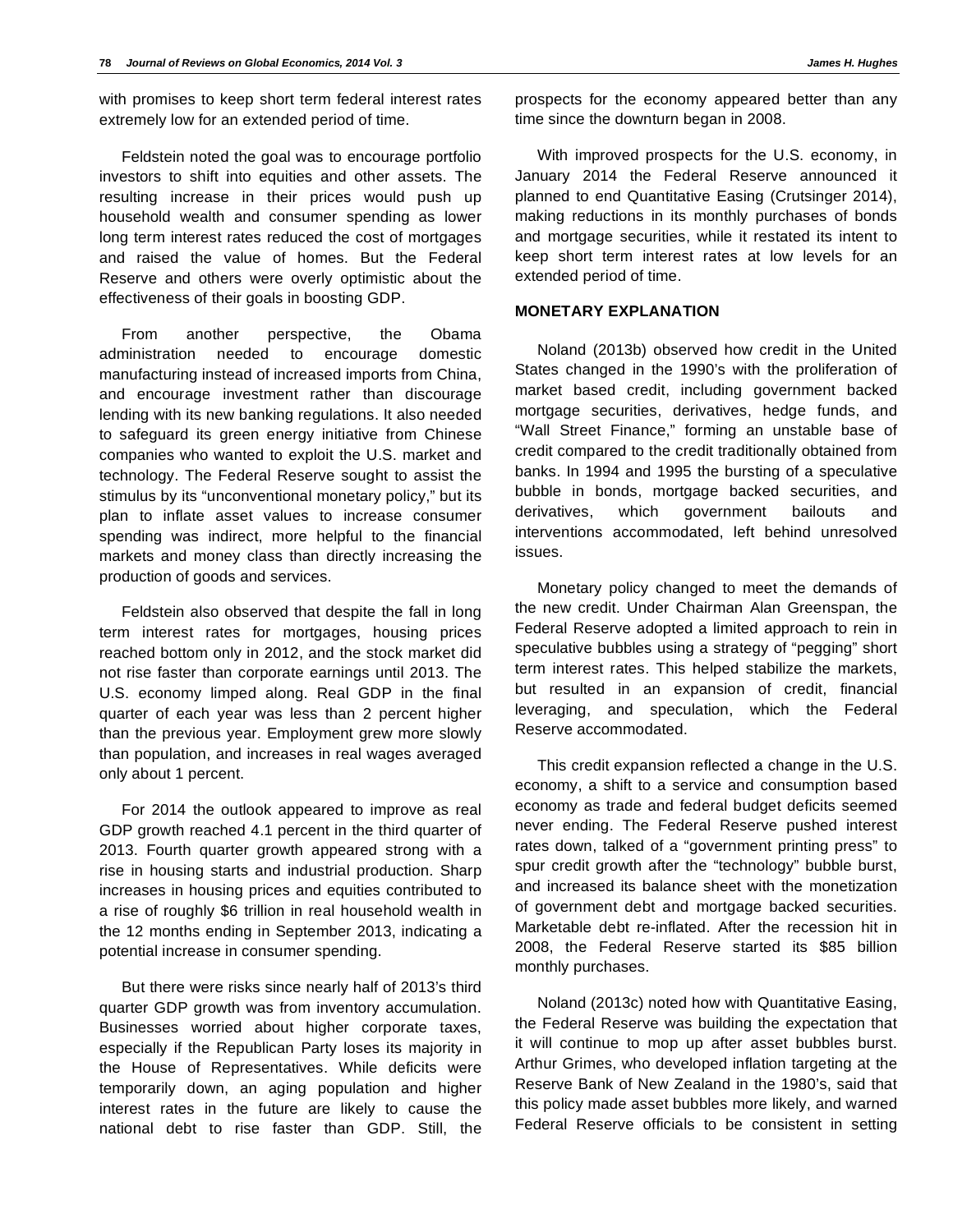with promises to keep short term federal interest rates extremely low for an extended period of time.

Feldstein noted the goal was to encourage portfolio investors to shift into equities and other assets. The resulting increase in their prices would push up household wealth and consumer spending as lower long term interest rates reduced the cost of mortgages and raised the value of homes. But the Federal Reserve and others were overly optimistic about the effectiveness of their goals in boosting GDP.

From another perspective, the Obama administration needed to encourage domestic manufacturing instead of increased imports from China, and encourage investment rather than discourage lending with its new banking regulations. It also needed to safeguard its green energy initiative from Chinese companies who wanted to exploit the U.S. market and technology. The Federal Reserve sought to assist the stimulus by its "unconventional monetary policy," but its plan to inflate asset values to increase consumer spending was indirect, more helpful to the financial markets and money class than directly increasing the production of goods and services.

Feldstein also observed that despite the fall in long term interest rates for mortgages, housing prices reached bottom only in 2012, and the stock market did not rise faster than corporate earnings until 2013. The U.S. economy limped along. Real GDP in the final quarter of each year was less than 2 percent higher than the previous year. Employment grew more slowly than population, and increases in real wages averaged only about 1 percent.

For 2014 the outlook appeared to improve as real GDP growth reached 4.1 percent in the third quarter of 2013. Fourth quarter growth appeared strong with a rise in housing starts and industrial production. Sharp increases in housing prices and equities contributed to a rise of roughly $6 trillion in real household wealth in the 12 months ending in September 2013, indicating a potential increase in consumer spending.

But there were risks since nearly half of 2013's third quarter GDP growth was from inventory accumulation. Businesses worried about higher corporate taxes, especially if the Republican Party loses its majority in the House of Representatives. While deficits were temporarily down, an aging population and higher interest rates in the future are likely to cause the national debt to rise faster than GDP. Still, the prospects for the economy appeared better than any time since the downturn began in 2008.

With improved prospects for the U.S. economy, in January 2014 the Federal Reserve announced it planned to end Quantitative Easing (Crutsinger 2014), making reductions in its monthly purchases of bonds and mortgage securities, while it restated its intent to keep short term interest rates at low levels for an extended period of time.

## MONETARY EXPLANATION

Noland (2013b) observed how credit in the United States changed in the 1990's with the proliferation of market based credit, including government backed mortgage securities, derivatives, hedge funds, and "Wall Street Finance," forming an unstable base of credit compared to the credit traditionally obtained from banks. In 1994 and 1995 the bursting of a speculative bubble in bonds, mortgage backed securities, and derivatives, which government bailouts and interventions accommodated, left behind unresolved issues.

Monetary policy changed to meet the demands of the new credit. Under Chairman Alan Greenspan, the Federal Reserve adopted a limited approach to rein in speculative bubbles using a strategy of "pegging" short term interest rates. This helped stabilize the markets, but resulted in an expansion of credit, financial leveraging, and speculation, which the Federal Reserve accommodated.

This credit expansion reflected a change in the U.S. economy, a shift to a service and consumption based economy as trade and federal budget deficits seemed never ending. The Federal Reserve pushed interest rates down, talked of a "government printing press" to spur credit growth after the "technology" bubble burst, and increased its balance sheet with the monetization of government debt and mortgage backed securities. Marketable debt re-inflated. After the recession hit in 2008, the Federal Reserve started its $85 billion monthly purchases.

Noland (2013c) noted how with Quantitative Easing, the Federal Reserve was building the expectation that it will continue to mop up after asset bubbles burst. Arthur Grimes, who developed inflation targeting at the Reserve Bank of New Zealand in the 1980's, said that this policy made asset bubbles more likely, and warned Federal Reserve officials to be consistent in setting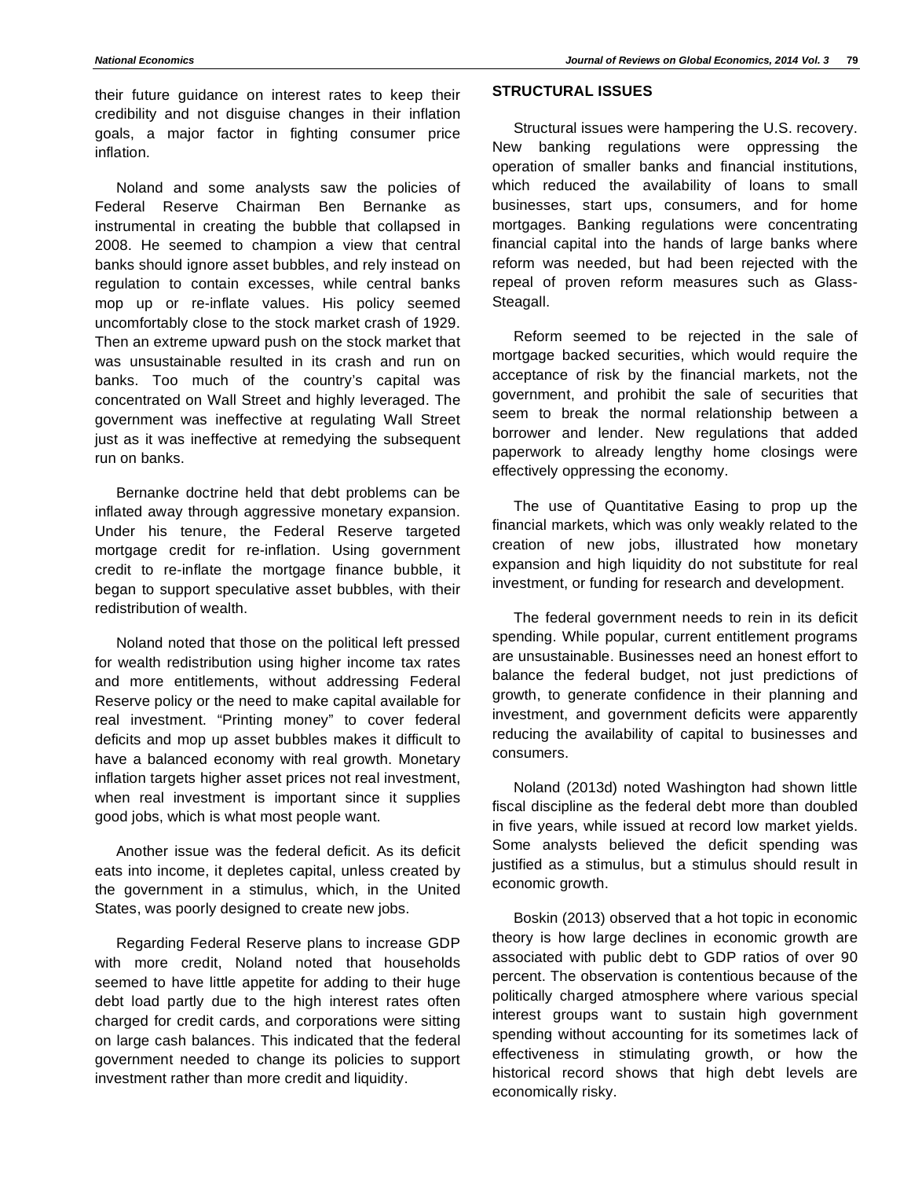their future guidance on interest rates to keep their credibility and not disguise changes in their inflation goals, a major factor in fighting consumer price inflation.

Noland and some analysts saw the policies of Federal Reserve Chairman Ben Bernanke as instrumental in creating the bubble that collapsed in 2008. He seemed to champion a view that central banks should ignore asset bubbles, and rely instead on regulation to contain excesses, while central banks mop up or re-inflate values. His policy seemed uncomfortably close to the stock market crash of 1929. Then an extreme upward push on the stock market that was unsustainable resulted in its crash and run on banks. Too much of the country's capital was concentrated on Wall Street and highly leveraged. The government was ineffective at regulating Wall Street just as it was ineffective at remedying the subsequent run on banks.

Bernanke doctrine held that debt problems can be inflated away through aggressive monetary expansion. Under his tenure, the Federal Reserve targeted mortgage credit for re-inflation. Using government credit to re-inflate the mortgage finance bubble, it began to support speculative asset bubbles, with their redistribution of wealth.

Noland noted that those on the political left pressed for wealth redistribution using higher income tax rates and more entitlements, without addressing Federal Reserve policy or the need to make capital available for real investment. "Printing money" to cover federal deficits and mop up asset bubbles makes it difficult to have a balanced economy with real growth. Monetary inflation targets higher asset prices not real investment, when real investment is important since it supplies good jobs, which is what most people want.

Another issue was the federal deficit. As its deficit eats into income, it depletes capital, unless created by the government in a stimulus, which, in the United States, was poorly designed to create new jobs.

Regarding Federal Reserve plans to increase GDP with more credit, Noland noted that households seemed to have little appetite for adding to their huge debt load partly due to the high interest rates often charged for credit cards, and corporations were sitting on large cash balances. This indicated that the federal government needed to change its policies to support investment rather than more credit and liquidity.

## STRUCTURAL ISSUES

Structural issues were hampering the U.S. recovery. New banking regulations were oppressing the operation of smaller banks and financial institutions, which reduced the availability of loans to small businesses, start ups, consumers, and for home mortgages. Banking regulations were concentrating financial capital into the hands of large banks where reform was needed, but had been rejected with the repeal of proven reform measures such as Glass-Steagall.

Reform seemed to be rejected in the sale of mortgage backed securities, which would require the acceptance of risk by the financial markets, not the government, and prohibit the sale of securities that seem to break the normal relationship between a borrower and lender. New regulations that added paperwork to already lengthy home closings were effectively oppressing the economy.

The use of Quantitative Easing to prop up the financial markets, which was only weakly related to the creation of new jobs, illustrated how monetary expansion and high liquidity do not substitute for real investment, or funding for research and development.

The federal government needs to rein in its deficit spending. While popular, current entitlement programs are unsustainable. Businesses need an honest effort to balance the federal budget, not just predictions of growth, to generate confidence in their planning and investment, and government deficits were apparently reducing the availability of capital to businesses and consumers.

Noland (2013d) noted Washington had shown little fiscal discipline as the federal debt more than doubled in five years, while issued at record low market yields. Some analysts believed the deficit spending was justified as a stimulus, but a stimulus should result in economic growth.

Boskin (2013) observed that a hot topic in economic theory is how large declines in economic growth are associated with public debt to GDP ratios of over 90 percent. The observation is contentious because of the politically charged atmosphere where various special interest groups want to sustain high government spending without accounting for its sometimes lack of effectiveness in stimulating growth, or how the historical record shows that high debt levels are economically risky.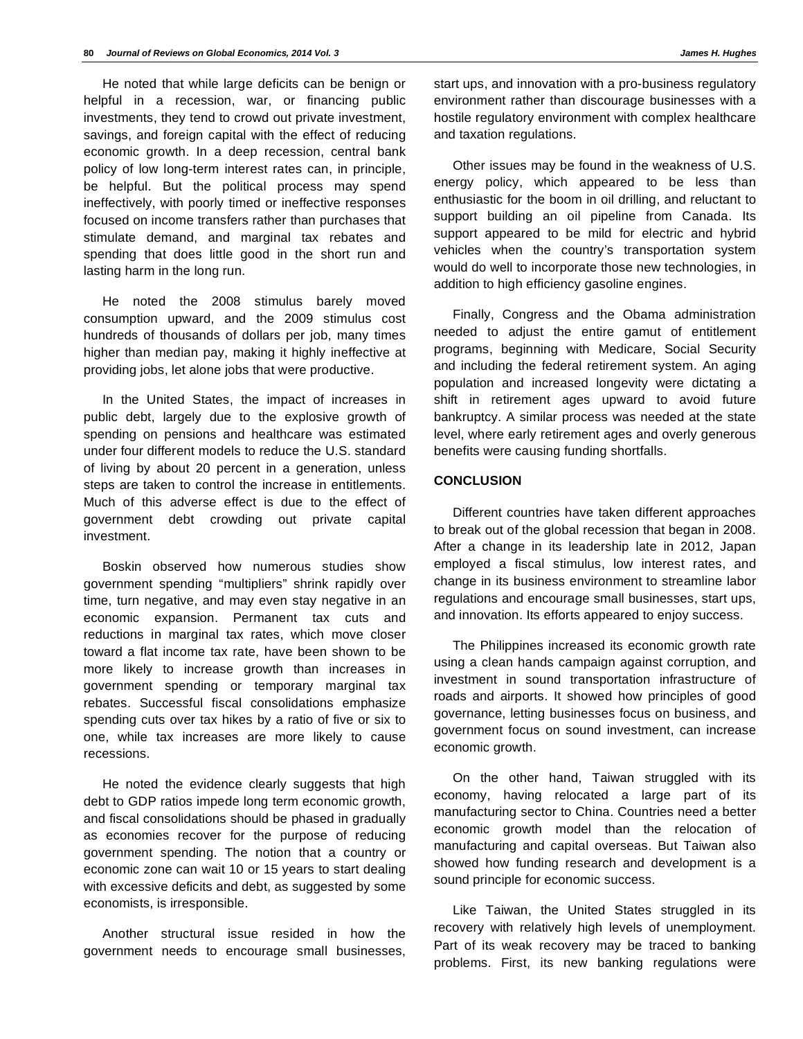He noted that while large deficits can be benign or helpful in a recession, war, or financing public investments, they tend to crowd out private investment, savings, and foreign capital with the effect of reducing economic growth. In a deep recession, central bank policy of low long-term interest rates can, in principle, be helpful. But the political process may spend ineffectively, with poorly timed or ineffective responses focused on income transfers rather than purchases that stimulate demand, and marginal tax rebates and spending that does little good in the short run and lasting harm in the long run.

He noted the 2008 stimulus barely moved consumption upward, and the 2009 stimulus cost hundreds of thousands of dollars per job, many times higher than median pay, making it highly ineffective at providing jobs, let alone jobs that were productive.

In the United States, the impact of increases in public debt, largely due to the explosive growth of spending on pensions and healthcare was estimated under four different models to reduce the U.S. standard of living by about 20 percent in a generation, unless steps are taken to control the increase in entitlements. Much of this adverse effect is due to the effect of government debt crowding out private capital investment.

Boskin observed how numerous studies show government spending "multipliers" shrink rapidly over time, turn negative, and may even stay negative in an economic expansion. Permanent tax cuts and reductions in marginal tax rates, which move closer toward a flat income tax rate, have been shown to be more likely to increase growth than increases in government spending or temporary marginal tax rebates. Successful fiscal consolidations emphasize spending cuts over tax hikes by a ratio of five or six to one, while tax increases are more likely to cause recessions.

He noted the evidence clearly suggests that high debt to GDP ratios impede long term economic growth, and fiscal consolidations should be phased in gradually as economies recover for the purpose of reducing government spending. The notion that a country or economic zone can wait 10 or 15 years to start dealing with excessive deficits and debt, as suggested by some economists, is irresponsible.

Another structural issue resided in how the government needs to encourage small businesses, start ups, and innovation with a pro-business regulatory environment rather than discourage businesses with a hostile regulatory environment with complex healthcare and taxation regulations.

Other issues may be found in the weakness of U.S. energy policy, which appeared to be less than enthusiastic for the boom in oil drilling, and reluctant to support building an oil pipeline from Canada. Its support appeared to be mild for electric and hybrid vehicles when the country's transportation system would do well to incorporate those new technologies, in addition to high efficiency gasoline engines.

Finally, Congress and the Obama administration needed to adjust the entire gamut of entitlement programs, beginning with Medicare, Social Security and including the federal retirement system. An aging population and increased longevity were dictating a shift in retirement ages upward to avoid future bankruptcy. A similar process was needed at the state level, where early retirement ages and overly generous benefits were causing funding shortfalls.

## CONCLUSION

Different countries have taken different approaches to break out of the global recession that began in 2008. After a change in its leadership late in 2012, Japan employed a fiscal stimulus, low interest rates, and change in its business environment to streamline labor regulations and encourage small businesses, start ups, and innovation. Its efforts appeared to enjoy success.

The Philippines increased its economic growth rate using a clean hands campaign against corruption, and investment in sound transportation infrastructure of roads and airports. It showed how principles of good governance, letting businesses focus on business, and government focus on sound investment, can increase economic growth.

On the other hand, Taiwan struggled with its economy, having relocated a large part of its manufacturing sector to China. Countries need a better economic growth model than the relocation of manufacturing and capital overseas. But Taiwan also showed how funding research and development is a sound principle for economic success.

Like Taiwan, the United States struggled in its recovery with relatively high levels of unemployment. Part of its weak recovery may be traced to banking problems. First, its new banking regulations were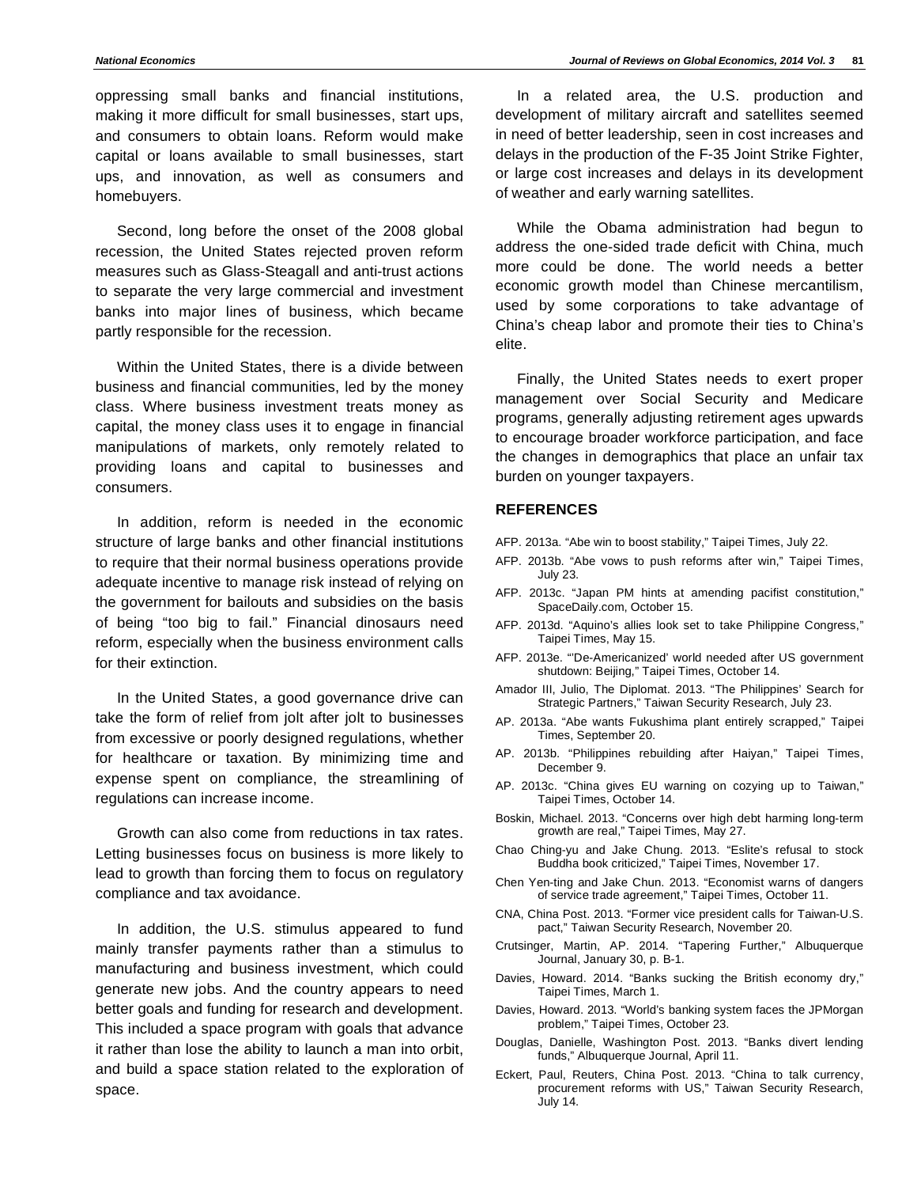oppressing small banks and financial institutions, making it more difficult for small businesses, start ups, and consumers to obtain loans. Reform would make capital or loans available to small businesses, start ups, and innovation, as well as consumers and homebuyers.

Second, long before the onset of the 2008 global recession, the United States rejected proven reform measures such as Glass-Steagall and anti-trust actions to separate the very large commercial and investment banks into major lines of business, which became partly responsible for the recession.

Within the United States, there is a divide between business and financial communities, led by the money class. Where business investment treats money as capital, the money class uses it to engage in financial manipulations of markets, only remotely related to providing loans and capital to businesses and consumers.

In addition, reform is needed in the economic structure of large banks and other financial institutions to require that their normal business operations provide adequate incentive to manage risk instead of relying on the government for bailouts and subsidies on the basis of being "too big to fail." Financial dinosaurs need reform, especially when the business environment calls for their extinction.

In the United States, a good governance drive can take the form of relief from jolt after jolt to businesses from excessive or poorly designed regulations, whether for healthcare or taxation. By minimizing time and expense spent on compliance, the streamlining of regulations can increase income.

Growth can also come from reductions in tax rates. Letting businesses focus on business is more likely to lead to growth than forcing them to focus on regulatory compliance and tax avoidance.

In addition, the U.S. stimulus appeared to fund mainly transfer payments rather than a stimulus to manufacturing and business investment, which could generate new jobs. And the country appears to need better goals and funding for research and development. This included a space program with goals that advance it rather than lose the ability to launch a man into orbit, and build a space station related to the exploration of space.

In a related area, the U.S. production and development of military aircraft and satellites seemed in need of better leadership, seen in cost increases and delays in the production of the F-35 Joint Strike Fighter, or large cost increases and delays in its development of weather and early warning satellites.

While the Obama administration had begun to address the one-sided trade deficit with China, much more could be done. The world needs a better economic growth model than Chinese mercantilism, used by some corporations to take advantage of China's cheap labor and promote their ties to China's elite.

Finally, the United States needs to exert proper management over Social Security and Medicare programs, generally adjusting retirement ages upwards to encourage broader workforce participation, and face the changes in demographics that place an unfair tax burden on younger taxpayers.

## REFERENCES

AFP. 2013a. "Abe win to boost stability," Taipei Times, July 22.

AFP. 2013b. "Abe vows to push reforms after win," Taipei Times, July 23.

AFP. 2013c. "Japan PM hints at amending pacifist constitution," SpaceDaily.com, October 15.

AFP. 2013d. "Aquino's allies look set to take Philippine Congress," Taipei Times, May 15.

AFP. 2013e. "'De-Americanized' world needed after US government shutdown: Beijing," Taipei Times, October 14.

Amador III, Julio, The Diplomat. 2013. "The Philippines' Search for Strategic Partners," Taiwan Security Research, July 23.

AP. 2013a. "Abe wants Fukushima plant entirely scrapped," Taipei Times, September 20.

AP. 2013b. "Philippines rebuilding after Haiyan," Taipei Times, December 9.

AP. 2013c. "China gives EU warning on cozying up to Taiwan," Taipei Times, October 14.

Boskin, Michael. 2013. "Concerns over high debt harming long-term growth are real," Taipei Times, May 27.

Chao Ching-yu and Jake Chung. 2013. "Eslite's refusal to stock Buddha book criticized," Taipei Times, November 17.

Chen Yen-ting and Jake Chun. 2013. "Economist warns of dangers of service trade agreement," Taipei Times, October 11.

CNA, China Post. 2013. "Former vice president calls for Taiwan-U.S. pact," Taiwan Security Research, November 20.

Crutsinger, Martin, AP. 2014. "Tapering Further," Albuquerque Journal, January 30, p. B-1.

Davies, Howard. 2014. "Banks sucking the British economy dry," Taipei Times, March 1.

Davies, Howard. 2013. "World's banking system faces the JPMorgan problem," Taipei Times, October 23.

Douglas, Danielle, Washington Post. 2013. "Banks divert lending funds," Albuquerque Journal, April 11.

Eckert, Paul, Reuters, China Post. 2013. "China to talk currency, procurement reforms with US," Taiwan Security Research, July 14.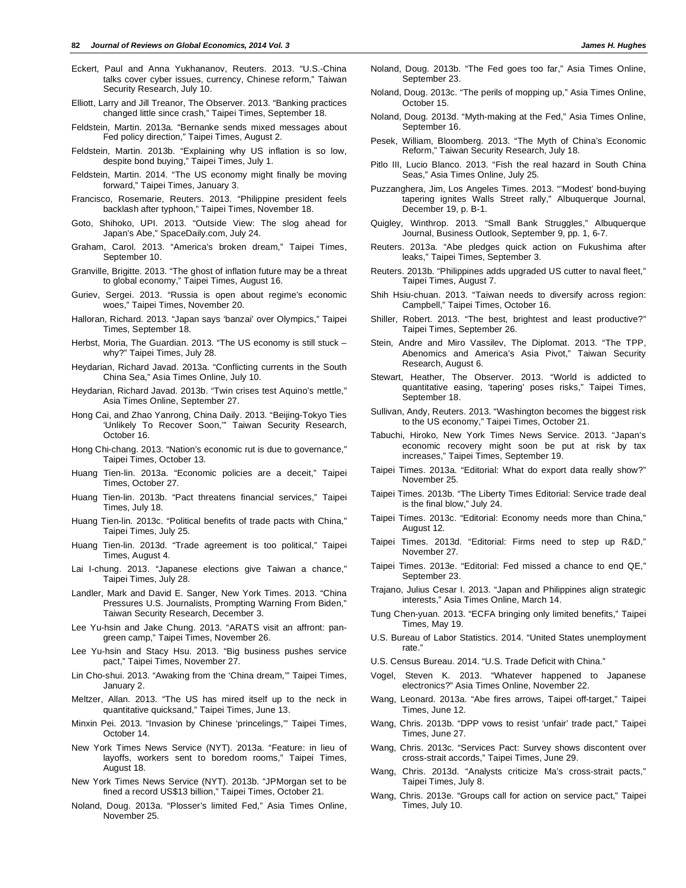Eckert, Paul and Anna Yukhananov, Reuters. 2013. "U.S.-China talks cover cyber issues, currency, Chinese reform," Taiwan Security Research, July 10.

Elliott, Larry and Jill Treanor, The Observer. 2013. "Banking practices changed little since crash," Taipei Times, September 18.

Feldstein, Martin. 2013a. "Bernanke sends mixed messages about Fed policy direction," Taipei Times, August 2.

Feldstein, Martin. 2013b. "Explaining why US inflation is so low, despite bond buying," Taipei Times, July 1.

Feldstein, Martin. 2014. "The US economy might finally be moving forward," Taipei Times, January 3.

Francisco, Rosemarie, Reuters. 2013. "Philippine president feels backlash after typhoon," Taipei Times, November 18.

Goto, Shihoko, UPI. 2013. "Outside View: The slog ahead for Japan's Abe," SpaceDaily.com, July 24.

Graham, Carol. 2013. "America's broken dream," Taipei Times, September 10.

Granville, Brigitte. 2013. "The ghost of inflation future may be a threat to global economy," Taipei Times, August 16.

Guriev, Sergei. 2013. "Russia is open about regime's economic woes," Taipei Times, November 20.

Halloran, Richard. 2013. "Japan says 'banzai' over Olympics," Taipei Times, September 18.

Herbst, Moria, The Guardian. 2013. "The US economy is still stuck – why?" Taipei Times, July 28.

Heydarian, Richard Javad. 2013a. "Conflicting currents in the South China Sea," Asia Times Online, July 10.

Heydarian, Richard Javad. 2013b. "Twin crises test Aquino's mettle," Asia Times Online, September 27.

Hong Cai, and Zhao Yanrong, China Daily. 2013. "Beijing-Tokyo Ties 'Unlikely To Recover Soon,'" Taiwan Security Research, October 16.

Hong Chi-chang. 2013. "Nation's economic rut is due to governance," Taipei Times, October 13.

Huang Tien-lin. 2013a. "Economic policies are a deceit," Taipei Times, October 27.

Huang Tien-lin. 2013b. "Pact threatens financial services," Taipei Times, July 18.

Huang Tien-lin. 2013c. "Political benefits of trade pacts with China," Taipei Times, July 25.

Huang Tien-lin. 2013d. "Trade agreement is too political," Taipei Times, August 4.

Lai I-chung. 2013. "Japanese elections give Taiwan a chance," Taipei Times, July 28.

Landler, Mark and David E. Sanger, New York Times. 2013. "China Pressures U.S. Journalists, Prompting Warning From Biden," Taiwan Security Research, December 3.

Lee Yu-hsin and Jake Chung. 2013. "ARATS visit an affront: pan-green camp," Taipei Times, November 26.

Lee Yu-hsin and Stacy Hsu. 2013. "Big business pushes service pact," Taipei Times, November 27.

Lin Cho-shui. 2013. "Awaking from the 'China dream,'" Taipei Times, January 2.

Meltzer, Allan. 2013. "The US has mired itself up to the neck in quantitative quicksand," Taipei Times, June 13.

Minxin Pei. 2013. "Invasion by Chinese 'princelings,'" Taipei Times, October 14.

New York Times News Service (NYT). 2013a. "Feature: in lieu of layoffs, workers sent to boredom rooms," Taipei Times, August 18.

New York Times News Service (NYT). 2013b. "JPMorgan set to be fined a record US$13 billion," Taipei Times, October 21.

Noland, Doug. 2013a. "Plosser's limited Fed," Asia Times Online, November 25.

Noland, Doug. 2013b. "The Fed goes too far," Asia Times Online, September 23.

Noland, Doug. 2013c. "The perils of mopping up," Asia Times Online, October 15.

Noland, Doug. 2013d. "Myth-making at the Fed," Asia Times Online, September 16.

Pesek, William, Bloomberg. 2013. "The Myth of China's Economic Reform," Taiwan Security Research, July 18.

Pitlo III, Lucio Blanco. 2013. "Fish the real hazard in South China Seas," Asia Times Online, July 25.

Puzzanghera, Jim, Los Angeles Times. 2013. "'Modest' bond-buying tapering ignites Walls Street rally," Albuquerque Journal, December 19, p. B-1.

Quigley, Winthrop. 2013. "Small Bank Struggles," Albuquerque Journal, Business Outlook, September 9, pp. 1, 6-7.

Reuters. 2013a. "Abe pledges quick action on Fukushima after leaks," Taipei Times, September 3.

Reuters. 2013b. "Philippines adds upgraded US cutter to naval fleet," Taipei Times, August 7.

Shih Hsiu-chuan. 2013. "Taiwan needs to diversify across region: Campbell," Taipei Times, October 16.

Shiller, Robert. 2013. "The best, brightest and least productive?" Taipei Times, September 26.

Stein, Andre and Miro Vassilev, The Diplomat. 2013. "The TPP, Abenomics and America's Asia Pivot," Taiwan Security Research, August 6.

Stewart, Heather, The Observer. 2013. "World is addicted to quantitative easing, 'tapering' poses risks," Taipei Times, September 18.

Sullivan, Andy, Reuters. 2013. "Washington becomes the biggest risk to the US economy," Taipei Times, October 21.

Tabuchi, Hiroko, New York Times News Service. 2013. "Japan's economic recovery might soon be put at risk by tax increases," Taipei Times, September 19.

Taipei Times. 2013a. "Editorial: What do export data really show?" November 25.

Taipei Times. 2013b. "The Liberty Times Editorial: Service trade deal is the final blow," July 24.

Taipei Times. 2013c. "Editorial: Economy needs more than China," August 12.

Taipei Times. 2013d. "Editorial: Firms need to step up R&D," November 27.

Taipei Times. 2013e. "Editorial: Fed missed a chance to end QE," September 23.

Trajano, Julius Cesar I. 2013. "Japan and Philippines align strategic interests," Asia Times Online, March 14.

Tung Chen-yuan. 2013. "ECFA bringing only limited benefits," Taipei Times, May 19.

U.S. Bureau of Labor Statistics. 2014. "United States unemployment rate."

U.S. Census Bureau. 2014. "U.S. Trade Deficit with China."

Vogel, Steven K. 2013. "Whatever happened to Japanese electronics?" Asia Times Online, November 22.

Wang, Leonard. 2013a. "Abe fires arrows, Taipei off-target," Taipei Times, June 12.

Wang, Chris. 2013b. "DPP vows to resist 'unfair' trade pact," Taipei Times, June 27.

Wang, Chris. 2013c. "Services Pact: Survey shows discontent over cross-strait accords," Taipei Times, June 29.

Wang, Chris. 2013d. "Analysts criticize Ma's cross-strait pacts," Taipei Times, July 8.

Wang, Chris. 2013e. "Groups call for action on service pact," Taipei Times, July 10.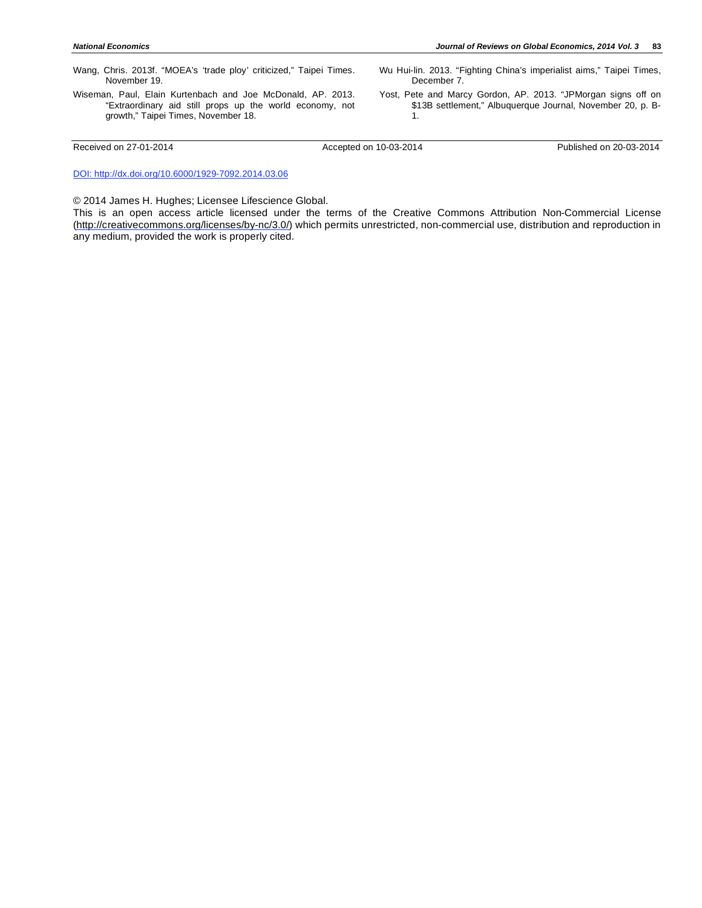Wang, Chris. 2013f. "MOEA's 'trade ploy' criticized," Taipei Times. November 19.

Wiseman, Paul, Elain Kurtenbach and Joe McDonald, AP. 2013. "Extraordinary aid still props up the world economy, not growth," Taipei Times, November 18.

Wu Hui-lin. 2013. "Fighting China's imperialist aims," Taipei Times, December 7.

Yost, Pete and Marcy Gordon, AP. 2013. "JPMorgan signs off on $13B settlement," Albuquerque Journal, November 20, p. B-1.

Received on 27-01-2014 Accepted on 10-03-2014 Published on 20-03-2014

DOI: http://dx.doi.org/10.6000/1929-7092.2014.03.06

© 2014 James H. Hughes; Licensee Lifescience Global.

This is an open access article licensed under the terms of the Creative Commons Attribution Non-Commercial License (http://creativecommons.org/licenses/by-nc/3.0/) which permits unrestricted, non-commercial use, distribution and reproduction in any medium, provided the work is properly cited.